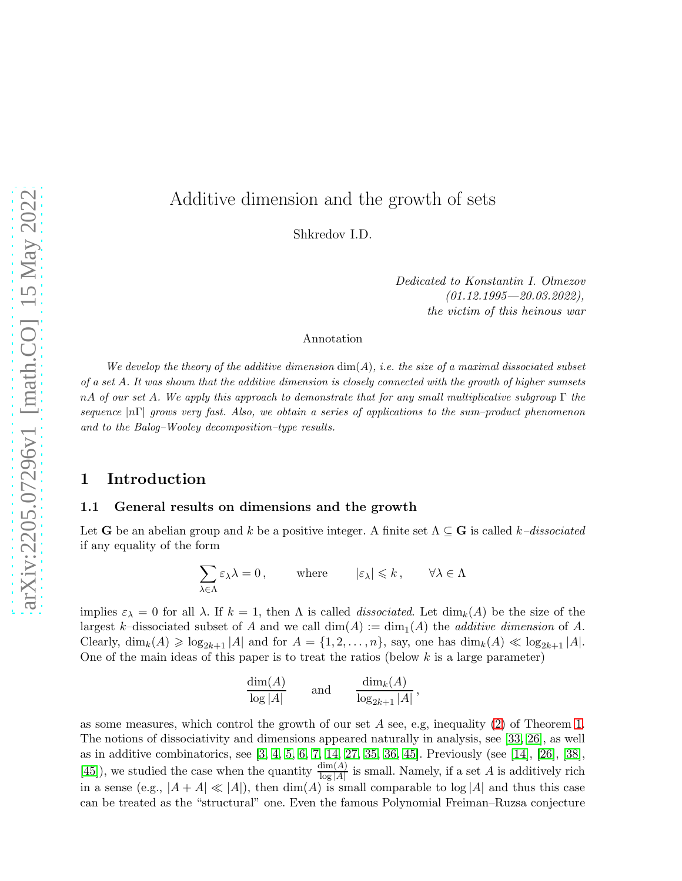# Additive dimension and the growth of sets

Shkredov I.D.

*Dedicated to Konstantin I. Olmezov*
*(01.12.1995—20.03.2022),*
*the victim of this heinous war*

Annotation

*We develop the theory of the additive dimension $\dim(A)$, i.e. the size of a maximal dissociated subset of a set $A$. It was shown that the additive dimension is closely connected with the growth of higher sumsets $nA$ of our set $A$. We apply this approach to demonstrate that for any small multiplicative subgroup $\Gamma$ the sequence $|n\Gamma|$ grows very fast. Also, we obtain a series of applications to the sum–product phenomenon and to the Balog–Wooley decomposition–type results.*

## 1 Introduction

### 1.1 General results on dimensions and the growth

Let $\mathbf{G}$ be an abelian group and $k$ be a positive integer. A finite set $\Lambda \subseteq \mathbf{G}$ is called *$k$–dissociated* if any equality of the form

$$\sum_{\lambda \in \Lambda} \varepsilon_\lambda \lambda = 0\,, \qquad \text{where} \qquad |\varepsilon_\lambda| \leqslant k\,, \qquad \forall \lambda \in \Lambda$$

implies $\varepsilon_\lambda = 0$ for all $\lambda$. If $k = 1$, then $\Lambda$ is called *dissociated*. Let $\dim_k(A)$ be the size of the largest $k$–dissociated subset of $A$ and we call $\dim(A) := \dim_1(A)$ the *additive dimension* of $A$. Clearly, $\dim_k(A) \geqslant \log_{2k+1} |A|$ and for $A = \{1, 2, \dots, n\}$, say, one has $\dim_k(A) \ll \log_{2k+1} |A|$. One of the main ideas of this paper is to treat the ratios (below $k$ is a large parameter)

$$\frac{\dim(A)}{\log |A|} \qquad \text{and} \qquad \frac{\dim_k(A)}{\log_{2k+1} |A|}\,,$$

as some measures, which control the growth of our set $A$ see, e.g, inequality (2) of Theorem 1. The notions of dissociativity and dimensions appeared naturally in analysis, see [33, 26], as well as in additive combinatorics, see [3, 4, 5, 6, 7, 14, 27, 35, 36, 45]. Previously (see [14], [26], [38], [45]), we studied the case when the quantity $\frac{\dim(A)}{\log |A|}$ is small. Namely, if a set $A$ is additively rich in a sense (e.g., $|A + A| \ll |A|$), then $\dim(A)$ is small comparable to $\log |A|$ and thus this case can be treated as the "structural" one. Even the famous Polynomial Freiman–Ruzsa conjecture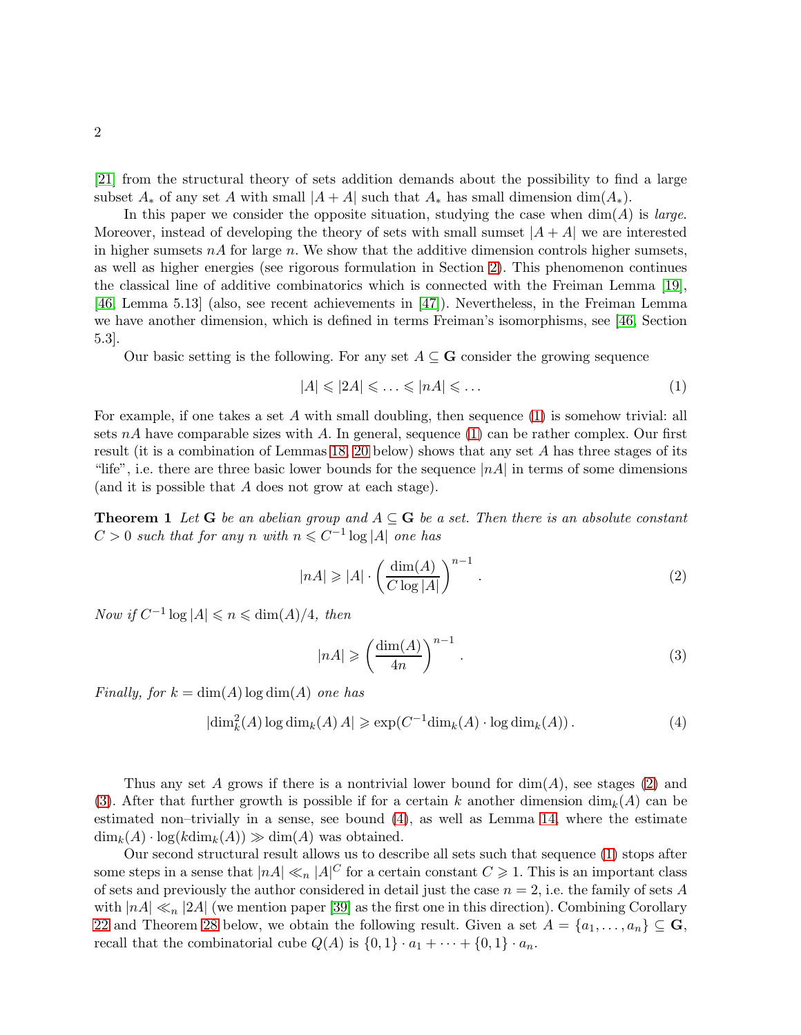[21] from the structural theory of sets addition demands about the possibility to find a large subset $A_*$ of any set $A$ with small $|A+A|$ such that $A_*$ has small dimension $\dim(A_*)$.

In this paper we consider the opposite situation, studying the case when $\dim(A)$ is *large*. Moreover, instead of developing the theory of sets with small sumset $|A+A|$ we are interested in higher sumsets $nA$ for large $n$. We show that the additive dimension controls higher sumsets, as well as higher energies (see rigorous formulation in Section 2). This phenomenon continues the classical line of additive combinatorics which is connected with the Freiman Lemma [19], [46, Lemma 5.13] (also, see recent achievements in [47]). Nevertheless, in the Freiman Lemma we have another dimension, which is defined in terms Freiman's isomorphisms, see [46, Section 5.3].

Our basic setting is the following. For any set $A \subseteq \mathbf{G}$ consider the growing sequence

$$|A| \leqslant |2A| \leqslant \ldots \leqslant |nA| \leqslant \ldots \tag{1}$$

For example, if one takes a set $A$ with small doubling, then sequence (1) is somehow trivial: all sets $nA$ have comparable sizes with $A$. In general, sequence (1) can be rather complex. Our first result (it is a combination of Lemmas 18, 20 below) shows that any set $A$ has three stages of its "life", i.e. there are three basic lower bounds for the sequence $|nA|$ in terms of some dimensions (and it is possible that $A$ does not grow at each stage).

**Theorem 1** *Let $\mathbf{G}$ be an abelian group and $A \subseteq \mathbf{G}$ be a set. Then there is an absolute constant $C > 0$ such that for any $n$ with $n \leqslant C^{-1} \log |A|$ one has*

$$|nA| \geqslant |A| \cdot \left( \frac{\dim(A)}{C \log |A|} \right)^{n-1} . \tag{2}$$

*Now if $C^{-1} \log |A| \leqslant n \leqslant \dim(A)/4$, then*

$$|nA| \geqslant \left( \frac{\dim(A)}{4n} \right)^{n-1} . \tag{3}$$

*Finally, for $k = \dim(A) \log \dim(A)$ one has*

$$|\dim_k^2(A) \log \dim_k(A)\, A| \geqslant \exp(C^{-1} \dim_k(A) \cdot \log \dim_k(A)) . \tag{4}$$

Thus any set $A$ grows if there is a nontrivial lower bound for $\dim(A)$, see stages (2) and (3). After that further growth is possible if for a certain $k$ another dimension $\dim_k(A)$ can be estimated non–trivially in a sense, see bound (4), as well as Lemma 14, where the estimate $\dim_k(A) \cdot \log(k \dim_k(A)) \gg \dim(A)$ was obtained.

Our second structural result allows us to describe all sets such that sequence (1) stops after some steps in a sense that $|nA| \ll_n |A|^C$ for a certain constant $C \geqslant 1$. This is an important class of sets and previously the author considered in detail just the case $n = 2$, i.e. the family of sets $A$ with $|nA| \ll_n |2A|$ (we mention paper [39] as the first one in this direction). Combining Corollary 22 and Theorem 28 below, we obtain the following result. Given a set $A = \{a_1, \ldots, a_n\} \subseteq \mathbf{G}$, recall that the combinatorial cube $Q(A)$ is $\{0,1\} \cdot a_1 + \cdots + \{0,1\} \cdot a_n$.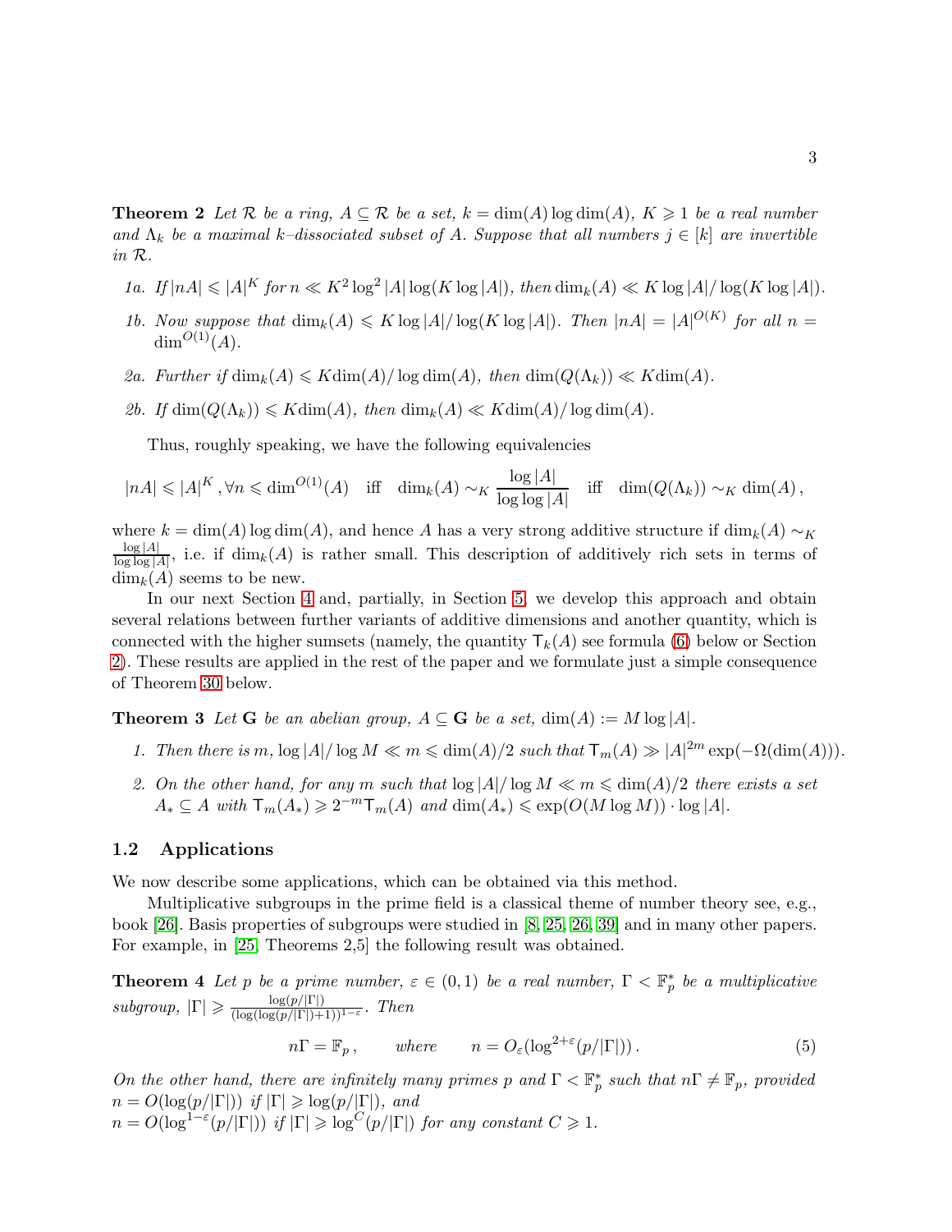**Theorem 2** *Let $\mathcal{R}$ be a ring, $A \subseteq \mathcal{R}$ be a set, $k = \dim(A) \log \dim(A)$, $K \geqslant 1$ be a real number and $\Lambda_k$ be a maximal $k$–dissociated subset of $A$. Suppose that all numbers $j \in [k]$ are invertible in $\mathcal{R}$.*

*1a. If $|nA| \leqslant |A|^K$ for $n \ll K^2 \log^2 |A| \log(K \log |A|)$, then $\dim_k(A) \ll K \log |A| / \log(K \log |A|)$.*

*1b. Now suppose that $\dim_k(A) \leqslant K \log |A| / \log(K \log |A|)$. Then $|nA| = |A|^{O(K)}$ for all $n = \dim^{O(1)}(A)$.*

*2a. Further if $\dim_k(A) \leqslant K \dim(A) / \log \dim(A)$, then $\dim(Q(\Lambda_k)) \ll K \dim(A)$.*

*2b. If $\dim(Q(\Lambda_k)) \leqslant K \dim(A)$, then $\dim_k(A) \ll K \dim(A) / \log \dim(A)$.*

Thus, roughly speaking, we have the following equivalencies

$$|nA| \leqslant |A|^K \,, \forall n \leqslant \dim^{O(1)}(A) \quad \text{iff} \quad \dim_k(A) \sim_K \frac{\log |A|}{\log \log |A|} \quad \text{iff} \quad \dim(Q(\Lambda_k)) \sim_K \dim(A) \,,$$

where $k = \dim(A) \log \dim(A)$, and hence $A$ has a very strong additive structure if $\dim_k(A) \sim_K \frac{\log |A|}{\log \log |A|}$, i.e. if $\dim_k(A)$ is rather small. This description of additively rich sets in terms of $\dim_k(A)$ seems to be new.

In our next Section 4 and, partially, in Section 5 we develop this approach and obtain several relations between further variants of additive dimensions and another quantity, which is connected with the higher sumsets (namely, the quantity $\mathsf{T}_k(A)$ see formula (6) below or Section 2). These results are applied in the rest of the paper and we formulate just a simple consequence of Theorem 30 below.

**Theorem 3** *Let $\mathbf{G}$ be an abelian group, $A \subseteq \mathbf{G}$ be a set, $\dim(A) := M \log |A|$.*

*1. Then there is $m$, $\log |A| / \log M \ll m \leqslant \dim(A)/2$ such that $\mathsf{T}_m(A) \gg |A|^{2m} \exp(-\Omega(\dim(A)))$.*

*2. On the other hand, for any $m$ such that $\log |A| / \log M \ll m \leqslant \dim(A)/2$ there exists a set $A_* \subseteq A$ with $\mathsf{T}_m(A_*) \geqslant 2^{-m} \mathsf{T}_m(A)$ and $\dim(A_*) \leqslant \exp(O(M \log M)) \cdot \log |A|$.*

## 1.2 Applications

We now describe some applications, which can be obtained via this method.

Multiplicative subgroups in the prime field is a classical theme of number theory see, e.g., book [26]. Basis properties of subgroups were studied in [8, 25, 26, 39] and in many other papers. For example, in [25, Theorems 2,5] the following result was obtained.

**Theorem 4** *Let $p$ be a prime number, $\varepsilon \in (0, 1)$ be a real number, $\Gamma < \mathbb{F}_p^*$ be a multiplicative subgroup, $|\Gamma| \geqslant \frac{\log(p/|\Gamma|)}{(\log(\log(p/|\Gamma|)+1))^{1-\varepsilon}}$. Then*

$$n\Gamma = \mathbb{F}_p \,, \qquad \text{where} \qquad n = O_\varepsilon(\log^{2+\varepsilon}(p/|\Gamma|)) \,. \tag{5}$$

*On the other hand, there are infinitely many primes $p$ and $\Gamma < \mathbb{F}_p^*$ such that $n\Gamma \neq \mathbb{F}_p$, provided $n = O(\log(p/|\Gamma|))$ if $|\Gamma| \geqslant \log(p/|\Gamma|)$, and*
*$n = O(\log^{1-\varepsilon}(p/|\Gamma|))$ if $|\Gamma| \geqslant \log^C(p/|\Gamma|)$ for any constant $C \geqslant 1$.*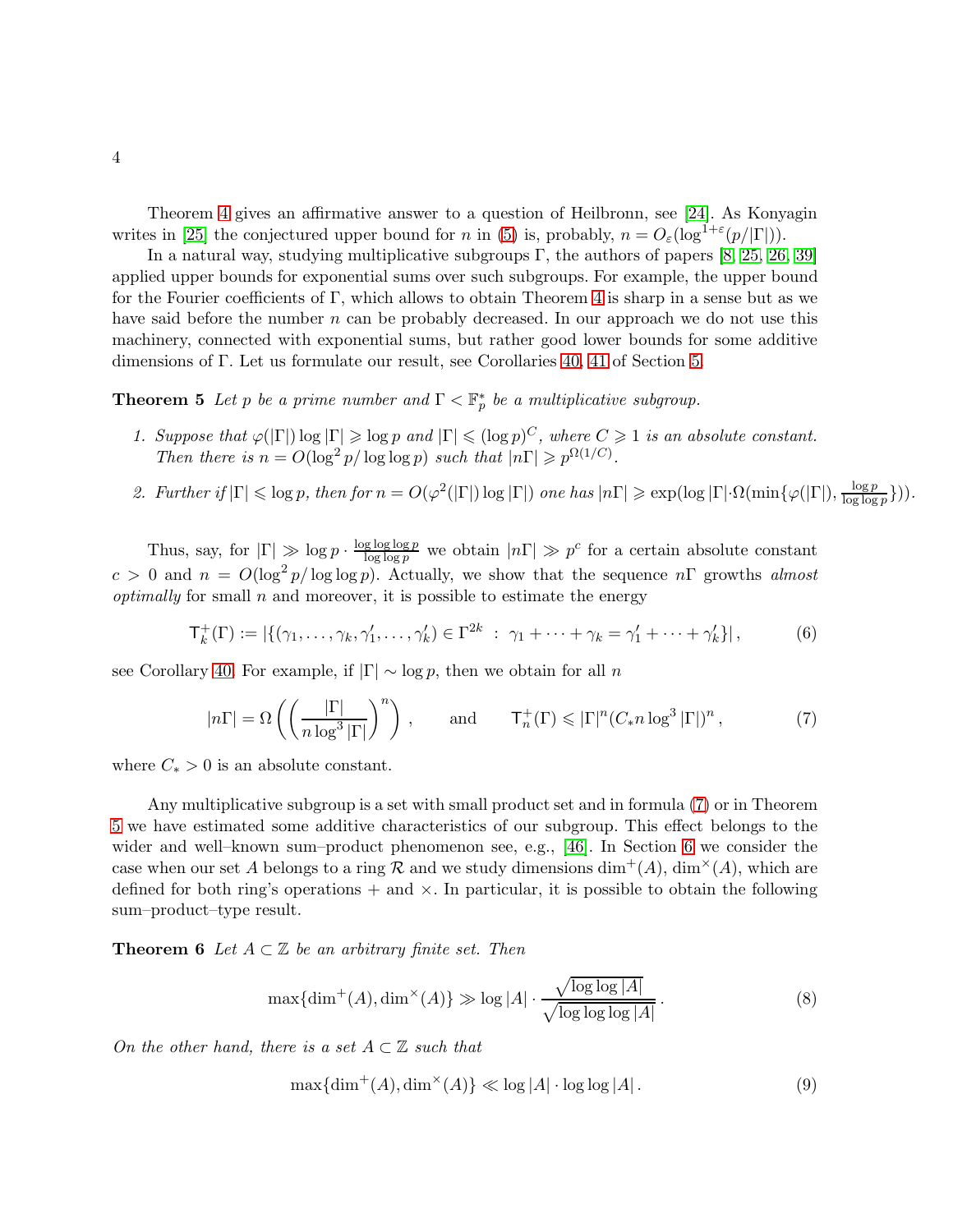Theorem 4 gives an affirmative answer to a question of Heilbronn, see [24]. As Konyagin writes in [25] the conjectured upper bound for $n$ in (5) is, probably, $n = O_\varepsilon(\log^{1+\varepsilon}(p/|\Gamma|))$.

In a natural way, studying multiplicative subgroups $\Gamma$, the authors of papers [8, 25, 26, 39] applied upper bounds for exponential sums over such subgroups. For example, the upper bound for the Fourier coefficients of $\Gamma$, which allows to obtain Theorem 4 is sharp in a sense but as we have said before the number $n$ can be probably decreased. In our approach we do not use this machinery, connected with exponential sums, but rather good lower bounds for some additive dimensions of $\Gamma$. Let us formulate our result, see Corollaries 40, 41 of Section 5.

**Theorem 5** *Let $p$ be a prime number and $\Gamma < \mathbb{F}_p^*$ be a multiplicative subgroup.*

1. *Suppose that $\varphi(|\Gamma|)\log|\Gamma| \geqslant \log p$ and $|\Gamma| \leqslant (\log p)^C$, where $C \geqslant 1$ is an absolute constant. Then there is $n = O(\log^2 p/\log\log p)$ such that $|n\Gamma| \geqslant p^{\Omega(1/C)}$.*
2. *Further if $|\Gamma| \leqslant \log p$, then for $n = O(\varphi^2(|\Gamma|)\log|\Gamma|)$ one has $|n\Gamma| \geqslant \exp(\log|\Gamma| \cdot \Omega(\min\{\varphi(|\Gamma|), \frac{\log p}{\log\log p}\}))$.*

Thus, say, for $|\Gamma| \gg \log p \cdot \frac{\log\log\log p}{\log\log p}$ we obtain $|n\Gamma| \gg p^c$ for a certain absolute constant $c > 0$ and $n = O(\log^2 p/\log\log p)$. Actually, we show that the sequence $n\Gamma$ growths *almost optimally* for small $n$ and moreover, it is possible to estimate the energy

$$\mathsf{T}^+_k(\Gamma) := |\{(\gamma_1, \dots, \gamma_k, \gamma'_1, \dots, \gamma'_k) \in \Gamma^{2k} \ : \ \gamma_1 + \dots + \gamma_k = \gamma'_1 + \dots + \gamma'_k\}|\,, \qquad (6)$$

see Corollary 40. For example, if $|\Gamma| \sim \log p$, then we obtain for all $n$

$$|n\Gamma| = \Omega\left(\left(\frac{|\Gamma|}{n\log^3|\Gamma|}\right)^n\right)\,, \qquad \text{and} \qquad \mathsf{T}^+_n(\Gamma) \leqslant |\Gamma|^n (C_* n \log^3|\Gamma|)^n\,, \qquad (7)$$

where $C_* > 0$ is an absolute constant.

Any multiplicative subgroup is a set with small product set and in formula (7) or in Theorem 5 we have estimated some additive characteristics of our subgroup. This effect belongs to the wider and well–known sum–product phenomenon see, e.g., [46]. In Section 6 we consider the case when our set $A$ belongs to a ring $\mathcal{R}$ and we study dimensions $\dim^+(A)$, $\dim^\times(A)$, which are defined for both ring's operations $+$ and $\times$. In particular, it is possible to obtain the following sum–product–type result.

**Theorem 6** *Let $A \subset \mathbb{Z}$ be an arbitrary finite set. Then*

$$\max\{\dim^+(A), \dim^\times(A)\} \gg \log|A| \cdot \frac{\sqrt{\log\log|A|}}{\sqrt{\log\log\log|A|}}\,. \qquad (8)$$

*On the other hand, there is a set $A \subset \mathbb{Z}$ such that*

$$\max\{\dim^+(A), \dim^\times(A)\} \ll \log|A| \cdot \log\log|A|\,. \qquad (9)$$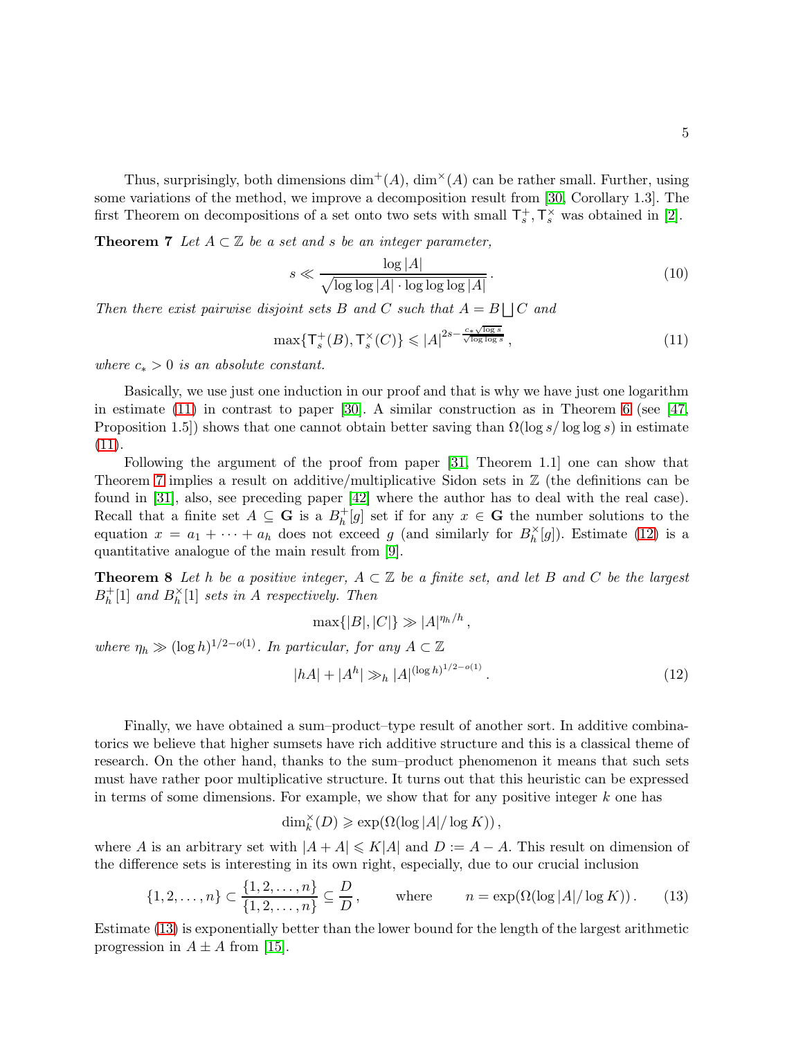Thus, surprisingly, both dimensions $\dim^+(A)$, $\dim^\times(A)$ can be rather small. Further, using some variations of the method, we improve a decomposition result from [30, Corollary 1.3]. The first Theorem on decompositions of a set onto two sets with small $\mathsf{T}^+_s, \mathsf{T}^\times_s$ was obtained in [2].

**Theorem 7** *Let $A \subset \mathbb{Z}$ be a set and $s$ be an integer parameter,*

$$s \ll \frac{\log |A|}{\sqrt{\log\log |A| \cdot \log\log\log |A|}}\,. \tag{10}$$

*Then there exist pairwise disjoint sets $B$ and $C$ such that $A = B \bigsqcup C$ and*

$$\max\{\mathsf{T}^+_s(B), \mathsf{T}^\times_s(C)\} \leqslant |A|^{2s - \frac{c_* \sqrt{\log s}}{\sqrt{\log\log s}}}\,, \tag{11}$$

*where $c_* > 0$ is an absolute constant.*

Basically, we use just one induction in our proof and that is why we have just one logarithm in estimate (11) in contrast to paper [30]. A similar construction as in Theorem 6 (see [47, Proposition 1.5]) shows that one cannot obtain better saving than $\Omega(\log s/\log\log s)$ in estimate (11).

Following the argument of the proof from paper [31, Theorem 1.1] one can show that Theorem 7 implies a result on additive/multiplicative Sidon sets in $\mathbb{Z}$ (the definitions can be found in [31], also, see preceding paper [42] where the author has to deal with the real case). Recall that a finite set $A \subseteq \mathbf{G}$ is a $B^+_h[g]$ set if for any $x \in \mathbf{G}$ the number solutions to the equation $x = a_1 + \dots + a_h$ does not exceed $g$ (and similarly for $B^\times_h[g]$). Estimate (12) is a quantitative analogue of the main result from [9].

**Theorem 8** *Let $h$ be a positive integer, $A \subset \mathbb{Z}$ be a finite set, and let $B$ and $C$ be the largest $B^+_h[1]$ and $B^\times_h[1]$ sets in $A$ respectively. Then*

$$\max\{|B|, |C|\} \gg |A|^{\eta_h/h}\,,$$

*where $\eta_h \gg (\log h)^{1/2 - o(1)}$. In particular, for any $A \subset \mathbb{Z}$*

$$|hA| + |A^h| \gg_h |A|^{(\log h)^{1/2-o(1)}}\,. \tag{12}$$

Finally, we have obtained a sum–product–type result of another sort. In additive combinatorics we believe that higher sumsets have rich additive structure and this is a classical theme of research. On the other hand, thanks to the sum–product phenomenon it means that such sets must have rather poor multiplicative structure. It turns out that this heuristic can be expressed in terms of some dimensions. For example, we show that for any positive integer $k$ one has

$$\dim^\times_k(D) \geqslant \exp(\Omega(\log |A|/\log K))\,,$$

where $A$ is an arbitrary set with $|A + A| \leqslant K|A|$ and $D := A - A$. This result on dimension of the difference sets is interesting in its own right, especially, due to our crucial inclusion

$$\{1, 2, \dots, n\} \subset \frac{\{1, 2, \dots, n\}}{\{1, 2, \dots, n\}} \subseteq \frac{D}{D}\,, \qquad \text{where} \qquad n = \exp(\Omega(\log |A|/\log K))\,. \tag{13}$$

Estimate (13) is exponentially better than the lower bound for the length of the largest arithmetic progression in $A \pm A$ from [15].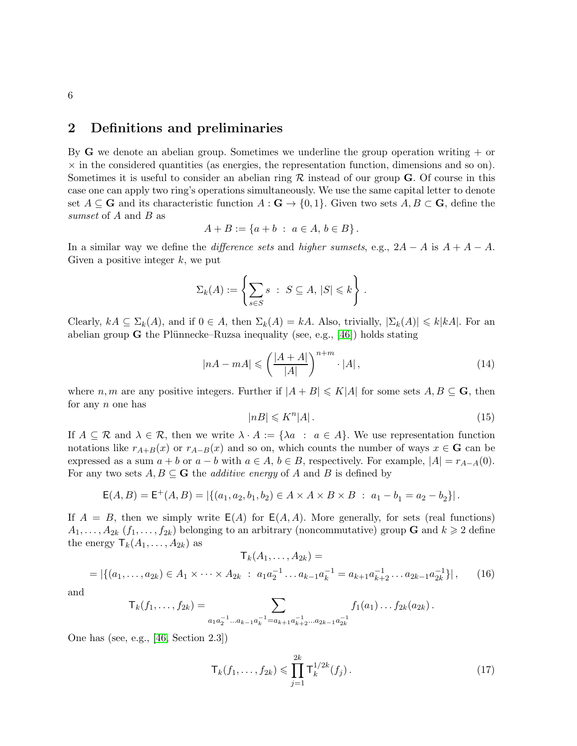## 2 Definitions and preliminaries

By $\mathbf{G}$ we denote an abelian group. Sometimes we underline the group operation writing $+$ or $\times$ in the considered quantities (as energies, the representation function, dimensions and so on). Sometimes it is useful to consider an abelian ring $\mathcal{R}$ instead of our group $\mathbf{G}$. Of course in this case one can apply two ring's operations simultaneously. We use the same capital letter to denote set $A \subseteq \mathbf{G}$ and its characteristic function $A : \mathbf{G} \to \{0, 1\}$. Given two sets $A, B \subset \mathbf{G}$, define the *sumset* of $A$ and $B$ as

$$A + B := \{a + b \ : \ a \in A, \, b \in B\} .$$

In a similar way we define the *difference sets* and *higher sumsets*, e.g., $2A - A$ is $A + A - A$. Given a positive integer $k$, we put

$$\Sigma_k(A) := \left\{ \sum_{s \in S} s \ : \ S \subseteq A, \, |S| \leqslant k \right\} .$$

Clearly, $kA \subseteq \Sigma_k(A)$, and if $0 \in A$, then $\Sigma_k(A) = kA$. Also, trivially, $|\Sigma_k(A)| \leqslant k|kA|$. For an abelian group $\mathbf{G}$ the Plünnecke–Ruzsa inequality (see, e.g., [46]) holds stating

$$|nA - mA| \leqslant \left( \frac{|A + A|}{|A|} \right)^{n+m} \cdot |A| , \tag{14}$$

where $n, m$ are any positive integers. Further if $|A + B| \leqslant K|A|$ for some sets $A, B \subseteq \mathbf{G}$, then for any $n$ one has

$$|nB| \leqslant K^n |A| . \tag{15}$$

If $A \subseteq \mathcal{R}$ and $\lambda \in \mathcal{R}$, then we write $\lambda \cdot A := \{\lambda a \ : \ a \in A\}$. We use representation function notations like $r_{A+B}(x)$ or $r_{A-B}(x)$ and so on, which counts the number of ways $x \in \mathbf{G}$ can be expressed as a sum $a + b$ or $a - b$ with $a \in A$, $b \in B$, respectively. For example, $|A| = r_{A-A}(0)$. For any two sets $A, B \subseteq \mathbf{G}$ the *additive energy* of $A$ and $B$ is defined by

$$\mathsf{E}(A, B) = \mathsf{E}^+(A, B) = |\{(a_1, a_2, b_1, b_2) \in A \times A \times B \times B \ : \ a_1 - b_1 = a_2 - b_2\}| .$$

If $A = B$, then we simply write $\mathsf{E}(A)$ for $\mathsf{E}(A, A)$. More generally, for sets (real functions) $A_1, \dots, A_{2k}$ ($f_1, \dots, f_{2k}$) belonging to an arbitrary (noncommutative) group $\mathbf{G}$ and $k \geqslant 2$ define the energy $\mathsf{T}_k(A_1, \dots, A_{2k})$ as

$$\mathsf{T}_k(A_1, \dots, A_{2k}) =$$

$$= |\{(a_1, \dots, a_{2k}) \in A_1 \times \dots \times A_{2k} \ : \ a_1 a_2^{-1} \dots a_{k-1} a_k^{-1} = a_{k+1} a_{k+2}^{-1} \dots a_{2k-1} a_{2k}^{-1}\}| , \tag{16}$$

and

$$\mathsf{T}_k(f_1, \dots, f_{2k}) = \sum_{a_1 a_2^{-1} \dots a_{k-1} a_k^{-1} = a_{k+1} a_{k+2}^{-1} \dots a_{2k-1} a_{2k}^{-1}} f_1(a_1) \dots f_{2k}(a_{2k}) .$$

One has (see, e.g., [46, Section 2.3])

$$\mathsf{T}_k(f_1, \dots, f_{2k}) \leqslant \prod_{j=1}^{2k} \mathsf{T}_k^{1/2k}(f_j) . \tag{17}$$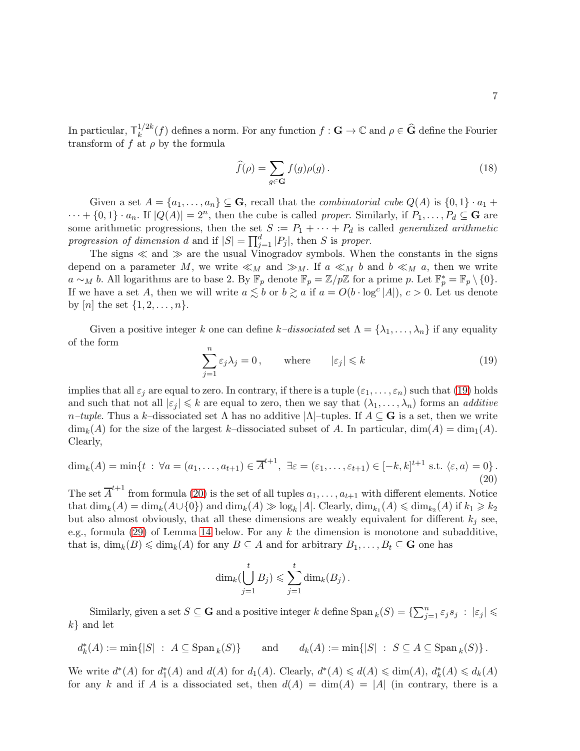In particular, $\mathsf{T}_k^{1/2k}(f)$ defines a norm. For any function $f : \mathbf{G} \to \mathbb{C}$ and $\rho \in \widehat{\mathbf{G}}$ define the Fourier transform of $f$ at $\rho$ by the formula

$$\widehat{f}(\rho) = \sum_{g \in \mathbf{G}} f(g)\rho(g)\,. \tag{18}$$

Given a set $A = \{a_1, \dots, a_n\} \subseteq \mathbf{G}$, recall that the *combinatorial cube* $Q(A)$ is $\{0,1\} \cdot a_1 + \dots + \{0,1\} \cdot a_n$. If $|Q(A)| = 2^n$, then the cube is called *proper*. Similarly, if $P_1, \dots, P_d \subseteq \mathbf{G}$ are some arithmetic progressions, then the set $S := P_1 + \dots + P_d$ is called *generalized arithmetic progression of dimension* $d$ and if $|S| = \prod_{j=1}^d |P_j|$, then $S$ is *proper*.

The signs $\ll$ and $\gg$ are the usual Vinogradov symbols. When the constants in the signs depend on a parameter $M$, we write $\ll_M$ and $\gg_M$. If $a \ll_M b$ and $b \ll_M a$, then we write $a \sim_M b$. All logarithms are to base 2. By $\mathbb{F}_p$ denote $\mathbb{F}_p = \mathbb{Z}/p\mathbb{Z}$ for a prime $p$. Let $\mathbb{F}_p^* = \mathbb{F}_p \setminus \{0\}$. If we have a set $A$, then we will write $a \lesssim b$ or $b \gtrsim a$ if $a = O(b \cdot \log^c |A|)$, $c > 0$. Let us denote by $[n]$ the set $\{1, 2, \dots, n\}$.

Given a positive integer $k$ one can define $k$–*dissociated* set $\Lambda = \{\lambda_1, \dots, \lambda_n\}$ if any equality of the form

$$\sum_{j=1}^n \varepsilon_j \lambda_j = 0\,, \qquad \text{where} \qquad |\varepsilon_j| \leqslant k \tag{19}$$

implies that all $\varepsilon_j$ are equal to zero. In contrary, if there is a tuple $(\varepsilon_1, \dots, \varepsilon_n)$ such that (19) holds and such that not all $|\varepsilon_j| \leqslant k$ are equal to zero, then we say that $(\lambda_1, \dots, \lambda_n)$ forms an *additive* $n$–*tuple*. Thus a $k$–dissociated set $\Lambda$ has no additive $|\Lambda|$–tuples. If $A \subseteq \mathbf{G}$ is a set, then we write $\dim_k(A)$ for the size of the largest $k$–dissociated subset of $A$. In particular, $\dim(A) = \dim_1(A)$. Clearly,

$$\dim_k(A) = \min\{t \,:\, \forall a = (a_1, \dots, a_{t+1}) \in \overline{A}^{t+1},\ \exists \varepsilon = (\varepsilon_1, \dots, \varepsilon_{t+1}) \in [-k,k]^{t+1} \text{ s.t. } \langle \varepsilon, a\rangle = 0\}\,. \tag{20}$$

The set $\overline{A}^{t+1}$ from formula (20) is the set of all tuples $a_1, \dots, a_{t+1}$ with different elements. Notice that $\dim_k(A) = \dim_k(A \cup \{0\})$ and $\dim_k(A) \gg \log_k |A|$. Clearly, $\dim_{k_1}(A) \leqslant \dim_{k_2}(A)$ if $k_1 \geqslant k_2$ but also almost obviously, that all these dimensions are weakly equivalent for different $k_j$ see, e.g., formula (29) of Lemma 14 below. For any $k$ the dimension is monotone and subadditive, that is, $\dim_k(B) \leqslant \dim_k(A)$ for any $B \subseteq A$ and for arbitrary $B_1, \dots, B_t \subseteq \mathbf{G}$ one has

$$\dim_k(\bigcup_{j=1}^t B_j) \leqslant \sum_{j=1}^t \dim_k(B_j)\,.$$

Similarly, given a set $S \subseteq \mathbf{G}$ and a positive integer $k$ define $\mathrm{Span}_k(S) = \{\sum_{j=1}^n \varepsilon_j s_j \,:\, |\varepsilon_j| \leqslant k\}$ and let

$$d_k^*(A) := \min\{|S| \,:\, A \subseteq \mathrm{Span}_k(S)\} \qquad \text{and} \qquad d_k(A) := \min\{|S| \,:\, S \subseteq A \subseteq \mathrm{Span}_k(S)\}\,.$$

We write $d^*(A)$ for $d_1^*(A)$ and $d(A)$ for $d_1(A)$. Clearly, $d^*(A) \leqslant d(A) \leqslant \dim(A)$, $d_k^*(A) \leqslant d_k(A)$ for any $k$ and if $A$ is a dissociated set, then $d(A) = \dim(A) = |A|$ (in contrary, there is a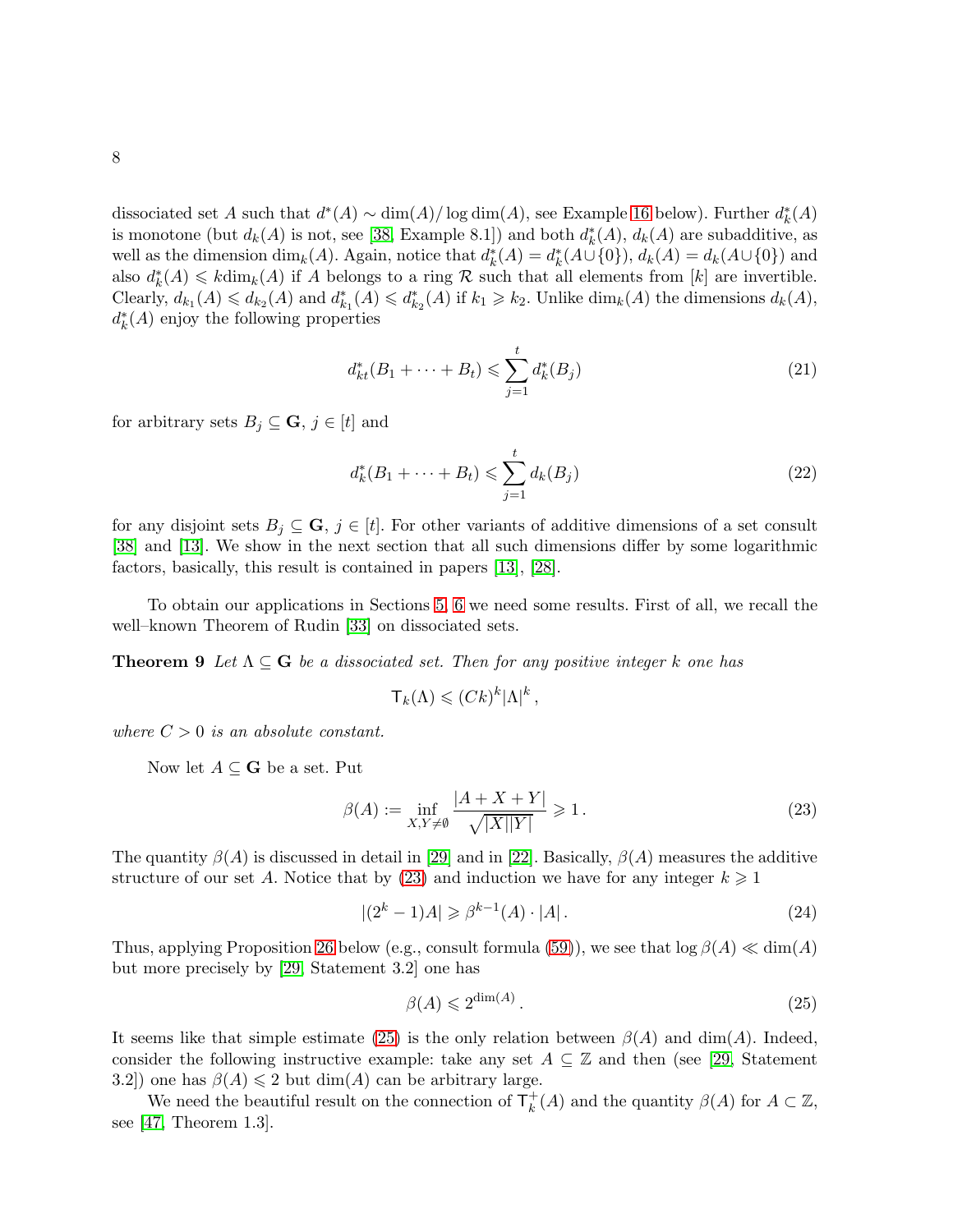dissociated set $A$ such that $d^*(A) \sim \dim(A)/\log\dim(A)$, see Example 16 below). Further $d^*_k(A)$ is monotone (but $d_k(A)$ is not, see [38, Example 8.1]) and both $d^*_k(A)$, $d_k(A)$ are subadditive, as well as the dimension $\dim_k(A)$. Again, notice that $d^*_k(A) = d^*_k(A \cup \{0\})$, $d_k(A) = d_k(A \cup \{0\})$ and also $d^*_k(A) \leqslant k\dim_k(A)$ if $A$ belongs to a ring $\mathcal{R}$ such that all elements from $[k]$ are invertible. Clearly, $d_{k_1}(A) \leqslant d_{k_2}(A)$ and $d^*_{k_1}(A) \leqslant d^*_{k_2}(A)$ if $k_1 \geqslant k_2$. Unlike $\dim_k(A)$ the dimensions $d_k(A)$, $d^*_k(A)$ enjoy the following properties

$$d^*_{kt}(B_1 + \dots + B_t) \leqslant \sum_{j=1}^{t} d^*_k(B_j) \tag{21}$$

for arbitrary sets $B_j \subseteq \mathbf{G}$, $j \in [t]$ and

$$d^*_k(B_1 + \dots + B_t) \leqslant \sum_{j=1}^{t} d_k(B_j) \tag{22}$$

for any disjoint sets $B_j \subseteq \mathbf{G}$, $j \in [t]$. For other variants of additive dimensions of a set consult [38] and [13]. We show in the next section that all such dimensions differ by some logarithmic factors, basically, this result is contained in papers [13], [28].

To obtain our applications in Sections 5, 6 we need some results. First of all, we recall the well–known Theorem of Rudin [33] on dissociated sets.

**Theorem 9** *Let $\Lambda \subseteq \mathbf{G}$ be a dissociated set. Then for any positive integer $k$ one has*

$$\mathsf{T}_k(\Lambda) \leqslant (Ck)^k |\Lambda|^k \,,$$

*where $C > 0$ is an absolute constant.*

Now let $A \subseteq \mathbf{G}$ be a set. Put

$$\beta(A) := \inf_{X, Y \neq \emptyset} \frac{|A + X + Y|}{\sqrt{|X||Y|}} \geqslant 1 \,. \tag{23}$$

The quantity $\beta(A)$ is discussed in detail in [29] and in [22]. Basically, $\beta(A)$ measures the additive structure of our set $A$. Notice that by (23) and induction we have for any integer $k \geqslant 1$

$$|(2^k - 1)A| \geqslant \beta^{k-1}(A) \cdot |A| \,. \tag{24}$$

Thus, applying Proposition 26 below (e.g., consult formula (59)), we see that $\log \beta(A) \ll \dim(A)$ but more precisely by [29, Statement 3.2] one has

$$\beta(A) \leqslant 2^{\dim(A)} \,. \tag{25}$$

It seems like that simple estimate (25) is the only relation between $\beta(A)$ and $\dim(A)$. Indeed, consider the following instructive example: take any set $A \subseteq \mathbb{Z}$ and then (see [29, Statement 3.2]) one has $\beta(A) \leqslant 2$ but $\dim(A)$ can be arbitrary large.

We need the beautiful result on the connection of $\mathsf{T}^+_k(A)$ and the quantity $\beta(A)$ for $A \subset \mathbb{Z}$, see [47, Theorem 1.3].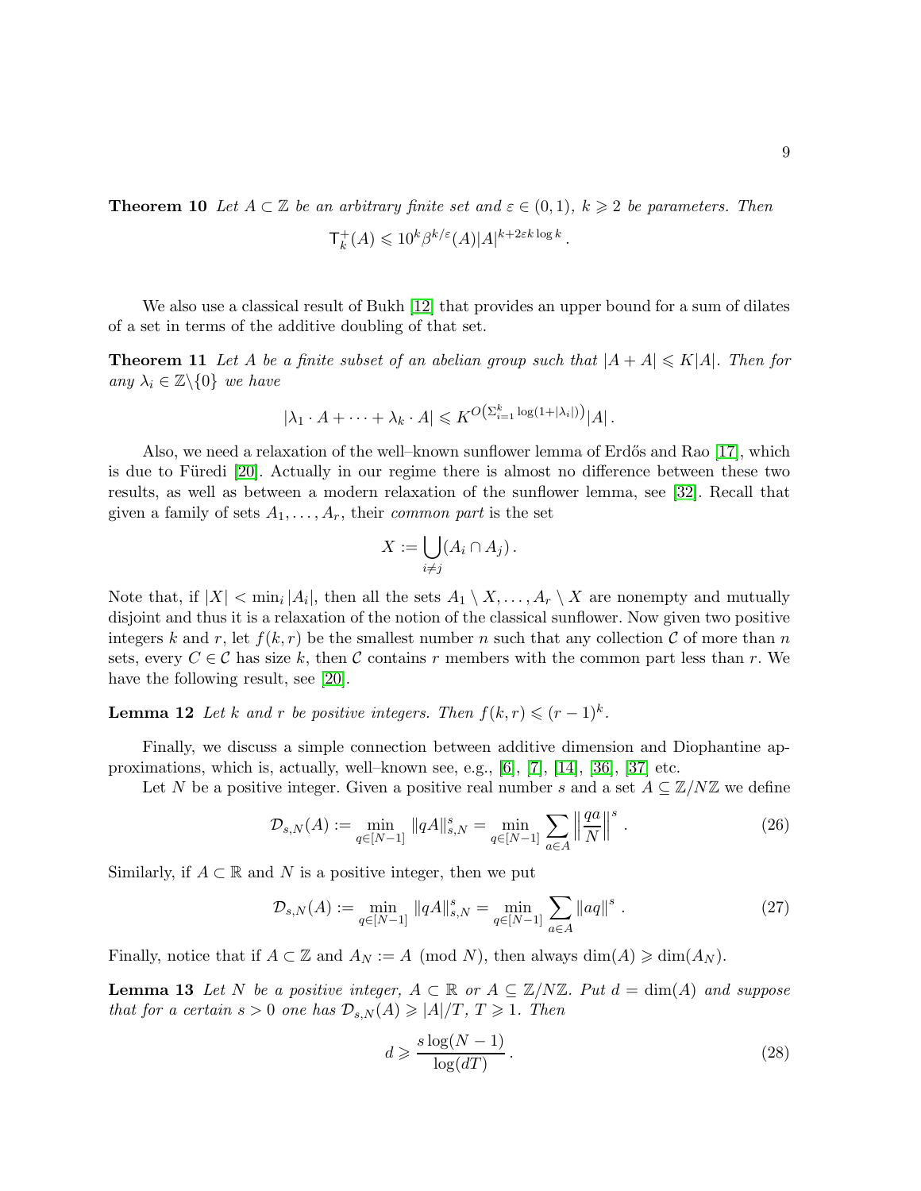**Theorem 10** *Let $A \subset \mathbb{Z}$ be an arbitrary finite set and $\varepsilon \in (0,1)$, $k \geqslant 2$ be parameters. Then*

$$\mathsf{T}^+_k(A) \leqslant 10^k \beta^{k/\varepsilon}(A)|A|^{k+2\varepsilon k \log k}\,.$$

We also use a classical result of Bukh [12] that provides an upper bound for a sum of dilates of a set in terms of the additive doubling of that set.

**Theorem 11** *Let $A$ be a finite subset of an abelian group such that $|A+A| \leqslant K|A|$. Then for any $\lambda_i \in \mathbb{Z}\backslash\{0\}$ we have*

$$|\lambda_1 \cdot A + \cdots + \lambda_k \cdot A| \leqslant K^{O\left(\sum_{i=1}^k \log(1+|\lambda_i|)\right)}|A|\,.$$

Also, we need a relaxation of the well–known sunflower lemma of Erdős and Rao [17], which is due to Füredi [20]. Actually in our regime there is almost no difference between these two results, as well as between a modern relaxation of the sunflower lemma, see [32]. Recall that given a family of sets $A_1, \dots, A_r$, their *common part* is the set

$$X := \bigcup_{i \neq j} (A_i \cap A_j)\,.$$

Note that, if $|X| < \min_i |A_i|$, then all the sets $A_1 \setminus X, \dots, A_r \setminus X$ are nonempty and mutually disjoint and thus it is a relaxation of the notion of the classical sunflower. Now given two positive integers $k$ and $r$, let $f(k,r)$ be the smallest number $n$ such that any collection $\mathcal{C}$ of more than $n$ sets, every $C \in \mathcal{C}$ has size $k$, then $\mathcal{C}$ contains $r$ members with the common part less than $r$. We have the following result, see [20].

**Lemma 12** *Let $k$ and $r$ be positive integers. Then $f(k,r) \leqslant (r-1)^k$.*

Finally, we discuss a simple connection between additive dimension and Diophantine approximations, which is, actually, well–known see, e.g., [6], [7], [14], [36], [37] etc.

Let $N$ be a positive integer. Given a positive real number $s$ and a set $A \subseteq \mathbb{Z}/N\mathbb{Z}$ we define

$$\mathcal{D}_{s,N}(A) := \min_{q \in [N-1]} \|qA\|^s_{s,N} = \min_{q \in [N-1]} \sum_{a \in A} \left\| \frac{qa}{N} \right\|^s\,. \tag{26}$$

Similarly, if $A \subset \mathbb{R}$ and $N$ is a positive integer, then we put

$$\mathcal{D}_{s,N}(A) := \min_{q \in [N-1]} \|qA\|^s_{s,N} = \min_{q \in [N-1]} \sum_{a \in A} \|aq\|^s\,. \tag{27}$$

Finally, notice that if $A \subset \mathbb{Z}$ and $A_N := A \pmod N$, then always $\dim(A) \geqslant \dim(A_N)$.

**Lemma 13** *Let $N$ be a positive integer, $A \subset \mathbb{R}$ or $A \subseteq \mathbb{Z}/N\mathbb{Z}$. Put $d = \dim(A)$ and suppose that for a certain $s > 0$ one has $\mathcal{D}_{s,N}(A) \geqslant |A|/T$, $T \geqslant 1$. Then*

$$d \geqslant \frac{s \log(N-1)}{\log(dT)}\,. \tag{28}$$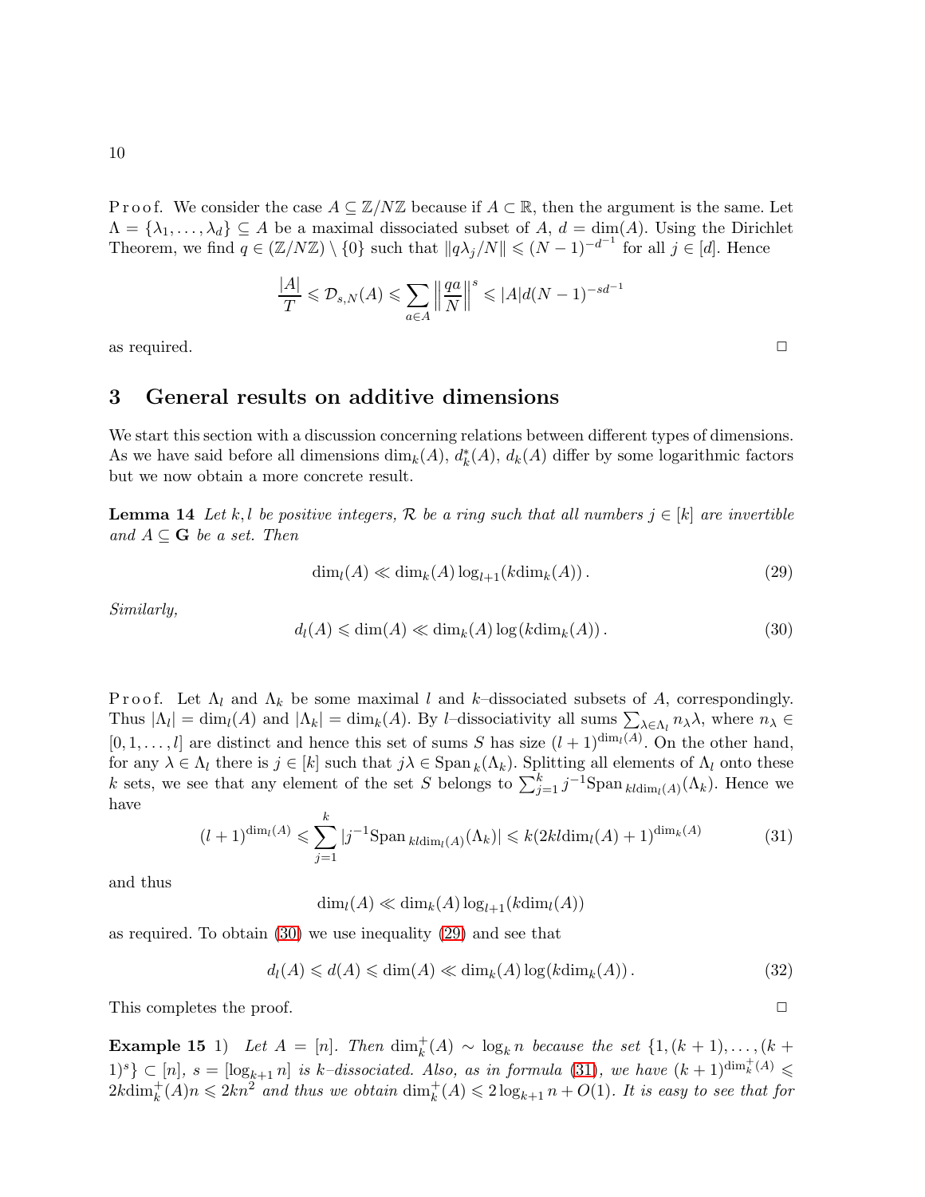P r o o f. We consider the case $A \subseteq \mathbb{Z}/N\mathbb{Z}$ because if $A \subset \mathbb{R}$, then the argument is the same. Let $\Lambda = \{\lambda_1, \dots, \lambda_d\} \subseteq A$ be a maximal dissociated subset of $A$, $d = \dim(A)$. Using the Dirichlet Theorem, we find $q \in (\mathbb{Z}/N\mathbb{Z}) \setminus \{0\}$ such that $\|q\lambda_j/N\| \leqslant (N-1)^{-d^{-1}}$ for all $j \in [d]$. Hence

$$\frac{|A|}{T} \leqslant \mathcal{D}_{s,N}(A) \leqslant \sum_{a \in A} \left\| \frac{qa}{N} \right\|^s \leqslant |A| d (N-1)^{-sd^{-1}}$$

as required. $\Box$

## 3 General results on additive dimensions

We start this section with a discussion concerning relations between different types of dimensions. As we have said before all dimensions $\dim_k(A)$, $d^*_k(A)$, $d_k(A)$ differ by some logarithmic factors but we now obtain a more concrete result.

**Lemma 14** *Let $k, l$ be positive integers, $\mathcal{R}$ be a ring such that all numbers $j \in [k]$ are invertible and $A \subseteq \mathbf{G}$ be a set. Then*

$$\dim_l(A) \ll \dim_k(A) \log_{l+1}(k\dim_k(A))\,. \tag{29}$$

*Similarly,*

$$d_l(A) \leqslant \dim(A) \ll \dim_k(A) \log(k\dim_k(A))\,. \tag{30}$$

P r o o f. Let $\Lambda_l$ and $\Lambda_k$ be some maximal $l$ and $k$–dissociated subsets of $A$, correspondingly. Thus $|\Lambda_l| = \dim_l(A)$ and $|\Lambda_k| = \dim_k(A)$. By $l$–dissociativity all sums $\sum_{\lambda \in \Lambda_l} n_\lambda \lambda$, where $n_\lambda \in [0, 1, \dots, l]$ are distinct and hence this set of sums $S$ has size $(l+1)^{\dim_l(A)}$. On the other hand, for any $\lambda \in \Lambda_l$ there is $j \in [k]$ such that $j\lambda \in \mathrm{Span}_k(\Lambda_k)$. Splitting all elements of $\Lambda_l$ onto these $k$ sets, we see that any element of the set $S$ belongs to $\sum_{j=1}^k j^{-1} \mathrm{Span}_{kl\dim_l(A)}(\Lambda_k)$. Hence we have

$$(l+1)^{\dim_l(A)} \leqslant \sum_{j=1}^{k} |j^{-1} \mathrm{Span}_{kl\dim_l(A)}(\Lambda_k)| \leqslant k(2kl\dim_l(A)+1)^{\dim_k(A)} \tag{31}$$

and thus

$$\dim_l(A) \ll \dim_k(A) \log_{l+1}(k\dim_l(A))$$

as required. To obtain (30) we use inequality (29) and see that

$$d_l(A) \leqslant d(A) \leqslant \dim(A) \ll \dim_k(A) \log(k\dim_k(A))\,. \tag{32}$$

This completes the proof. $\Box$

**Example 15** 1) *Let $A = [n]$. Then $\dim^+_k(A) \sim \log_k n$ because the set $\{1, (k+1), \dots, (k+1)^s\} \subset [n]$, $s = [\log_{k+1} n]$ is $k$–dissociated. Also, as in formula (31), we have $(k+1)^{\dim^+_k(A)} \leqslant 2k\dim^+_k(A) n \leqslant 2kn^2$ and thus we obtain $\dim^+_k(A) \leqslant 2\log_{k+1} n + O(1)$. It is easy to see that for*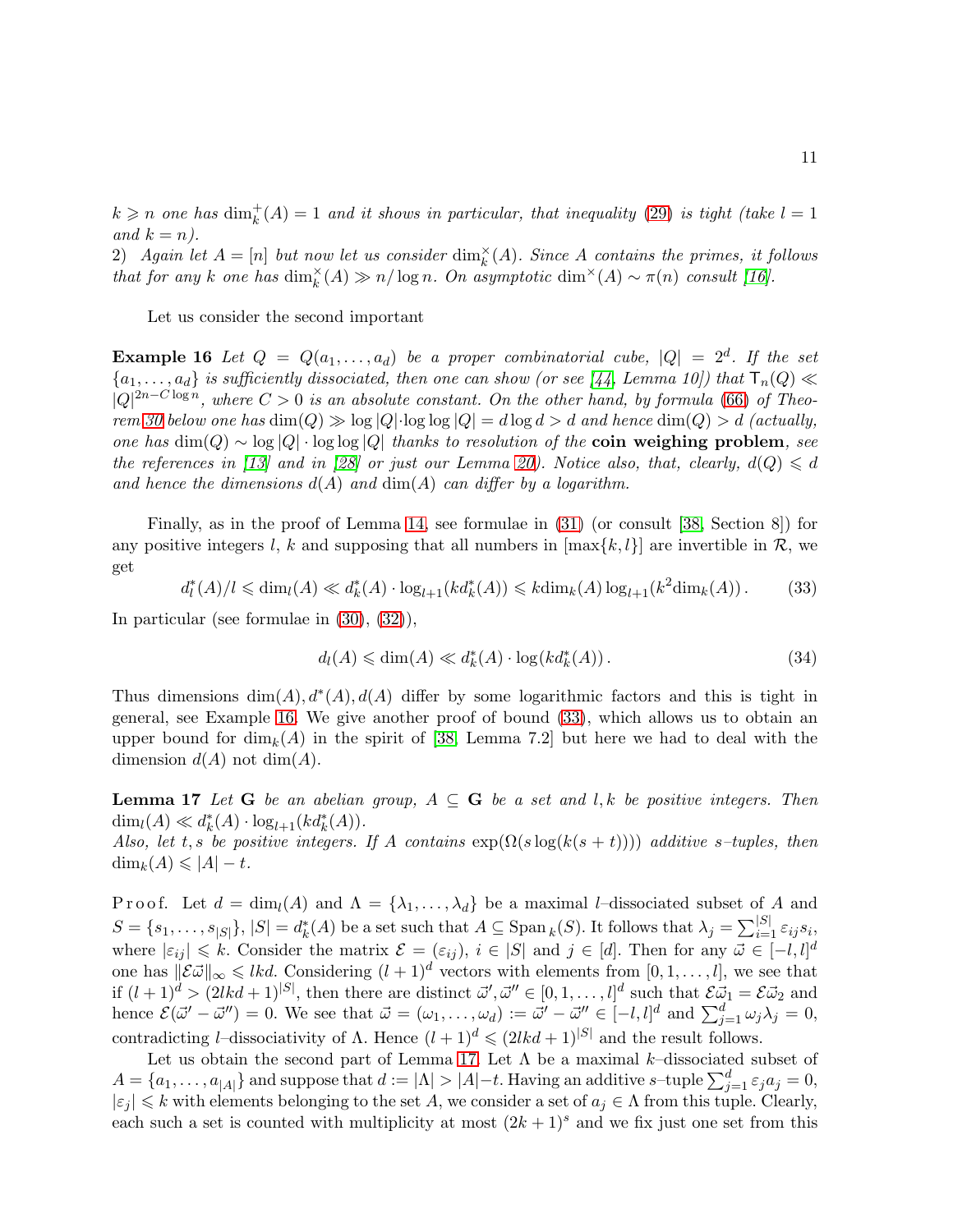*$k \geqslant n$ one has $\dim_k^+(A) = 1$ and it shows in particular, that inequality (29) is tight (take $l = 1$ and $k = n$).*
*2) Again let $A = [n]$ but now let us consider $\dim_k^\times(A)$. Since $A$ contains the primes, it follows that for any $k$ one has $\dim_k^\times(A) \gg n/\log n$. On asymptotic $\dim^\times(A) \sim \pi(n)$ consult [16].*

Let us consider the second important

**Example 16** *Let $Q = Q(a_1, \dots, a_d)$ be a proper combinatorial cube, $|Q| = 2^d$. If the set $\{a_1, \dots, a_d\}$ is sufficiently dissociated, then one can show (or see [44, Lemma 10]) that $\mathsf{T}_n(Q) \ll |Q|^{2n - C\log n}$, where $C > 0$ is an absolute constant. On the other hand, by formula (66) of Theorem 30 below one has $\dim(Q) \gg \log|Q| \cdot \log\log|Q| = d\log d > d$ and hence $\dim(Q) > d$ (actually, one has $\dim(Q) \sim \log|Q| \cdot \log\log|Q|$ thanks to resolution of the* **coin weighing problem**, *see the references in [13] and in [28] or just our Lemma 20). Notice also, that, clearly, $d(Q) \leqslant d$ and hence the dimensions $d(A)$ and $\dim(A)$ can differ by a logarithm.*

Finally, as in the proof of Lemma 14, see formulae in (31) (or consult [38, Section 8]) for any positive integers $l$, $k$ and supposing that all numbers in $[\max\{k, l\}]$ are invertible in $\mathcal{R}$, we get

$$
d_l^*(A)/l \leqslant \dim_l(A) \ll d_k^*(A) \cdot \log_{l+1}(kd_k^*(A)) \leqslant k\dim_k(A)\log_{l+1}(k^2\dim_k(A)) . \tag{33}
$$

In particular (see formulae in (30), (32)),

$$
d_l(A) \leqslant \dim(A) \ll d_k^*(A) \cdot \log(kd_k^*(A)) . \tag{34}
$$

Thus dimensions $\dim(A), d^*(A), d(A)$ differ by some logarithmic factors and this is tight in general, see Example 16. We give another proof of bound (33), which allows us to obtain an upper bound for $\dim_k(A)$ in the spirit of [38, Lemma 7.2] but here we had to deal with the dimension $d(A)$ not $\dim(A)$.

**Lemma 17** *Let $\mathbf{G}$ be an abelian group, $A \subseteq \mathbf{G}$ be a set and $l, k$ be positive integers. Then $\dim_l(A) \ll d_k^*(A) \cdot \log_{l+1}(kd_k^*(A))$.*
*Also, let $t, s$ be positive integers. If $A$ contains $\exp(\Omega(s\log(k(s+t))))$ additive $s$–tuples, then $\dim_k(A) \leqslant |A| - t$.*

P r o o f. Let $d = \dim_l(A)$ and $\Lambda = \{\lambda_1, \dots, \lambda_d\}$ be a maximal $l$–dissociated subset of $A$ and $S = \{s_1, \dots, s_{|S|}\}$, $|S| = d_k^*(A)$ be a set such that $A \subseteq \mathrm{Span}_k(S)$. It follows that $\lambda_j = \sum_{i=1}^{|S|} \varepsilon_{ij} s_i$, where $|\varepsilon_{ij}| \leqslant k$. Consider the matrix $\mathcal{E} = (\varepsilon_{ij})$, $i \in |S|$ and $j \in [d]$. Then for any $\vec{\omega} \in [-l, l]^d$ one has $\|\mathcal{E}\vec{\omega}\|_\infty \leqslant lkd$. Considering $(l+1)^d$ vectors with elements from $[0, 1, \dots, l]$, we see that if $(l+1)^d > (2lkd+1)^{|S|}$, then there are distinct $\vec{\omega}', \vec{\omega}'' \in [0, 1, \dots, l]^d$ such that $\mathcal{E}\vec{\omega}_1 = \mathcal{E}\vec{\omega}_2$ and hence $\mathcal{E}(\vec{\omega}' - \vec{\omega}'') = 0$. We see that $\vec{\omega} = (\omega_1, \dots, \omega_d) := \vec{\omega}' - \vec{\omega}'' \in [-l, l]^d$ and $\sum_{j=1}^d \omega_j \lambda_j = 0$, contradicting $l$–dissociativity of $\Lambda$. Hence $(l+1)^d \leqslant (2lkd+1)^{|S|}$ and the result follows.

Let us obtain the second part of Lemma 17. Let $\Lambda$ be a maximal $k$–dissociated subset of $A = \{a_1, \dots, a_{|A|}\}$ and suppose that $d := |\Lambda| > |A| - t$. Having an additive $s$–tuple $\sum_{j=1}^d \varepsilon_j a_j = 0$, $|\varepsilon_j| \leqslant k$ with elements belonging to the set $A$, we consider a set of $a_j \in \Lambda$ from this tuple. Clearly, each such a set is counted with multiplicity at most $(2k+1)^s$ and we fix just one set from this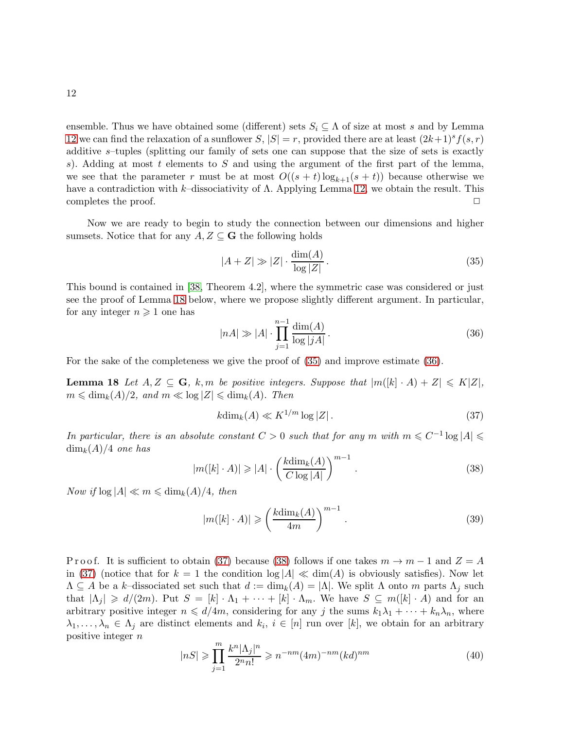ensemble. Thus we have obtained some (different) sets $S_i \subseteq \Lambda$ of size at most $s$ and by Lemma 12 we can find the relaxation of a sunflower $S$, $|S| = r$, provided there are at least $(2k+1)^s f(s,r)$ additive $s$–tuples (splitting our family of sets one can suppose that the size of sets is exactly $s$). Adding at most $t$ elements to $S$ and using the argument of the first part of the lemma, we see that the parameter $r$ must be at most $O((s+t)\log_{k+1}(s+t))$ because otherwise we have a contradiction with $k$–dissociativity of $\Lambda$. Applying Lemma 12, we obtain the result. This completes the proof. $\Box$

Now we are ready to begin to study the connection between our dimensions and higher sumsets. Notice that for any $A, Z \subseteq \mathbf{G}$ the following holds

$$|A+Z| \gg |Z| \cdot \frac{\dim(A)}{\log|Z|}\,. \tag{35}$$

This bound is contained in [38, Theorem 4.2], where the symmetric case was considered or just see the proof of Lemma 18 below, where we propose slightly different argument. In particular, for any integer $n \geqslant 1$ one has

$$|nA| \gg |A| \cdot \prod_{j=1}^{n-1} \frac{\dim(A)}{\log|jA|}\,. \tag{36}$$

For the sake of the completeness we give the proof of (35) and improve estimate (36).

**Lemma 18** *Let $A, Z \subseteq \mathbf{G}$, $k, m$ be positive integers. Suppose that $|m([k]\cdot A) + Z| \leqslant K|Z|$, $m \leqslant \dim_k(A)/2$, and $m \ll \log|Z| \leqslant \dim_k(A)$. Then*

$$k\dim_k(A) \ll K^{1/m}\log|Z|\,. \tag{37}$$

*In particular, there is an absolute constant $C > 0$ such that for any $m$ with $m \leqslant C^{-1}\log|A| \leqslant \dim_k(A)/4$ one has*

$$|m([k]\cdot A)| \geqslant |A| \cdot \left(\frac{k\dim_k(A)}{C\log|A|}\right)^{m-1}\,. \tag{38}$$

*Now if $\log|A| \ll m \leqslant \dim_k(A)/4$, then*

$$|m([k]\cdot A)| \geqslant \left(\frac{k\dim_k(A)}{4m}\right)^{m-1}\,. \tag{39}$$

P r o o f. It is sufficient to obtain (37) because (38) follows if one takes $m \to m-1$ and $Z = A$ in (37) (notice that for $k = 1$ the condition $\log|A| \ll \dim(A)$ is obviously satisfies). Now let $\Lambda \subseteq A$ be a $k$–dissociated set such that $d := \dim_k(A) = |\Lambda|$. We split $\Lambda$ onto $m$ parts $\Lambda_j$ such that $|\Lambda_j| \geqslant d/(2m)$. Put $S = [k]\cdot\Lambda_1 + \dots + [k]\cdot\Lambda_m$. We have $S \subseteq m([k]\cdot A)$ and for an arbitrary positive integer $n \leqslant d/4m$, considering for any $j$ the sums $k_1\lambda_1 + \dots + k_n\lambda_n$, where $\lambda_1, \dots, \lambda_n \in \Lambda_j$ are distinct elements and $k_i$, $i \in [n]$ run over $[k]$, we obtain for an arbitrary positive integer $n$

$$|nS| \geqslant \prod_{j=1}^{m} \frac{k^n|\Lambda_j|^n}{2^n n!} \geqslant n^{-nm}(4m)^{-nm}(kd)^{nm} \tag{40}$$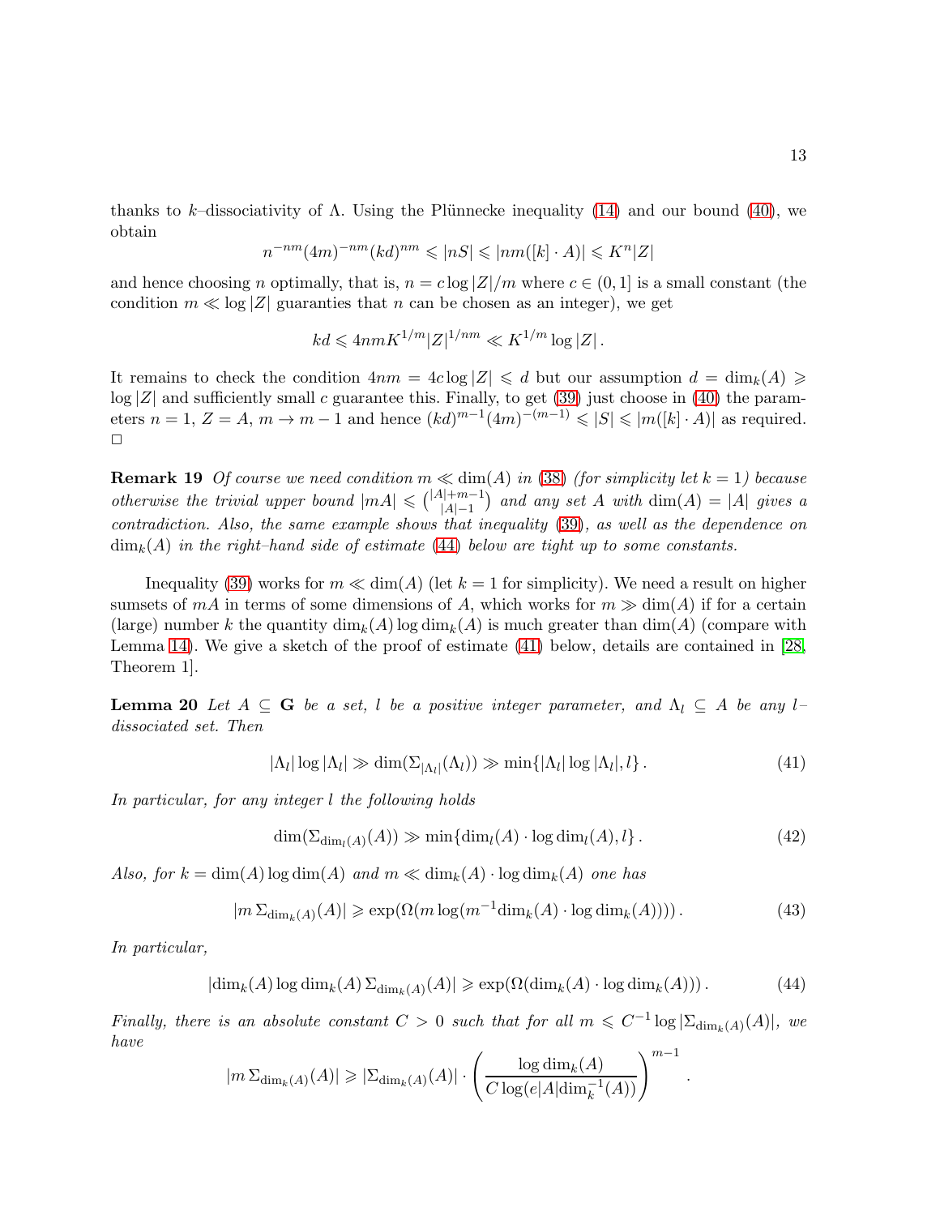thanks to $k$–dissociativity of $\Lambda$. Using the Plünnecke inequality (14) and our bound (40), we obtain

$$n^{-nm}(4m)^{-nm}(kd)^{nm} \leqslant |nS| \leqslant |nm([k]\cdot A)| \leqslant K^n |Z|$$

and hence choosing $n$ optimally, that is, $n = c\log|Z|/m$ where $c \in (0,1]$ is a small constant (the condition $m \ll \log|Z|$ guaranties that $n$ can be chosen as an integer), we get

$$kd \leqslant 4nmK^{1/m}|Z|^{1/nm} \ll K^{1/m}\log|Z|\,.$$

It remains to check the condition $4nm = 4c\log|Z| \leqslant d$ but our assumption $d = \dim_k(A) \geqslant \log|Z|$ and sufficiently small $c$ guarantee this. Finally, to get (39) just choose in (40) the parameters $n=1$, $Z=A$, $m \to m-1$ and hence $(kd)^{m-1}(4m)^{-(m-1)} \leqslant |S| \leqslant |m([k]\cdot A)|$ as required. $\Box$

**Remark 19** *Of course we need condition $m \ll \dim(A)$ in (38) (for simplicity let $k=1$) because otherwise the trivial upper bound $|mA| \leqslant \binom{|A|+m-1}{|A|-1}$ and any set $A$ with $\dim(A) = |A|$ gives a contradiction. Also, the same example shows that inequality (39), as well as the dependence on $\dim_k(A)$ in the right–hand side of estimate (44) below are tight up to some constants.*

Inequality (39) works for $m \ll \dim(A)$ (let $k=1$ for simplicity). We need a result on higher sumsets of $mA$ in terms of some dimensions of $A$, which works for $m \gg \dim(A)$ if for a certain (large) number $k$ the quantity $\dim_k(A)\log\dim_k(A)$ is much greater than $\dim(A)$ (compare with Lemma 14). We give a sketch of the proof of estimate (41) below, details are contained in [28, Theorem 1].

**Lemma 20** *Let $A \subseteq \mathbf{G}$ be a set, $l$ be a positive integer parameter, and $\Lambda_l \subseteq A$ be any $l$–dissociated set. Then*

$$|\Lambda_l|\log|\Lambda_l| \gg \dim(\Sigma_{|\Lambda_l|}(\Lambda_l)) \gg \min\{|\Lambda_l|\log|\Lambda_l|, l\}\,. \tag{41}$$

*In particular, for any integer $l$ the following holds*

$$\dim(\Sigma_{\dim_l(A)}(A)) \gg \min\{\dim_l(A)\cdot\log\dim_l(A), l\}\,. \tag{42}$$

*Also, for $k = \dim(A)\log\dim(A)$ and $m \ll \dim_k(A)\cdot\log\dim_k(A)$ one has*

$$|m\,\Sigma_{\dim_k(A)}(A)| \geqslant \exp(\Omega(m\log(m^{-1}\dim_k(A)\cdot\log\dim_k(A))))\,. \tag{43}$$

*In particular,*

$$|\dim_k(A)\log\dim_k(A)\,\Sigma_{\dim_k(A)}(A)| \geqslant \exp(\Omega(\dim_k(A)\cdot\log\dim_k(A)))\,. \tag{44}$$

*Finally, there is an absolute constant $C>0$ such that for all $m \leqslant C^{-1}\log|\Sigma_{\dim_k(A)}(A)|$, we have*

$$|m\,\Sigma_{\dim_k(A)}(A)| \geqslant |\Sigma_{\dim_k(A)}(A)| \cdot \left(\frac{\log\dim_k(A)}{C\log(e|A|\dim_k^{-1}(A))}\right)^{m-1}.$$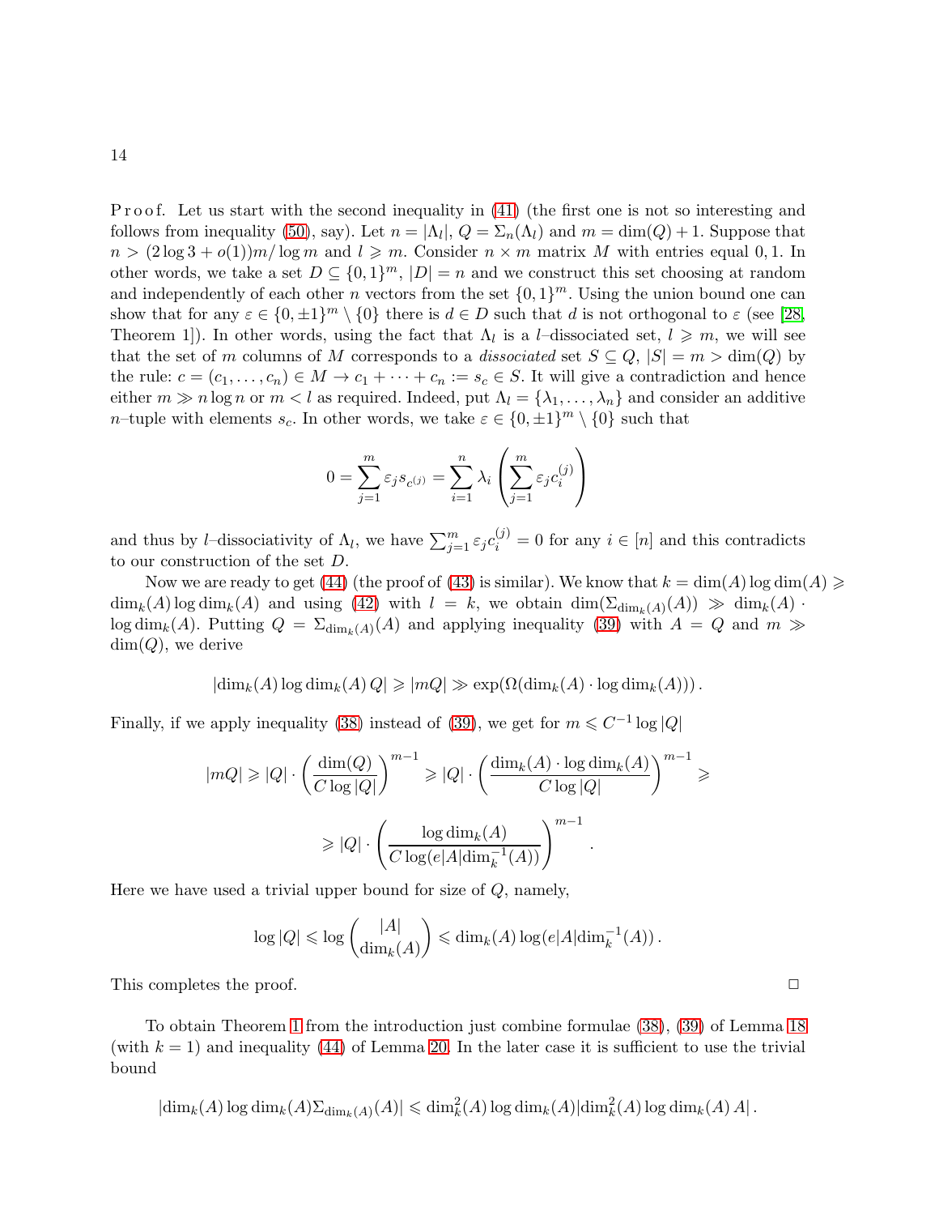P r o o f. Let us start with the second inequality in (41) (the first one is not so interesting and follows from inequality (50), say). Let $n = |\Lambda_l|$, $Q = \Sigma_n(\Lambda_l)$ and $m = \dim(Q) + 1$. Suppose that $n > (2\log 3 + o(1))m/\log m$ and $l \geqslant m$. Consider $n \times m$ matrix $M$ with entries equal $0, 1$. In other words, we take a set $D \subseteq \{0,1\}^m$, $|D| = n$ and we construct this set choosing at random and independently of each other $n$ vectors from the set $\{0,1\}^m$. Using the union bound one can show that for any $\varepsilon \in \{0, \pm 1\}^m \setminus \{0\}$ there is $d \in D$ such that $d$ is not orthogonal to $\varepsilon$ (see [28, Theorem 1]). In other words, using the fact that $\Lambda_l$ is a $l$–dissociated set, $l \geqslant m$, we will see that the set of $m$ columns of $M$ corresponds to a *dissociated* set $S \subseteq Q$, $|S| = m > \dim(Q)$ by the rule: $c = (c_1, \dots, c_n) \in M \to c_1 + \dots + c_n := s_c \in S$. It will give a contradiction and hence either $m \gg n \log n$ or $m < l$ as required. Indeed, put $\Lambda_l = \{\lambda_1, \dots, \lambda_n\}$ and consider an additive $n$–tuple with elements $s_c$. In other words, we take $\varepsilon \in \{0, \pm 1\}^m \setminus \{0\}$ such that

$$0 = \sum_{j=1}^{m} \varepsilon_j s_{c^{(j)}} = \sum_{i=1}^{n} \lambda_i \left( \sum_{j=1}^{m} \varepsilon_j c_i^{(j)} \right)$$

and thus by $l$–dissociativity of $\Lambda_l$, we have $\sum_{j=1}^m \varepsilon_j c_i^{(j)} = 0$ for any $i \in [n]$ and this contradicts to our construction of the set $D$.

Now we are ready to get (44) (the proof of (43) is similar). We know that $k = \dim(A) \log \dim(A) \geqslant \dim_k(A) \log \dim_k(A)$ and using (42) with $l = k$, we obtain $\dim(\Sigma_{\dim_k(A)}(A)) \gg \dim_k(A) \cdot \log \dim_k(A)$. Putting $Q = \Sigma_{\dim_k(A)}(A)$ and applying inequality (39) with $A = Q$ and $m \gg \dim(Q)$, we derive

$$|\dim_k(A) \log \dim_k(A)\, Q| \geqslant |mQ| \gg \exp(\Omega(\dim_k(A) \cdot \log \dim_k(A)))\,.$$

Finally, if we apply inequality (38) instead of (39), we get for $m \leqslant C^{-1} \log |Q|$

$$|mQ| \geqslant |Q| \cdot \left( \frac{\dim(Q)}{C \log |Q|} \right)^{m-1} \geqslant |Q| \cdot \left( \frac{\dim_k(A) \cdot \log \dim_k(A)}{C \log |Q|} \right)^{m-1} \geqslant$$

$$\geqslant |Q| \cdot \left( \frac{\log \dim_k(A)}{C \log (e|A| \dim_k^{-1}(A))} \right)^{m-1}.$$

Here we have used a trivial upper bound for size of $Q$, namely,

$$\log |Q| \leqslant \log \binom{|A|}{\dim_k(A)} \leqslant \dim_k(A) \log(e|A| \dim_k^{-1}(A))\,.$$

This completes the proof. $\Box$

To obtain Theorem 1 from the introduction just combine formulae (38), (39) of Lemma 18 (with $k = 1$) and inequality (44) of Lemma 20. In the later case it is sufficient to use the trivial bound

$$|\dim_k(A) \log \dim_k(A) \Sigma_{\dim_k(A)}(A)| \leqslant \dim_k^2(A) \log \dim_k(A) |\dim_k^2(A) \log \dim_k(A)\, A|\,.$$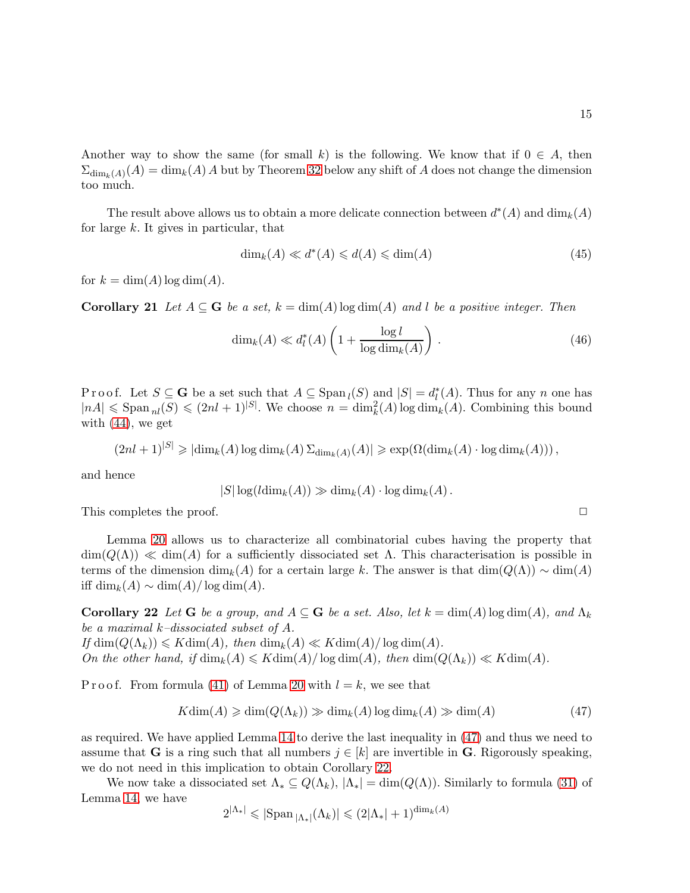Another way to show the same (for small $k$) is the following. We know that if $0 \in A$, then $\Sigma_{\dim_k(A)}(A) = \dim_k(A)\, A$ but by Theorem 32 below any shift of $A$ does not change the dimension too much.

The result above allows us to obtain a more delicate connection between $d^*(A)$ and $\dim_k(A)$ for large $k$. It gives in particular, that

$$\dim_k(A) \ll d^*(A) \leqslant d(A) \leqslant \dim(A) \tag{45}$$

for $k = \dim(A) \log \dim(A)$.

**Corollary 21** *Let $A \subseteq \mathbf{G}$ be a set, $k = \dim(A) \log \dim(A)$ and $l$ be a positive integer. Then*

$$\dim_k(A) \ll d^*_l(A) \left(1 + \frac{\log l}{\log \dim_k(A)}\right) . \tag{46}$$

Proof. Let $S \subseteq \mathbf{G}$ be a set such that $A \subseteq \operatorname{Span}_l(S)$ and $|S| = d^*_l(A)$. Thus for any $n$ one has $|nA| \leqslant \operatorname{Span}_{nl}(S) \leqslant (2nl+1)^{|S|}$. We choose $n = \dim_k^2(A) \log \dim_k(A)$. Combining this bound with (44), we get

$$(2nl+1)^{|S|} \geqslant |\dim_k(A) \log \dim_k(A)\, \Sigma_{\dim_k(A)}(A)| \geqslant \exp(\Omega(\dim_k(A) \cdot \log \dim_k(A)))\,,$$

and hence

$$|S| \log(l \dim_k(A)) \gg \dim_k(A) \cdot \log \dim_k(A)\,.$$

This completes the proof. $\Box$

Lemma 20 allows us to characterize all combinatorial cubes having the property that $\dim(Q(\Lambda)) \ll \dim(A)$ for a sufficiently dissociated set $\Lambda$. This characterisation is possible in terms of the dimension $\dim_k(A)$ for a certain large $k$. The answer is that $\dim(Q(\Lambda)) \sim \dim(A)$ iff $\dim_k(A) \sim \dim(A)/\log \dim(A)$.

**Corollary 22** *Let $\mathbf{G}$ be a group, and $A \subseteq \mathbf{G}$ be a set. Also, let $k = \dim(A) \log \dim(A)$, and $\Lambda_k$ be a maximal $k$–dissociated subset of $A$.*
*If $\dim(Q(\Lambda_k)) \leqslant K \dim(A)$, then $\dim_k(A) \ll K \dim(A)/\log \dim(A)$.*
*On the other hand, if $\dim_k(A) \leqslant K \dim(A)/\log \dim(A)$, then $\dim(Q(\Lambda_k)) \ll K \dim(A)$.*

Proof. From formula (41) of Lemma 20 with $l = k$, we see that

$$K \dim(A) \geqslant \dim(Q(\Lambda_k)) \gg \dim_k(A) \log \dim_k(A) \gg \dim(A) \tag{47}$$

as required. We have applied Lemma 14 to derive the last inequality in (47) and thus we need to assume that $\mathbf{G}$ is a ring such that all numbers $j \in [k]$ are invertible in $\mathbf{G}$. Rigorously speaking, we do not need in this implication to obtain Corollary 22.

We now take a dissociated set $\Lambda_* \subseteq Q(\Lambda_k)$, $|\Lambda_*| = \dim(Q(\Lambda))$. Similarly to formula (31) of Lemma 14, we have

$$2^{|\Lambda_*|} \leqslant |\operatorname{Span}_{|\Lambda_*|}(\Lambda_k)| \leqslant (2|\Lambda_*| + 1)^{\dim_k(A)}$$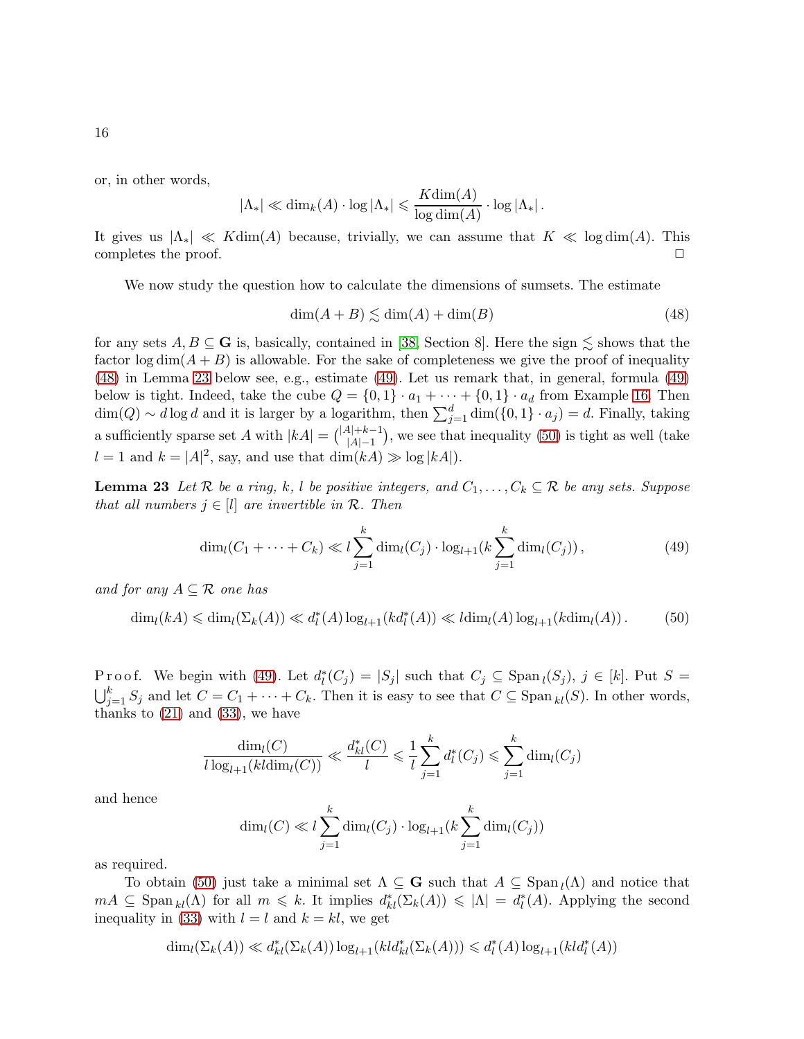or, in other words,

$$|\Lambda_*| \ll \dim_k(A) \cdot \log |\Lambda_*| \leqslant \frac{K \dim(A)}{\log \dim(A)} \cdot \log |\Lambda_*| \,.$$

It gives us $|\Lambda_*| \ll K\dim(A)$ because, trivially, we can assume that $K \ll \log \dim(A)$. This completes the proof. $\Box$

We now study the question how to calculate the dimensions of sumsets. The estimate

$$\dim(A+B) \lesssim \dim(A) + \dim(B) \tag{48}$$

for any sets $A, B \subseteq \mathbf{G}$ is, basically, contained in [38, Section 8]. Here the sign $\lesssim$ shows that the factor $\log \dim(A+B)$ is allowable. For the sake of completeness we give the proof of inequality (48) in Lemma 23 below see, e.g., estimate (49). Let us remark that, in general, formula (49) below is tight. Indeed, take the cube $Q = \{0,1\} \cdot a_1 + \dots + \{0,1\} \cdot a_d$ from Example 16. Then $\dim(Q) \sim d \log d$ and it is larger by a logarithm, then $\sum_{j=1}^d \dim(\{0,1\} \cdot a_j) = d$. Finally, taking a sufficiently sparse set $A$ with $|kA| = \binom{|A|+k-1}{|A|-1}$, we see that inequality (50) is tight as well (take $l = 1$ and $k = |A|^2$, say, and use that $\dim(kA) \gg \log |kA|$).

**Lemma 23** *Let $\mathcal{R}$ be a ring, $k$, $l$ be positive integers, and $C_1, \dots, C_k \subseteq \mathcal{R}$ be any sets. Suppose that all numbers $j \in [l]$ are invertible in $\mathcal{R}$. Then*

$$\dim_l(C_1 + \dots + C_k) \ll l \sum_{j=1}^k \dim_l(C_j) \cdot \log_{l+1}(k \sum_{j=1}^k \dim_l(C_j)) \,, \tag{49}$$

*and for any $A \subseteq \mathcal{R}$ one has*

$$\dim_l(kA) \leqslant \dim_l(\Sigma_k(A)) \ll d^*_l(A) \log_{l+1}(kd^*_l(A)) \ll l \dim_l(A) \log_{l+1}(k \dim_l(A)) \,. \tag{50}$$

P r o o f. We begin with (49). Let $d^*_l(C_j) = |S_j|$ such that $C_j \subseteq \mathrm{Span}\,_l(S_j)$, $j \in [k]$. Put $S = \bigcup_{j=1}^k S_j$ and let $C = C_1 + \dots + C_k$. Then it is easy to see that $C \subseteq \mathrm{Span}\,_{kl}(S)$. In other words, thanks to (21) and (33), we have

$$\frac{\dim_l(C)}{l \log_{l+1}(kl \dim_l(C))} \ll \frac{d^*_{kl}(C)}{l} \leqslant \frac{1}{l} \sum_{j=1}^k d^*_l(C_j) \leqslant \sum_{j=1}^k \dim_l(C_j)$$

and hence

$$\dim_l(C) \ll l \sum_{j=1}^k \dim_l(C_j) \cdot \log_{l+1}(k \sum_{j=1}^k \dim_l(C_j))$$

as required.

To obtain (50) just take a minimal set $\Lambda \subseteq \mathbf{G}$ such that $A \subseteq \mathrm{Span}\,_l(\Lambda)$ and notice that $mA \subseteq \mathrm{Span}\,_{kl}(\Lambda)$ for all $m \leqslant k$. It implies $d^*_{kl}(\Sigma_k(A)) \leqslant |\Lambda| = d^*_l(A)$. Applying the second inequality in (33) with $l = l$ and $k = kl$, we get

$$\dim_l(\Sigma_k(A)) \ll d^*_{kl}(\Sigma_k(A)) \log_{l+1}(kl d^*_{kl}(\Sigma_k(A))) \leqslant d^*_l(A) \log_{l+1}(kl d^*_l(A))$$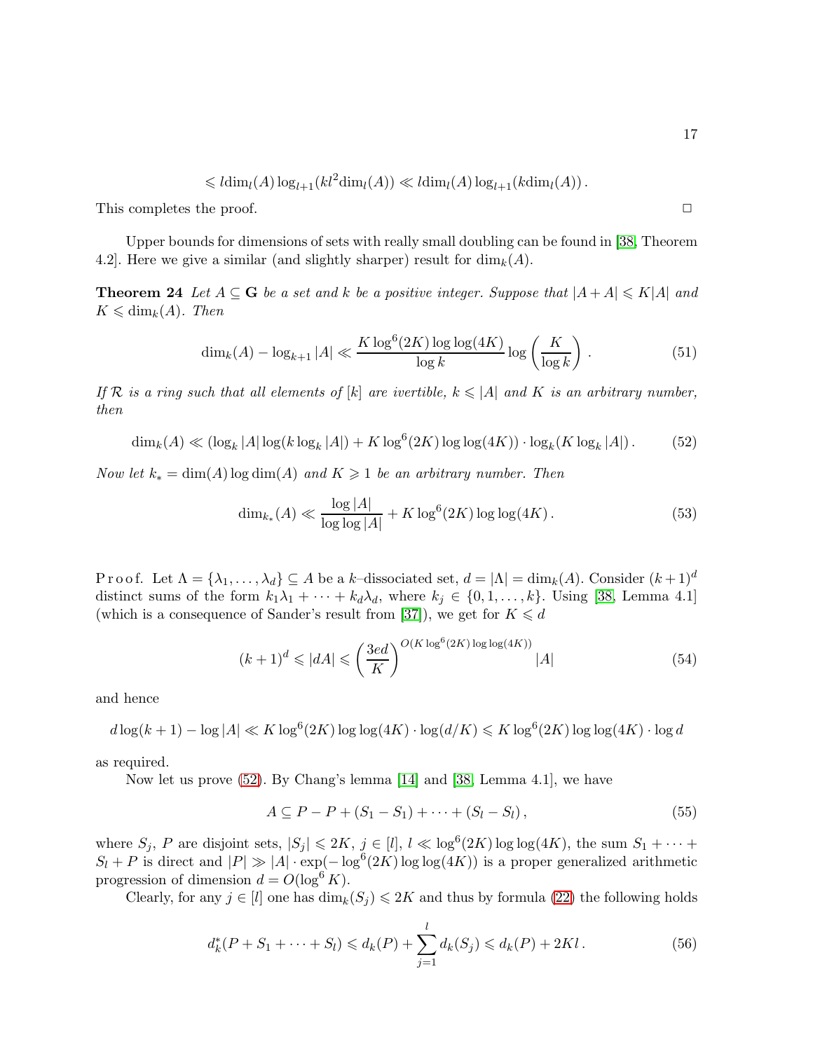$$\leqslant l\dim_l(A)\log_{l+1}(kl^2\dim_l(A)) \ll l\dim_l(A)\log_{l+1}(k\dim_l(A))\,.$$

This completes the proof. $\Box$

Upper bounds for dimensions of sets with really small doubling can be found in [38, Theorem 4.2]. Here we give a similar (and slightly sharper) result for $\dim_k(A)$.

**Theorem 24** *Let $A \subseteq \mathbf{G}$ be a set and $k$ be a positive integer. Suppose that $|A+A| \leqslant K|A|$ and $K \leqslant \dim_k(A)$. Then*

$$\dim_k(A) - \log_{k+1}|A| \ll \frac{K\log^6(2K)\log\log(4K)}{\log k}\log\left(\frac{K}{\log k}\right)\,. \tag{51}$$

*If $\mathcal{R}$ is a ring such that all elements of $[k]$ are ivertible, $k \leqslant |A|$ and $K$ is an arbitrary number, then*

$$\dim_k(A) \ll (\log_k|A|\log(k\log_k|A|) + K\log^6(2K)\log\log(4K)) \cdot \log_k(K\log_k|A|)\,. \tag{52}$$

*Now let $k_* = \dim(A)\log\dim(A)$ and $K \geqslant 1$ be an arbitrary number. Then*

$$\dim_{k_*}(A) \ll \frac{\log|A|}{\log\log|A|} + K\log^6(2K)\log\log(4K)\,. \tag{53}$$

P r o o f. Let $\Lambda = \{\lambda_1, \dots, \lambda_d\} \subseteq A$ be a $k$–dissociated set, $d = |\Lambda| = \dim_k(A)$. Consider $(k+1)^d$ distinct sums of the form $k_1\lambda_1 + \dots + k_d\lambda_d$, where $k_j \in \{0, 1, \dots, k\}$. Using [38, Lemma 4.1] (which is a consequence of Sander's result from [37]), we get for $K \leqslant d$

$$(k+1)^d \leqslant |dA| \leqslant \left(\frac{3ed}{K}\right)^{O(K\log^6(2K)\log\log(4K))}|A| \tag{54}$$

and hence

$$d\log(k+1) - \log|A| \ll K\log^6(2K)\log\log(4K)\cdot\log(d/K) \leqslant K\log^6(2K)\log\log(4K)\cdot\log d$$

as required.

Now let us prove (52). By Chang's lemma [14] and [38, Lemma 4.1], we have

$$A \subseteq P - P + (S_1 - S_1) + \dots + (S_l - S_l)\,, \tag{55}$$

where $S_j$, $P$ are disjoint sets, $|S_j| \leqslant 2K$, $j \in [l]$, $l \ll \log^6(2K)\log\log(4K)$, the sum $S_1 + \dots + S_l + P$ is direct and $|P| \gg |A| \cdot \exp(-\log^6(2K)\log\log(4K))$ is a proper generalized arithmetic progression of dimension $d = O(\log^6 K)$.

Clearly, for any $j \in [l]$ one has $\dim_k(S_j) \leqslant 2K$ and thus by formula (22) the following holds

$$d^*_k(P + S_1 + \dots + S_l) \leqslant d_k(P) + \sum_{j=1}^{l} d_k(S_j) \leqslant d_k(P) + 2Kl\,. \tag{56}$$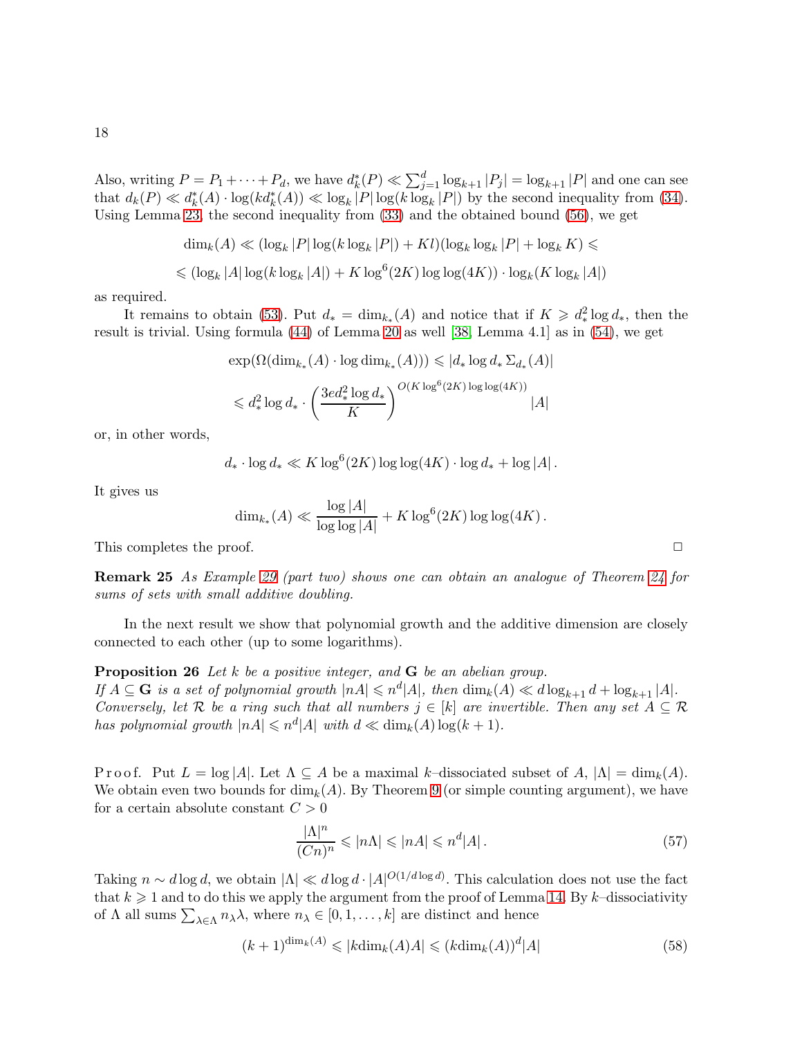Also, writing $P = P_1 + \dots + P_d$, we have $d^*_k(P) \ll \sum_{j=1}^d \log_{k+1} |P_j| = \log_{k+1} |P|$ and one can see that $d_k(P) \ll d^*_k(A) \cdot \log(k d^*_k(A)) \ll \log_k |P| \log(k \log_k |P|)$ by the second inequality from (34). Using Lemma 23, the second inequality from (33) and the obtained bound (56), we get

$$\dim_k(A) \ll (\log_k |P| \log(k \log_k |P|) + Kl)(\log_k \log_k |P| + \log_k K) \leqslant$$

$$\leqslant (\log_k |A| \log(k \log_k |A|) + K \log^6(2K) \log\log(4K)) \cdot \log_k(K \log_k |A|)$$

as required.

It remains to obtain (53). Put $d_* = \dim_{k_*}(A)$ and notice that if $K \geqslant d_*^2 \log d_*$, then the result is trivial. Using formula (44) of Lemma 20 as well [38, Lemma 4.1] as in (54), we get

$$\exp(\Omega(\dim_{k_*}(A) \cdot \log \dim_{k_*}(A))) \leqslant |d_* \log d_* \, \Sigma_{d_*}(A)|$$

$$\leqslant d_*^2 \log d_* \cdot \left( \frac{3e d_*^2 \log d_*}{K} \right)^{O(K \log^6(2K) \log\log(4K))} |A|$$

or, in other words,

$$d_* \cdot \log d_* \ll K \log^6(2K) \log\log(4K) \cdot \log d_* + \log |A| \,.$$

It gives us

$$\dim_{k_*}(A) \ll \frac{\log |A|}{\log\log |A|} + K \log^6(2K) \log\log(4K) \,.$$

This completes the proof. $\Box$

**Remark 25** *As Example 29 (part two) shows one can obtain an analogue of Theorem 24 for sums of sets with small additive doubling.*

In the next result we show that polynomial growth and the additive dimension are closely connected to each other (up to some logarithms).

**Proposition 26** *Let $k$ be a positive integer, and $\mathbf{G}$ be an abelian group. If $A \subseteq \mathbf{G}$ is a set of polynomial growth $|nA| \leqslant n^d |A|$, then $\dim_k(A) \ll d \log_{k+1} d + \log_{k+1} |A|$. Conversely, let $\mathcal{R}$ be a ring such that all numbers $j \in [k]$ are invertible. Then any set $A \subseteq \mathcal{R}$ has polynomial growth $|nA| \leqslant n^d |A|$ with $d \ll \dim_k(A) \log(k+1)$.*

P r o o f. Put $L = \log |A|$. Let $\Lambda \subseteq A$ be a maximal $k$–dissociated subset of $A$, $|\Lambda| = \dim_k(A)$. We obtain even two bounds for $\dim_k(A)$. By Theorem 9 (or simple counting argument), we have for a certain absolute constant $C > 0$

$$\frac{|\Lambda|^n}{(Cn)^n} \leqslant |n\Lambda| \leqslant |nA| \leqslant n^d |A| \,. \tag{57}$$

Taking $n \sim d \log d$, we obtain $|\Lambda| \ll d \log d \cdot |A|^{O(1/d \log d)}$. This calculation does not use the fact that $k \geqslant 1$ and to do this we apply the argument from the proof of Lemma 14. By $k$–dissociativity of $\Lambda$ all sums $\sum_{\lambda \in \Lambda} n_\lambda \lambda$, where $n_\lambda \in [0, 1, \dots, k]$ are distinct and hence

$$(k+1)^{\dim_k(A)} \leqslant |k \dim_k(A) A| \leqslant (k \dim_k(A))^d |A| \tag{58}$$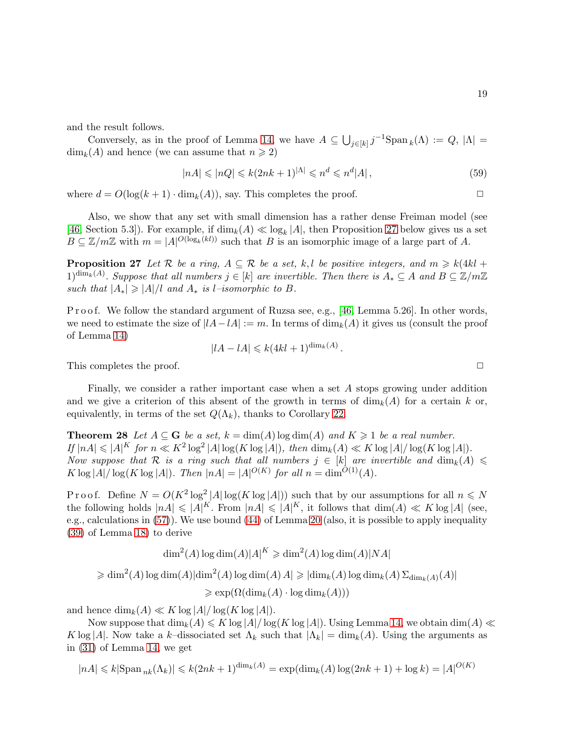and the result follows.

Conversely, as in the proof of Lemma 14, we have $A \subseteq \bigcup_{j\in[k]} j^{-1}\mathrm{Span}_k(\Lambda) := Q$, $|\Lambda| = \dim_k(A)$ and hence (we can assume that $n \geqslant 2$)

$$|nA| \leqslant |nQ| \leqslant k(2nk+1)^{|\Lambda|} \leqslant n^d \leqslant n^d|A|\,, \tag{59}$$

where $d = O(\log(k+1)\cdot \dim_k(A))$, say. This completes the proof. $\Box$

Also, we show that any set with small dimension has a rather dense Freiman model (see [46, Section 5.3]). For example, if $\dim_k(A) \ll \log_k |A|$, then Proposition 27 below gives us a set $B \subseteq \mathbb{Z}/m\mathbb{Z}$ with $m = |A|^{O(\log_k(kl))}$ such that $B$ is an isomorphic image of a large part of $A$.

**Proposition 27** *Let $\mathcal{R}$ be a ring, $A \subseteq \mathcal{R}$ be a set, $k,l$ be positive integers, and $m \geqslant k(4kl+1)^{\dim_k(A)}$. Suppose that all numbers $j \in [k]$ are invertible. Then there is $A_* \subseteq A$ and $B \subseteq \mathbb{Z}/m\mathbb{Z}$ such that $|A_*| \geqslant |A|/l$ and $A_*$ is $l$–isomorphic to $B$.*

P r o o f. We follow the standard argument of Ruzsa see, e.g., [46, Lemma 5.26]. In other words, we need to estimate the size of $|lA - lA| := m$. In terms of $\dim_k(A)$ it gives us (consult the proof of Lemma 14)

$$|lA - lA| \leqslant k(4kl+1)^{\dim_k(A)}\,.$$

This completes the proof. $\Box$

Finally, we consider a rather important case when a set $A$ stops growing under addition and we give a criterion of this absent of the growth in terms of $\dim_k(A)$ for a certain $k$ or, equivalently, in terms of the set $Q(\Lambda_k)$, thanks to Corollary 22.

**Theorem 28** *Let $A \subseteq \mathbf{G}$ be a set, $k = \dim(A)\log\dim(A)$ and $K \geqslant 1$ be a real number. If $|nA| \leqslant |A|^K$ for $n \ll K^2\log^2|A|\log(K\log|A|)$, then $\dim_k(A) \ll K\log|A|/\log(K\log|A|)$. Now suppose that $\mathcal{R}$ is a ring such that all numbers $j \in [k]$ are invertible and $\dim_k(A) \leqslant K\log|A|/\log(K\log|A|)$. Then $|nA| = |A|^{O(K)}$ for all $n = \dim^{O(1)}(A)$.*

P r o o f. Define $N = O(K^2\log^2|A|\log(K\log|A|))$ such that by our assumptions for all $n \leqslant N$ the following holds $|nA| \leqslant |A|^K$. From $|nA| \leqslant |A|^K$, it follows that $\dim(A) \ll K\log|A|$ (see, e.g., calculations in (57)). We use bound (44) of Lemma 20 (also, it is possible to apply inequality (39) of Lemma 18) to derive

$$\dim^2(A)\log\dim(A)|A|^K \geqslant \dim^2(A)\log\dim(A)|NA|$$

$$\geqslant \dim^2(A)\log\dim(A)|\dim^2(A)\log\dim(A)\,A| \geqslant |\dim_k(A)\log\dim_k(A)\,\Sigma_{\dim_k(A)}(A)|$$

$$\geqslant \exp(\Omega(\dim_k(A)\cdot\log\dim_k(A)))$$

and hence $\dim_k(A) \ll K\log|A|/\log(K\log|A|)$.

Now suppose that $\dim_k(A) \leqslant K\log|A|/\log(K\log|A|)$. Using Lemma 14, we obtain $\dim(A) \ll K\log|A|$. Now take a $k$–dissociated set $\Lambda_k$ such that $|\Lambda_k| = \dim_k(A)$. Using the arguments as in (31) of Lemma 14, we get

$$|nA| \leqslant k|\mathrm{Span}_{nk}(\Lambda_k)| \leqslant k(2nk+1)^{\dim_k(A)} = \exp(\dim_k(A)\log(2nk+1)+\log k) = |A|^{O(K)}$$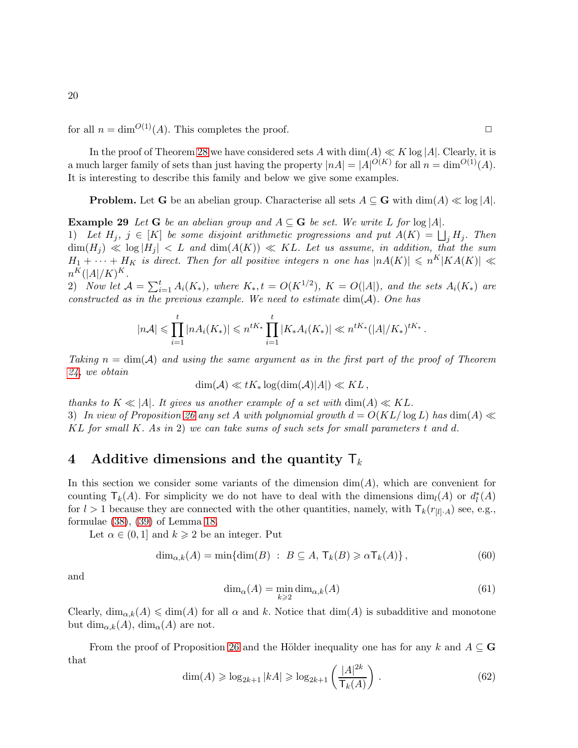for all $n = \dim^{O(1)}(A)$. This completes the proof. $\Box$

In the proof of Theorem 28 we have considered sets $A$ with $\dim(A) \ll K \log |A|$. Clearly, it is a much larger family of sets than just having the property $|nA| = |A|^{O(K)}$ for all $n = \dim^{O(1)}(A)$. It is interesting to describe this family and below we give some examples.

**Problem.** Let $\mathbf{G}$ be an abelian group. Characterise all sets $A \subseteq \mathbf{G}$ with $\dim(A) \ll \log |A|$.

**Example 29** *Let $\mathbf{G}$ be an abelian group and $A \subseteq \mathbf{G}$ be set. We write $L$ for $\log |A|$.*
*1) Let $H_j$, $j \in [K]$ be some disjoint arithmetic progressions and put $A(K) = \bigsqcup_j H_j$. Then $\dim(H_j) \ll \log |H_j| < L$ and $\dim(A(K)) \ll KL$. Let us assume, in addition, that the sum $H_1 + \dots + H_K$ is direct. Then for all positive integers $n$ one has $|nA(K)| \leqslant n^K |KA(K)| \ll n^K (|A|/K)^K$.*
*2) Now let $\mathcal{A} = \sum_{i=1}^t A_i(K_*)$, where $K_*, t = O(K^{1/2})$, $K = O(|A|)$, and the sets $A_i(K_*)$ are constructed as in the previous example. We need to estimate $\dim(\mathcal{A})$. One has*

$$|n\mathcal{A}| \leqslant \prod_{i=1}^t |nA_i(K_*)| \leqslant n^{tK_*} \prod_{i=1}^t |K_* A_i(K_*)| \ll n^{tK_*} (|A|/K_*)^{tK_*} \,.$$

*Taking $n = \dim(\mathcal{A})$ and using the same argument as in the first part of the proof of Theorem 24, we obtain*

$$\dim(\mathcal{A}) \ll tK_* \log(\dim(\mathcal{A})|A|) \ll KL \,,$$

*thanks to $K \ll |A|$. It gives us another example of a set with $\dim(A) \ll KL$.*
*3) In view of Proposition 26 any set $A$ with polynomial growth $d = O(KL/\log L)$ has $\dim(A) \ll KL$ for small $K$. As in 2) we can take sums of such sets for small parameters $t$ and $d$.*

## 4 Additive dimensions and the quantity $\mathsf{T}_k$

In this section we consider some variants of the dimension $\dim(A)$, which are convenient for counting $\mathsf{T}_k(A)$. For simplicity we do not have to deal with the dimensions $\dim_l(A)$ or $d^*_l(A)$ for $l > 1$ because they are connected with the other quantities, namely, with $\mathsf{T}_k(r_{[l]\cdot A})$ see, e.g., formulae (38), (39) of Lemma 18.

Let $\alpha \in (0, 1]$ and $k \geqslant 2$ be an integer. Put

$$\dim_{\alpha,k}(A) = \min\{\dim(B) \ : \ B \subseteq A,\, \mathsf{T}_k(B) \geqslant \alpha \mathsf{T}_k(A)\} \,, \tag{60}$$

and

$$\dim_{\alpha}(A) = \min_{k \geqslant 2} \dim_{\alpha,k}(A) \tag{61}$$

Clearly, $\dim_{\alpha,k}(A) \leqslant \dim(A)$ for all $\alpha$ and $k$. Notice that $\dim(A)$ is subadditive and monotone but $\dim_{\alpha,k}(A)$, $\dim_{\alpha}(A)$ are not.

From the proof of Proposition 26 and the Hölder inequality one has for any $k$ and $A \subseteq \mathbf{G}$ that

$$\dim(A) \geqslant \log_{2k+1} |kA| \geqslant \log_{2k+1} \left( \frac{|A|^{2k}}{\mathsf{T}_k(A)} \right) \,. \tag{62}$$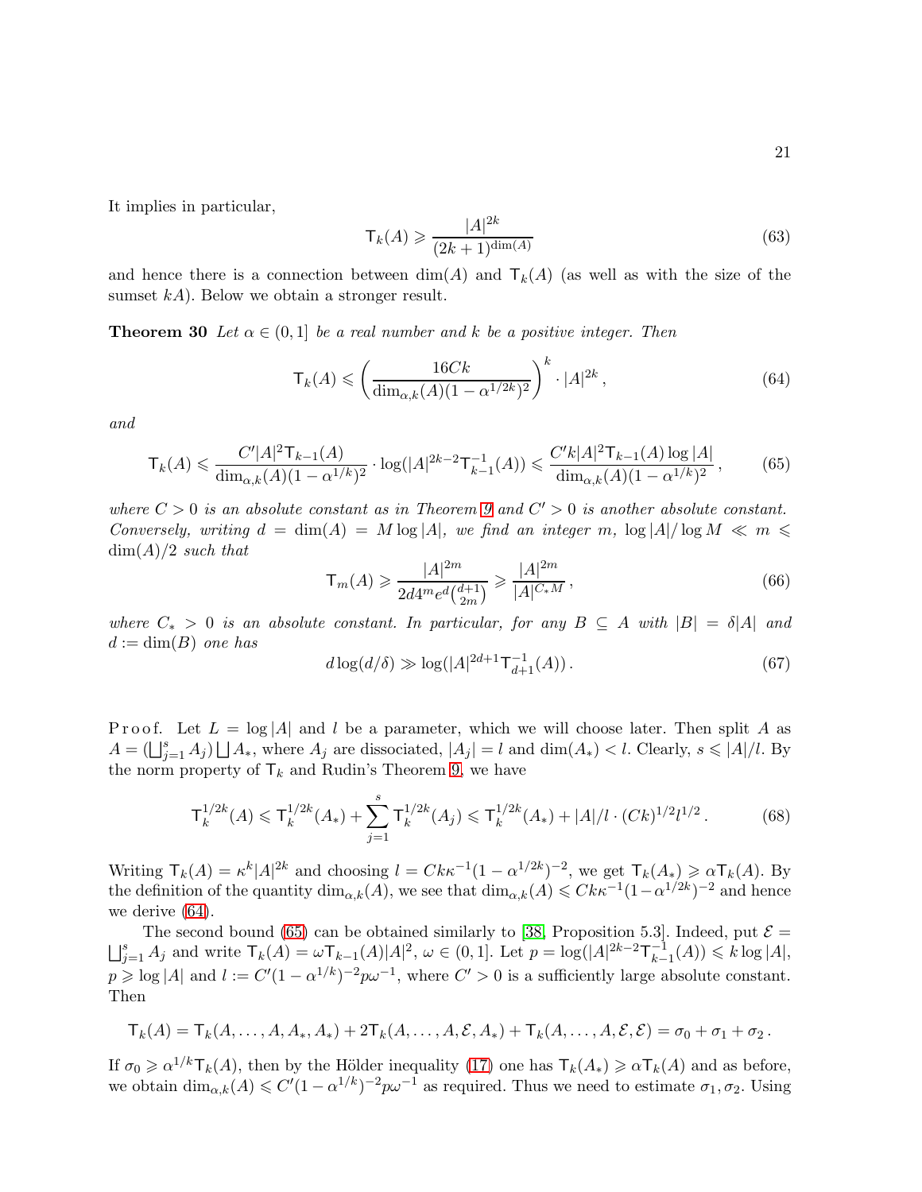It implies in particular,

$$
\mathsf{T}_k(A) \geqslant \frac{|A|^{2k}}{(2k+1)^{\dim(A)}} \tag{63}
$$

and hence there is a connection between $\dim(A)$ and $\mathsf{T}_k(A)$ (as well as with the size of the sumset $kA$). Below we obtain a stronger result.

**Theorem 30** *Let $\alpha \in (0,1]$ be a real number and $k$ be a positive integer. Then*

$$
\mathsf{T}_k(A) \leqslant \left( \frac{16Ck}{\dim_{\alpha,k}(A)(1-\alpha^{1/2k})^2} \right)^k \cdot |A|^{2k}, \tag{64}
$$

*and*

$$
\mathsf{T}_k(A) \leqslant \frac{C'|A|^2 \mathsf{T}_{k-1}(A)}{\dim_{\alpha,k}(A)(1-\alpha^{1/k})^2} \cdot \log(|A|^{2k-2}\mathsf{T}^{-1}_{k-1}(A)) \leqslant \frac{C'k|A|^2\mathsf{T}_{k-1}(A)\log|A|}{\dim_{\alpha,k}(A)(1-\alpha^{1/k})^2}, \tag{65}
$$

*where $C>0$ is an absolute constant as in Theorem 9 and $C'>0$ is another absolute constant. Conversely, writing $d = \dim(A) = M \log|A|$, we find an integer $m$, $\log|A|/\log M \ll m \leqslant \dim(A)/2$ such that*

$$
\mathsf{T}_m(A) \geqslant \frac{|A|^{2m}}{2d4^m e^d \binom{d+1}{2m}} \geqslant \frac{|A|^{2m}}{|A|^{C_* M}}, \tag{66}
$$

*where $C_*>0$ is an absolute constant. In particular, for any $B \subseteq A$ with $|B| = \delta|A|$ and $d := \dim(B)$ one has*

$$
d\log(d/\delta) \gg \log(|A|^{2d+1}\mathsf{T}^{-1}_{d+1}(A)). \tag{67}
$$

P r o o f. Let $L = \log|A|$ and $l$ be a parameter, which we will choose later. Then split $A$ as $A = (\bigsqcup_{j=1}^s A_j) \bigsqcup A_*$, where $A_j$ are dissociated, $|A_j| = l$ and $\dim(A_*) < l$. Clearly, $s \leqslant |A|/l$. By the norm property of $\mathsf{T}_k$ and Rudin's Theorem 9, we have

$$
\mathsf{T}^{1/2k}_k(A) \leqslant \mathsf{T}^{1/2k}_k(A_*) + \sum_{j=1}^s \mathsf{T}^{1/2k}_k(A_j) \leqslant \mathsf{T}^{1/2k}_k(A_*) + |A|/l \cdot (Ck)^{1/2} l^{1/2}. \tag{68}
$$

Writing $\mathsf{T}_k(A) = \kappa^k |A|^{2k}$ and choosing $l = Ck\kappa^{-1}(1-\alpha^{1/2k})^{-2}$, we get $\mathsf{T}_k(A_*) \geqslant \alpha \mathsf{T}_k(A)$. By the definition of the quantity $\dim_{\alpha,k}(A)$, we see that $\dim_{\alpha,k}(A) \leqslant Ck\kappa^{-1}(1-\alpha^{1/2k})^{-2}$ and hence we derive (64).

The second bound (65) can be obtained similarly to [38, Proposition 5.3]. Indeed, put $\mathcal{E} = \bigsqcup_{j=1}^s A_j$ and write $\mathsf{T}_k(A) = \omega \mathsf{T}_{k-1}(A)|A|^2$, $\omega \in (0,1]$. Let $p = \log(|A|^{2k-2}\mathsf{T}^{-1}_{k-1}(A)) \leqslant k\log|A|$, $p \geqslant \log|A|$ and $l := C'(1-\alpha^{1/k})^{-2}p\omega^{-1}$, where $C'>0$ is a sufficiently large absolute constant. Then

$$
\mathsf{T}_k(A) = \mathsf{T}_k(A,\dots,A,A_*,A_*) + 2\mathsf{T}_k(A,\dots,A,\mathcal{E},A_*) + \mathsf{T}_k(A,\dots,A,\mathcal{E},\mathcal{E}) = \sigma_0 + \sigma_1 + \sigma_2.
$$

If $\sigma_0 \geqslant \alpha^{1/k}\mathsf{T}_k(A)$, then by the Hölder inequality (17) one has $\mathsf{T}_k(A_*) \geqslant \alpha \mathsf{T}_k(A)$ and as before, we obtain $\dim_{\alpha,k}(A) \leqslant C'(1-\alpha^{1/k})^{-2}p\omega^{-1}$ as required. Thus we need to estimate $\sigma_1, \sigma_2$. Using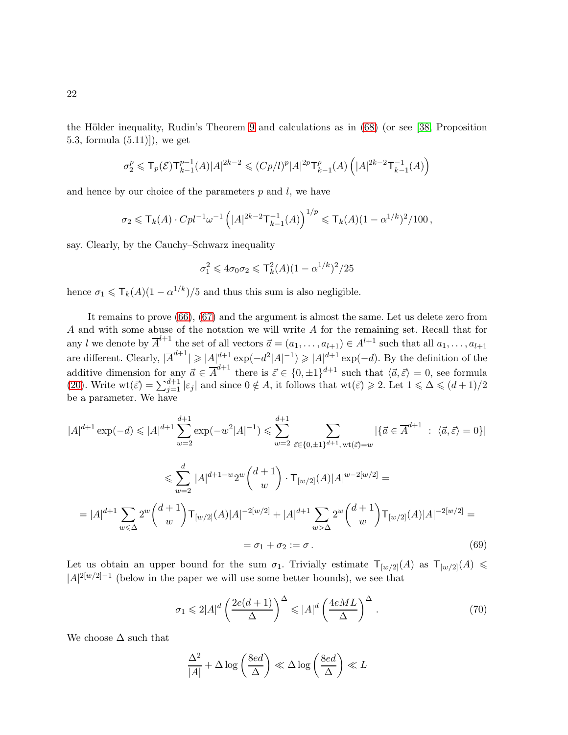the Hölder inequality, Rudin's Theorem 9 and calculations as in (68) (or see [38, Proposition 5.3, formula (5.11)]), we get

$$\sigma_2^p \leqslant \mathsf{T}_p(\mathcal{E})\mathsf{T}_{k-1}^{p-1}(A)|A|^{2k-2} \leqslant (Cp/l)^p |A|^{2p}\mathsf{T}_{k-1}^p(A)\left(|A|^{2k-2}\mathsf{T}_{k-1}^{-1}(A)\right)$$

and hence by our choice of the parameters $p$ and $l$, we have

$$\sigma_2 \leqslant \mathsf{T}_k(A)\cdot Cpl^{-1}\omega^{-1}\left(|A|^{2k-2}\mathsf{T}_{k-1}^{-1}(A)\right)^{1/p} \leqslant \mathsf{T}_k(A)(1-\alpha^{1/k})^2/100\,,$$

say. Clearly, by the Cauchy–Schwarz inequality

$$\sigma_1^2 \leqslant 4\sigma_0\sigma_2 \leqslant \mathsf{T}_k^2(A)(1-\alpha^{1/k})^2/25$$

hence $\sigma_1 \leqslant \mathsf{T}_k(A)(1-\alpha^{1/k})/5$ and thus this sum is also negligible.

It remains to prove (66), (67) and the argument is almost the same. Let us delete zero from $A$ and with some abuse of the notation we will write $A$ for the remaining set. Recall that for any $l$ we denote by $\overline{A}^{l+1}$ the set of all vectors $\vec{a} = (a_1,\dots,a_{l+1}) \in A^{l+1}$ such that all $a_1,\dots,a_{l+1}$ are different. Clearly, $|\overline{A}^{d+1}| \geqslant |A|^{d+1}\exp(-d^2|A|^{-1}) \geqslant |A|^{d+1}\exp(-d)$. By the definition of the additive dimension for any $\vec{a} \in \overline{A}^{d+1}$ there is $\vec{\varepsilon} \in \{0,\pm1\}^{d+1}$ such that $\langle \vec{a},\vec{\varepsilon}\rangle = 0$, see formula (20). Write $\mathrm{wt}(\vec{\varepsilon}) = \sum_{j=1}^{d+1}|\varepsilon_j|$ and since $0 \notin A$, it follows that $\mathrm{wt}(\vec{\varepsilon}) \geqslant 2$. Let $1 \leqslant \Delta \leqslant (d+1)/2$ be a parameter. We have

$$|A|^{d+1}\exp(-d) \leqslant |A|^{d+1}\sum_{w=2}^{d+1}\exp(-w^2|A|^{-1}) \leqslant \sum_{w=2}^{d+1}\sum_{\vec{\varepsilon}\in\{0,\pm1\}^{d+1},\,\mathrm{wt}(\vec{\varepsilon})=w} |\{\vec{a} \in \overline{A}^{d+1} ~:~ \langle \vec{a},\vec{\varepsilon}\rangle = 0\}|$$

$$\leqslant \sum_{w=2}^{d} |A|^{d+1-w}2^w\binom{d+1}{w}\cdot \mathsf{T}_{[w/2]}(A)|A|^{w-2[w/2]} =$$

$$= |A|^{d+1}\sum_{w\leqslant\Delta}2^w\binom{d+1}{w}\mathsf{T}_{[w/2]}(A)|A|^{-2[w/2]} + |A|^{d+1}\sum_{w>\Delta}2^w\binom{d+1}{w}\mathsf{T}_{[w/2]}(A)|A|^{-2[w/2]} =$$

$$= \sigma_1 + \sigma_2 := \sigma\,. \tag{69}$$

Let us obtain an upper bound for the sum $\sigma_1$. Trivially estimate $\mathsf{T}_{[w/2]}(A)$ as $\mathsf{T}_{[w/2]}(A) \leqslant |A|^{2[w/2]-1}$ (below in the paper we will use some better bounds), we see that

$$\sigma_1 \leqslant 2|A|^d\left(\frac{2e(d+1)}{\Delta}\right)^\Delta \leqslant |A|^d\left(\frac{4eML}{\Delta}\right)^\Delta\,. \tag{70}$$

We choose $\Delta$ such that

$$\frac{\Delta^2}{|A|} + \Delta\log\left(\frac{8ed}{\Delta}\right) \ll \Delta\log\left(\frac{8ed}{\Delta}\right) \ll L$$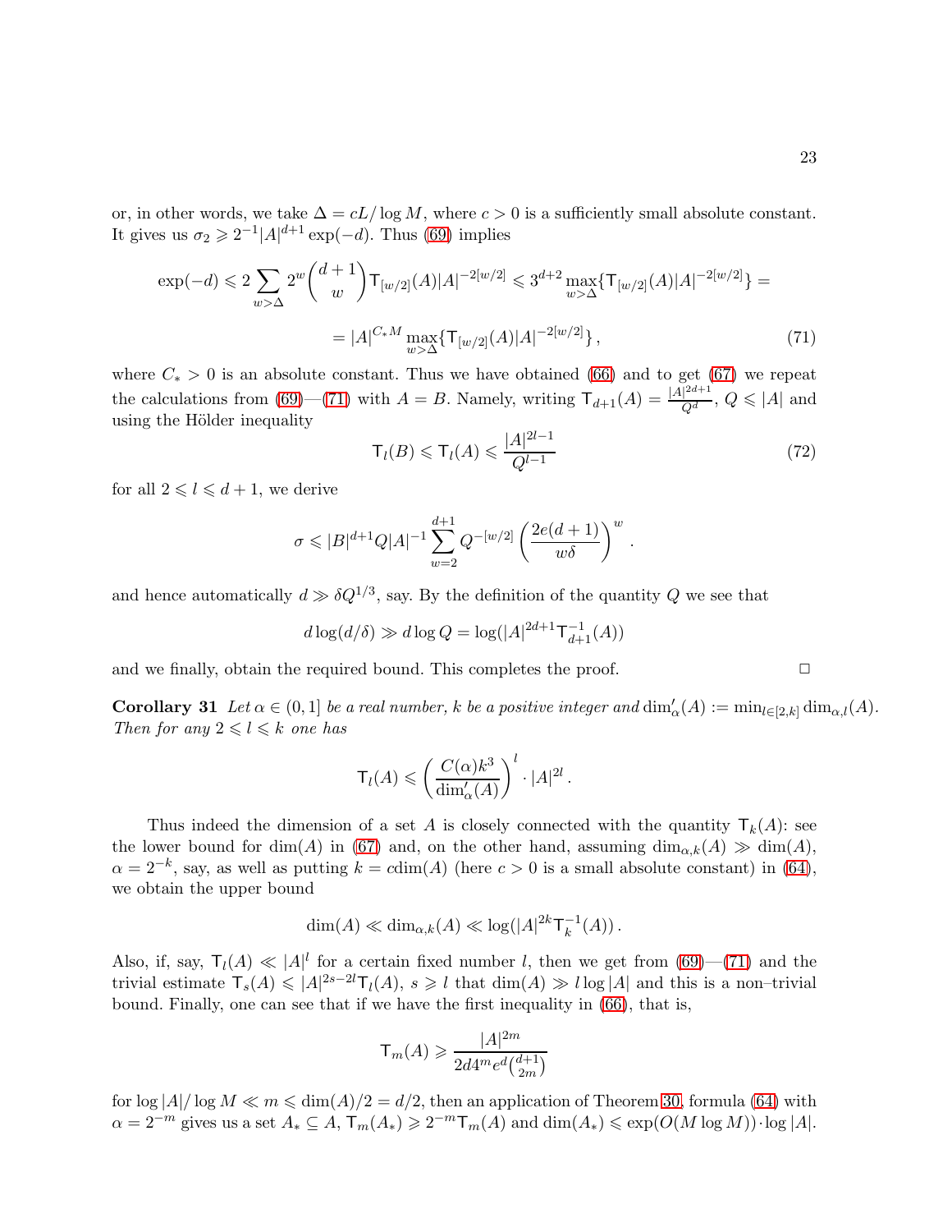or, in other words, we take $\Delta = cL/\log M$, where $c > 0$ is a sufficiently small absolute constant. It gives us $\sigma_2 \geqslant 2^{-1}|A|^{d+1}\exp(-d)$. Thus (69) implies

$$\exp(-d) \leqslant 2\sum_{w>\Delta} 2^w \binom{d+1}{w} \mathsf{T}_{[w/2]}(A)|A|^{-2[w/2]} \leqslant 3^{d+2} \max_{w>\Delta}\{\mathsf{T}_{[w/2]}(A)|A|^{-2[w/2]}\} =$$

$$= |A|^{C_* M} \max_{w>\Delta}\{\mathsf{T}_{[w/2]}(A)|A|^{-2[w/2]}\}\,, \tag{71}$$

where $C_* > 0$ is an absolute constant. Thus we have obtained (66) and to get (67) we repeat the calculations from (69)—(71) with $A = B$. Namely, writing $\mathsf{T}_{d+1}(A) = \frac{|A|^{2d+1}}{Q^d}$, $Q \leqslant |A|$ and using the Hölder inequality

$$\mathsf{T}_l(B) \leqslant \mathsf{T}_l(A) \leqslant \frac{|A|^{2l-1}}{Q^{l-1}} \tag{72}$$

for all $2 \leqslant l \leqslant d+1$, we derive

$$\sigma \leqslant |B|^{d+1} Q |A|^{-1} \sum_{w=2}^{d+1} Q^{-[w/2]} \left(\frac{2e(d+1)}{w\delta}\right)^w .$$

and hence automatically $d \gg \delta Q^{1/3}$, say. By the definition of the quantity $Q$ we see that

$$d\log(d/\delta) \gg d\log Q = \log(|A|^{2d+1}\mathsf{T}^{-1}_{d+1}(A))$$

and we finally, obtain the required bound. This completes the proof. $\Box$

**Corollary 31** *Let $\alpha \in (0,1]$ be a real number, $k$ be a positive integer and $\dim'_\alpha(A) := \min_{l\in[2,k]} \dim_{\alpha,l}(A)$. Then for any $2 \leqslant l \leqslant k$ one has*

$$\mathsf{T}_l(A) \leqslant \left(\frac{C(\alpha)k^3}{\dim'_\alpha(A)}\right)^l \cdot |A|^{2l}\,.$$

Thus indeed the dimension of a set $A$ is closely connected with the quantity $\mathsf{T}_k(A)$: see the lower bound for $\dim(A)$ in (67) and, on the other hand, assuming $\dim_{\alpha,k}(A) \gg \dim(A)$, $\alpha = 2^{-k}$, say, as well as putting $k = c\dim(A)$ (here $c > 0$ is a small absolute constant) in (64), we obtain the upper bound

$$\dim(A) \ll \dim_{\alpha,k}(A) \ll \log(|A|^{2k}\mathsf{T}^{-1}_k(A))\,.$$

Also, if, say, $\mathsf{T}_l(A) \ll |A|^l$ for a certain fixed number $l$, then we get from (69)—(71) and the trivial estimate $\mathsf{T}_s(A) \leqslant |A|^{2s-2l}\mathsf{T}_l(A)$, $s \geqslant l$ that $\dim(A) \gg l\log|A|$ and this is a non–trivial bound. Finally, one can see that if we have the first inequality in (66), that is,

$$\mathsf{T}_m(A) \geqslant \frac{|A|^{2m}}{2d4^m e^d\binom{d+1}{2m}}$$

for $\log|A|/\log M \ll m \leqslant \dim(A)/2 = d/2$, then an application of Theorem 30, formula (64) with $\alpha = 2^{-m}$ gives us a set $A_* \subseteq A$, $\mathsf{T}_m(A_*) \geqslant 2^{-m}\mathsf{T}_m(A)$ and $\dim(A_*) \leqslant \exp(O(M\log M))\cdot\log|A|$.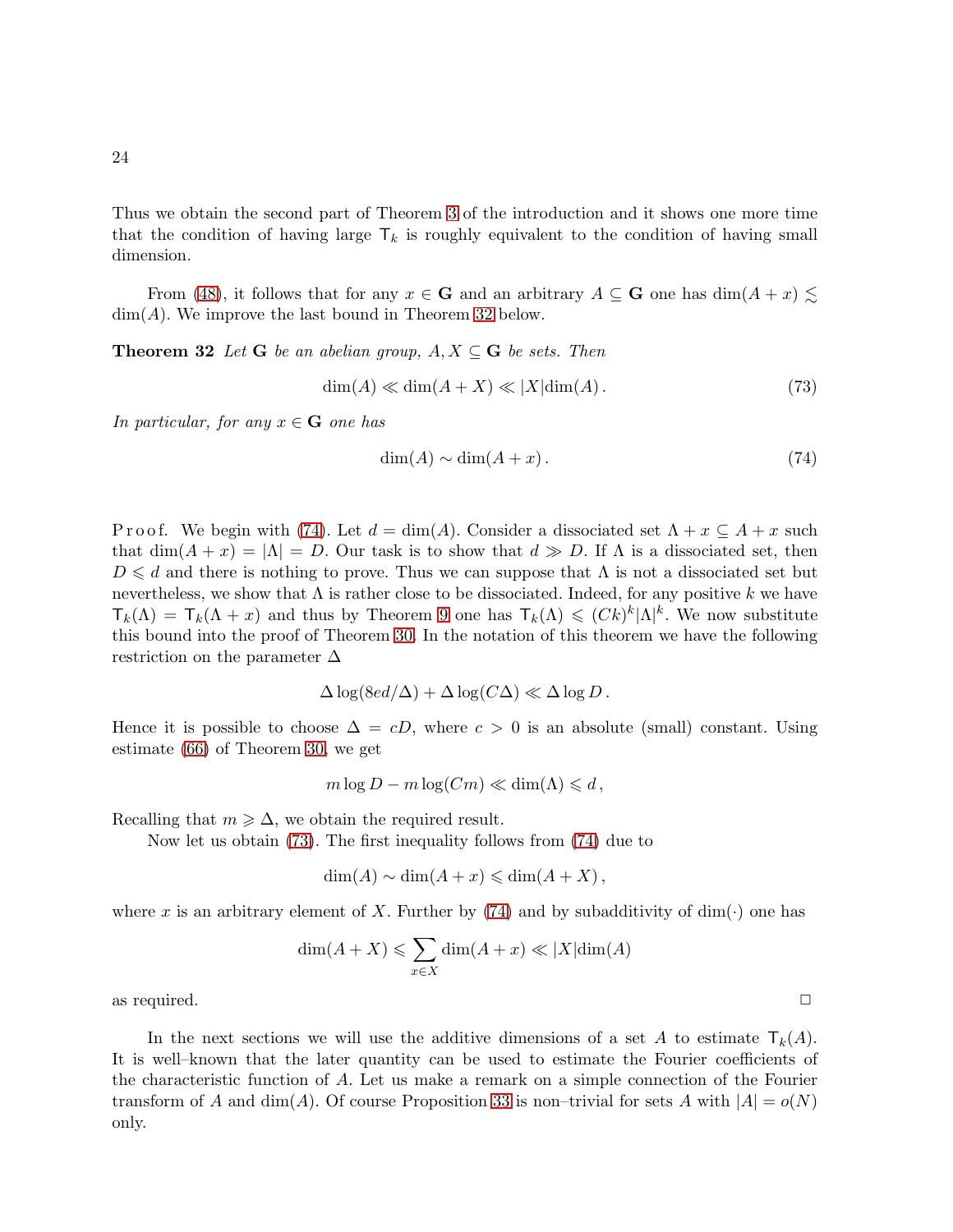Thus we obtain the second part of Theorem 3 of the introduction and it shows one more time that the condition of having large $\mathsf{T}_k$ is roughly equivalent to the condition of having small dimension.

From (48), it follows that for any $x \in \mathbf{G}$ and an arbitrary $A \subseteq \mathbf{G}$ one has $\dim(A+x) \lesssim \dim(A)$. We improve the last bound in Theorem 32 below.

**Theorem 32** *Let $\mathbf{G}$ be an abelian group, $A, X \subseteq \mathbf{G}$ be sets. Then*

$$\dim(A) \ll \dim(A+X) \ll |X| \dim(A)\,. \tag{73}$$

*In particular, for any $x \in \mathbf{G}$ one has*

$$\dim(A) \sim \dim(A+x)\,. \tag{74}$$

Proof. We begin with (74). Let $d = \dim(A)$. Consider a dissociated set $\Lambda + x \subseteq A + x$ such that $\dim(A+x) = |\Lambda| = D$. Our task is to show that $d \gg D$. If $\Lambda$ is a dissociated set, then $D \leqslant d$ and there is nothing to prove. Thus we can suppose that $\Lambda$ is not a dissociated set but nevertheless, we show that $\Lambda$ is rather close to be dissociated. Indeed, for any positive $k$ we have $\mathsf{T}_k(\Lambda) = \mathsf{T}_k(\Lambda + x)$ and thus by Theorem 9 one has $\mathsf{T}_k(\Lambda) \leqslant (Ck)^k |\Lambda|^k$. We now substitute this bound into the proof of Theorem 30. In the notation of this theorem we have the following restriction on the parameter $\Delta$

$$\Delta \log(8ed/\Delta) + \Delta \log(C\Delta) \ll \Delta \log D\,.$$

Hence it is possible to choose $\Delta = cD$, where $c > 0$ is an absolute (small) constant. Using estimate (66) of Theorem 30, we get

$$m \log D - m \log(Cm) \ll \dim(\Lambda) \leqslant d\,,$$

Recalling that $m \geqslant \Delta$, we obtain the required result.

Now let us obtain (73). The first inequality follows from (74) due to

$$\dim(A) \sim \dim(A+x) \leqslant \dim(A+X)\,,$$

where $x$ is an arbitrary element of $X$. Further by (74) and by subadditivity of $\dim(\cdot)$ one has

$$\dim(A+X) \leqslant \sum_{x \in X} \dim(A+x) \ll |X| \dim(A)$$

as required. $\Box$

In the next sections we will use the additive dimensions of a set $A$ to estimate $\mathsf{T}_k(A)$. It is well–known that the later quantity can be used to estimate the Fourier coefficients of the characteristic function of $A$. Let us make a remark on a simple connection of the Fourier transform of $A$ and $\dim(A)$. Of course Proposition 33 is non–trivial for sets $A$ with $|A| = o(N)$ only.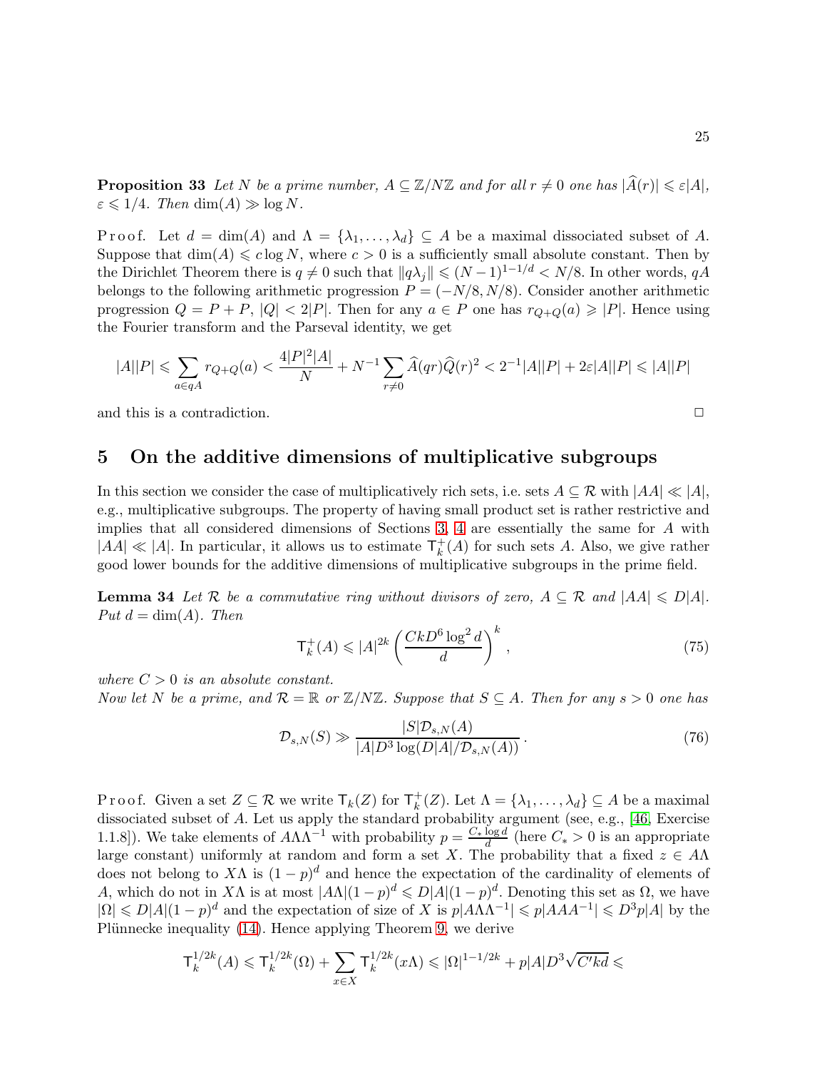**Proposition 33** *Let $N$ be a prime number, $A \subseteq \mathbb{Z}/N\mathbb{Z}$ and for all $r \neq 0$ one has $|\widehat{A}(r)| \leqslant \varepsilon |A|$, $\varepsilon \leqslant 1/4$. Then $\dim(A) \gg \log N$.*

P r o o f. Let $d = \dim(A)$ and $\Lambda = \{\lambda_1, \dots, \lambda_d\} \subseteq A$ be a maximal dissociated subset of $A$. Suppose that $\dim(A) \leqslant c \log N$, where $c > 0$ is a sufficiently small absolute constant. Then by the Dirichlet Theorem there is $q \neq 0$ such that $\|q\lambda_j\| \leqslant (N-1)^{1-1/d} < N/8$. In other words, $qA$ belongs to the following arithmetic progression $P = (-N/8, N/8)$. Consider another arithmetic progression $Q = P + P$, $|Q| < 2|P|$. Then for any $a \in P$ one has $r_{Q+Q}(a) \geqslant |P|$. Hence using the Fourier transform and the Parseval identity, we get

$$|A||P| \leqslant \sum_{a \in qA} r_{Q+Q}(a) < \frac{4|P|^2|A|}{N} + N^{-1} \sum_{r \neq 0} \widehat{A}(qr) \widehat{Q}(r)^2 < 2^{-1}|A||P| + 2\varepsilon |A||P| \leqslant |A||P|$$

and this is a contradiction. $\square$

## 5 On the additive dimensions of multiplicative subgroups

In this section we consider the case of multiplicatively rich sets, i.e. sets $A \subseteq \mathcal{R}$ with $|AA| \ll |A|$, e.g., multiplicative subgroups. The property of having small product set is rather restrictive and implies that all considered dimensions of Sections 3, 4 are essentially the same for $A$ with $|AA| \ll |A|$. In particular, it allows us to estimate $\mathsf{T}^+_k(A)$ for such sets $A$. Also, we give rather good lower bounds for the additive dimensions of multiplicative subgroups in the prime field.

**Lemma 34** *Let $\mathcal{R}$ be a commutative ring without divisors of zero, $A \subseteq \mathcal{R}$ and $|AA| \leqslant D|A|$. Put $d = \dim(A)$. Then*

$$\mathsf{T}^+_k(A) \leqslant |A|^{2k} \left( \frac{CkD^6 \log^2 d}{d} \right)^k , \tag{75}$$

*where $C > 0$ is an absolute constant.*
*Now let $N$ be a prime, and $\mathcal{R} = \mathbb{R}$ or $\mathbb{Z}/N\mathbb{Z}$. Suppose that $S \subseteq A$. Then for any $s > 0$ one has*

$$\mathcal{D}_{s,N}(S) \gg \frac{|S| \mathcal{D}_{s,N}(A)}{|A| D^3 \log(D|A|/\mathcal{D}_{s,N}(A))} . \tag{76}$$

P r o o f. Given a set $Z \subseteq \mathcal{R}$ we write $\mathsf{T}_k(Z)$ for $\mathsf{T}^+_k(Z)$. Let $\Lambda = \{\lambda_1, \dots, \lambda_d\} \subseteq A$ be a maximal dissociated subset of $A$. Let us apply the standard probability argument (see, e.g., [46, Exercise 1.1.8]). We take elements of $A\Lambda\Lambda^{-1}$ with probability $p = \frac{C_* \log d}{d}$ (here $C_* > 0$ is an appropriate large constant) uniformly at random and form a set $X$. The probability that a fixed $z \in A\Lambda$ does not belong to $X\Lambda$ is $(1-p)^d$ and hence the expectation of the cardinality of elements of $A$, which do not in $X\Lambda$ is at most $|A\Lambda|(1-p)^d \leqslant D|A|(1-p)^d$. Denoting this set as $\Omega$, we have $|\Omega| \leqslant D|A|(1-p)^d$ and the expectation of size of $X$ is $p|A\Lambda\Lambda^{-1}| \leqslant p|AAA^{-1}| \leqslant D^3 p|A|$ by the Plünnecke inequality (14). Hence applying Theorem 9, we derive

$$\mathsf{T}^{1/2k}_k(A) \leqslant \mathsf{T}^{1/2k}_k(\Omega) + \sum_{x \in X} \mathsf{T}^{1/2k}_k(x\Lambda) \leqslant |\Omega|^{1-1/2k} + p|A|D^3\sqrt{C'kd} \leqslant$$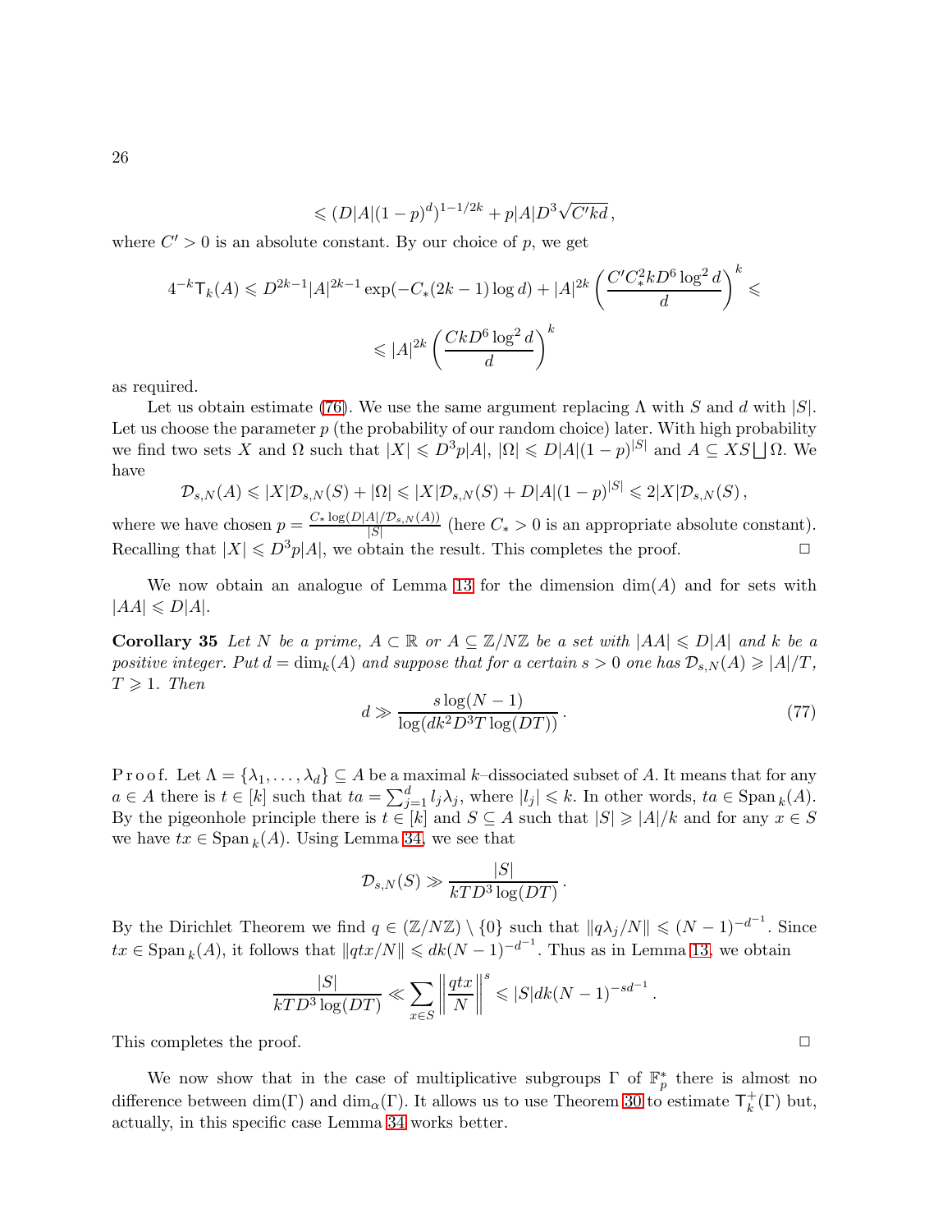$$\leqslant (D|A|(1-p)^d)^{1-1/2k} + p|A|D^3\sqrt{C'kd}\,,$$

where $C' > 0$ is an absolute constant. By our choice of $p$, we get

$$4^{-k}\mathsf{T}_k(A) \leqslant D^{2k-1}|A|^{2k-1}\exp(-C_*(2k-1)\log d) + |A|^{2k}\left(\frac{C'C_*^2 kD^6\log^2 d}{d}\right)^k \leqslant$$

$$\leqslant |A|^{2k}\left(\frac{CkD^6\log^2 d}{d}\right)^k$$

as required.

Let us obtain estimate (76). We use the same argument replacing $\Lambda$ with $S$ and $d$ with $|S|$. Let us choose the parameter $p$ (the probability of our random choice) later. With high probability we find two sets $X$ and $\Omega$ such that $|X| \leqslant D^3p|A|$, $|\Omega| \leqslant D|A|(1-p)^{|S|}$ and $A \subseteq XS \bigsqcup \Omega$. We have

$$\mathcal{D}_{s,N}(A) \leqslant |X|\mathcal{D}_{s,N}(S) + |\Omega| \leqslant |X|\mathcal{D}_{s,N}(S) + D|A|(1-p)^{|S|} \leqslant 2|X|\mathcal{D}_{s,N}(S)\,,$$

where we have chosen $p = \frac{C_*\log(D|A|/\mathcal{D}_{s,N}(A))}{|S|}$ (here $C_* > 0$ is an appropriate absolute constant). Recalling that $|X| \leqslant D^3p|A|$, we obtain the result. This completes the proof. $\Box$

We now obtain an analogue of Lemma 13 for the dimension $\dim(A)$ and for sets with $|AA| \leqslant D|A|$.

**Corollary 35** *Let $N$ be a prime, $A \subset \mathbb{R}$ or $A \subseteq \mathbb{Z}/N\mathbb{Z}$ be a set with $|AA| \leqslant D|A|$ and $k$ be a positive integer. Put $d = \dim_k(A)$ and suppose that for a certain $s > 0$ one has $\mathcal{D}_{s,N}(A) \geqslant |A|/T$, $T \geqslant 1$. Then*

$$d \gg \frac{s\log(N-1)}{\log(dk^2D^3T\log(DT))}\,. \tag{77}$$

P r o o f. Let $\Lambda = \{\lambda_1, \dots, \lambda_d\} \subseteq A$ be a maximal $k$–dissociated subset of $A$. It means that for any $a \in A$ there is $t \in [k]$ such that $ta = \sum_{j=1}^d l_j\lambda_j$, where $|l_j| \leqslant k$. In other words, $ta \in \mathrm{Span}_k(A)$. By the pigeonhole principle there is $t \in [k]$ and $S \subseteq A$ such that $|S| \geqslant |A|/k$ and for any $x \in S$ we have $tx \in \mathrm{Span}_k(A)$. Using Lemma 34, we see that

$$\mathcal{D}_{s,N}(S) \gg \frac{|S|}{kTD^3\log(DT)}\,.$$

By the Dirichlet Theorem we find $q \in (\mathbb{Z}/N\mathbb{Z}) \setminus \{0\}$ such that $\|q\lambda_j/N\| \leqslant (N-1)^{-d^{-1}}$. Since $tx \in \mathrm{Span}_k(A)$, it follows that $\|qtx/N\| \leqslant dk(N-1)^{-d^{-1}}$. Thus as in Lemma 13, we obtain

$$\frac{|S|}{kTD^3\log(DT)} \ll \sum_{x \in S}\left\|\frac{qtx}{N}\right\|^s \leqslant |S|dk(N-1)^{-sd^{-1}}\,.$$

This completes the proof. $\Box$

We now show that in the case of multiplicative subgroups $\Gamma$ of $\mathbb{F}_p^*$ there is almost no difference between $\dim(\Gamma)$ and $\dim_\alpha(\Gamma)$. It allows us to use Theorem 30 to estimate $\mathsf{T}_k^+(\Gamma)$ but, actually, in this specific case Lemma 34 works better.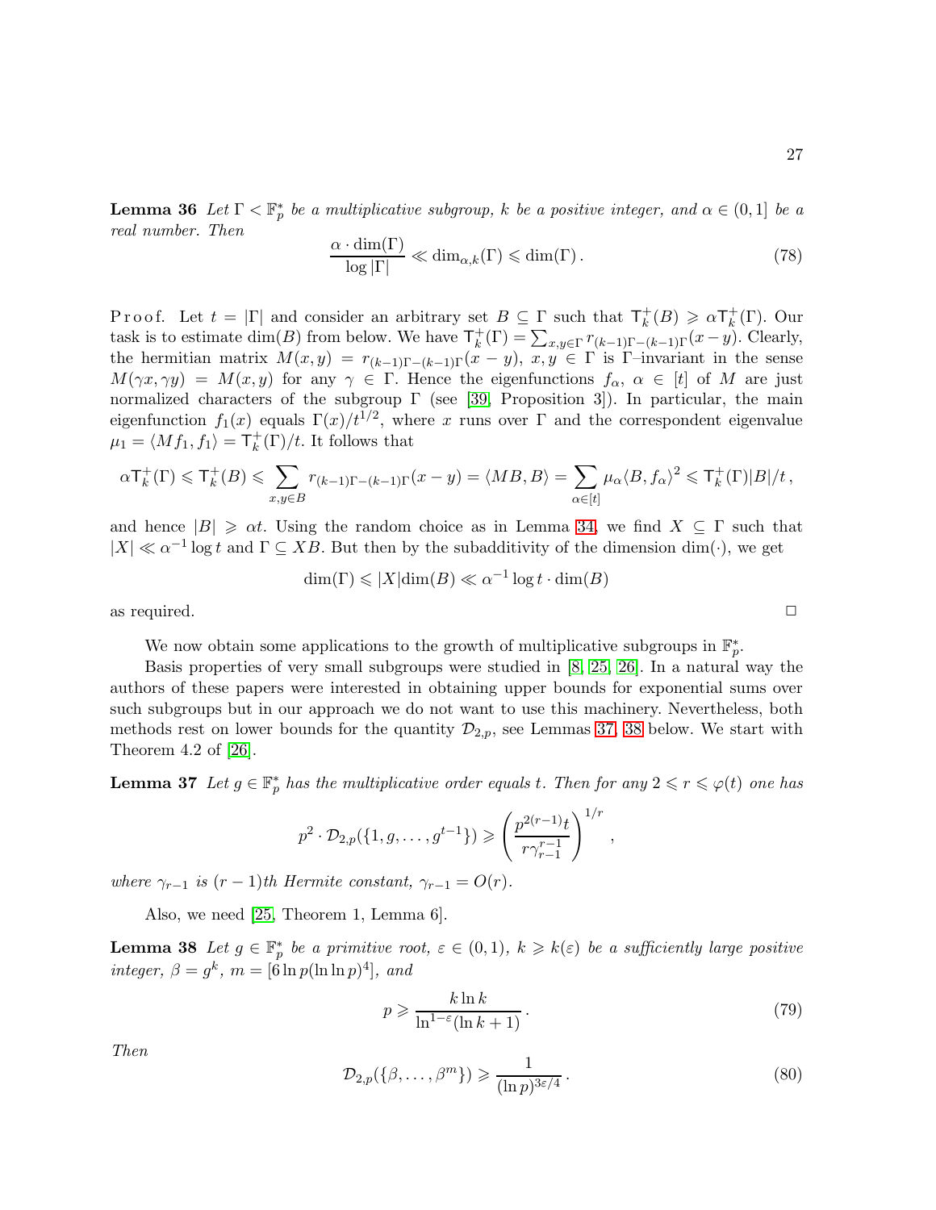**Lemma 36** *Let $\Gamma < \mathbb{F}_p^*$ be a multiplicative subgroup, $k$ be a positive integer, and $\alpha \in (0,1]$ be a real number. Then*

$$\frac{\alpha \cdot \dim(\Gamma)}{\log |\Gamma|} \ll \dim_{\alpha,k}(\Gamma) \leqslant \dim(\Gamma)\,. \tag{78}$$

P r o o f. Let $t = |\Gamma|$ and consider an arbitrary set $B \subseteq \Gamma$ such that $\mathsf{T}^+_k(B) \geqslant \alpha \mathsf{T}^+_k(\Gamma)$. Our task is to estimate $\dim(B)$ from below. We have $\mathsf{T}^+_k(\Gamma) = \sum_{x,y\in\Gamma} r_{(k-1)\Gamma-(k-1)\Gamma}(x-y)$. Clearly, the hermitian matrix $M(x,y) = r_{(k-1)\Gamma-(k-1)\Gamma}(x-y)$, $x,y \in \Gamma$ is $\Gamma$–invariant in the sense $M(\gamma x, \gamma y) = M(x,y)$ for any $\gamma \in \Gamma$. Hence the eigenfunctions $f_\alpha$, $\alpha \in [t]$ of $M$ are just normalized characters of the subgroup $\Gamma$ (see [39, Proposition 3]). In particular, the main eigenfunction $f_1(x)$ equals $\Gamma(x)/t^{1/2}$, where $x$ runs over $\Gamma$ and the correspondent eigenvalue $\mu_1 = \langle M f_1, f_1\rangle = \mathsf{T}^+_k(\Gamma)/t$. It follows that

$$\alpha \mathsf{T}^+_k(\Gamma) \leqslant \mathsf{T}^+_k(B) \leqslant \sum_{x,y\in B} r_{(k-1)\Gamma-(k-1)\Gamma}(x-y) = \langle MB, B\rangle = \sum_{\alpha\in[t]} \mu_\alpha \langle B, f_\alpha\rangle^2 \leqslant \mathsf{T}^+_k(\Gamma)|B|/t\,,$$

and hence $|B| \geqslant \alpha t$. Using the random choice as in Lemma 34, we find $X \subseteq \Gamma$ such that $|X| \ll \alpha^{-1}\log t$ and $\Gamma \subseteq XB$. But then by the subadditivity of the dimension $\dim(\cdot)$, we get

$$\dim(\Gamma) \leqslant |X| \dim(B) \ll \alpha^{-1} \log t \cdot \dim(B)$$

as required. $\Box$

We now obtain some applications to the growth of multiplicative subgroups in $\mathbb{F}_p^*$.

Basis properties of very small subgroups were studied in [8, 25, 26]. In a natural way the authors of these papers were interested in obtaining upper bounds for exponential sums over such subgroups but in our approach we do not want to use this machinery. Nevertheless, both methods rest on lower bounds for the quantity $\mathcal{D}_{2,p}$, see Lemmas 37, 38 below. We start with Theorem 4.2 of [26].

**Lemma 37** *Let $g \in \mathbb{F}_p^*$ has the multiplicative order equals $t$. Then for any $2 \leqslant r \leqslant \varphi(t)$ one has*

$$p^2 \cdot \mathcal{D}_{2,p}(\{1, g, \dots, g^{t-1}\}) \geqslant \left( \frac{p^{2(r-1)} t}{r \gamma_{r-1}^{r-1}} \right)^{1/r}\,,$$

*where $\gamma_{r-1}$ is $(r-1)$th Hermite constant, $\gamma_{r-1} = O(r)$.*

Also, we need [25, Theorem 1, Lemma 6].

**Lemma 38** *Let $g \in \mathbb{F}_p^*$ be a primitive root, $\varepsilon \in (0,1)$, $k \geqslant k(\varepsilon)$ be a sufficiently large positive integer, $\beta = g^k$, $m = [6 \ln p (\ln\ln p)^4]$, and*

$$p \geqslant \frac{k \ln k}{\ln^{1-\varepsilon}(\ln k + 1)}\,. \tag{79}$$

*Then*

$$\mathcal{D}_{2,p}(\{\beta, \dots, \beta^m\}) \geqslant \frac{1}{(\ln p)^{3\varepsilon/4}}\,. \tag{80}$$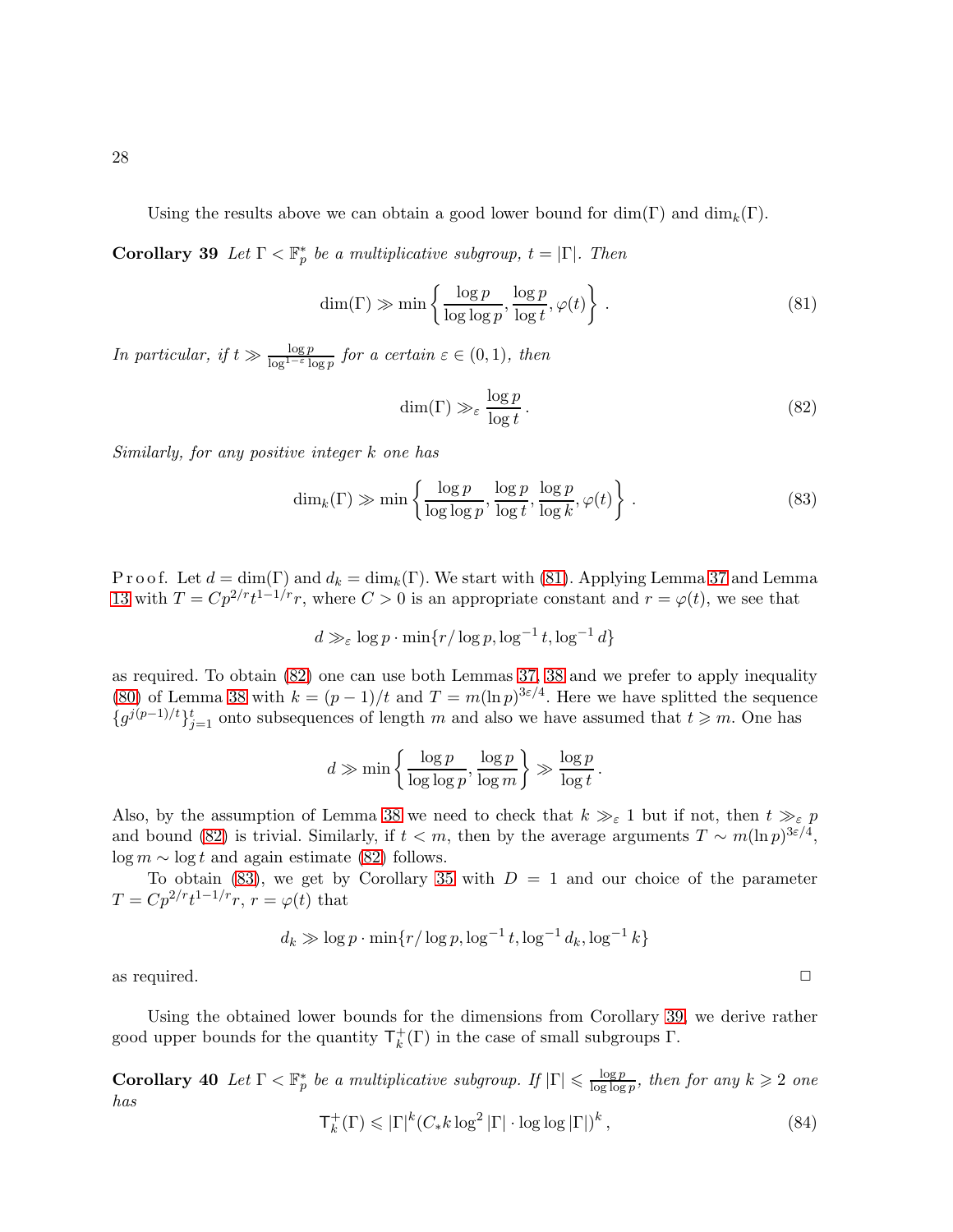Using the results above we can obtain a good lower bound for $\dim(\Gamma)$ and $\dim_k(\Gamma)$.

**Corollary 39** *Let $\Gamma < \mathbb{F}_p^*$ be a multiplicative subgroup, $t = |\Gamma|$. Then*

$$\dim(\Gamma) \gg \min\left\{ \frac{\log p}{\log\log p}, \frac{\log p}{\log t}, \varphi(t) \right\} . \tag{81}$$

*In particular, if $t \gg \frac{\log p}{\log^{1-\varepsilon}\log p}$ for a certain $\varepsilon \in (0,1)$, then*

$$\dim(\Gamma) \gg_\varepsilon \frac{\log p}{\log t} . \tag{82}$$

*Similarly, for any positive integer $k$ one has*

$$\dim_k(\Gamma) \gg \min\left\{ \frac{\log p}{\log\log p}, \frac{\log p}{\log t}, \frac{\log p}{\log k}, \varphi(t) \right\} . \tag{83}$$

P r o o f. Let $d = \dim(\Gamma)$ and $d_k = \dim_k(\Gamma)$. We start with (81). Applying Lemma 37 and Lemma 13 with $T = Cp^{2/r} t^{1-1/r} r$, where $C>0$ is an appropriate constant and $r = \varphi(t)$, we see that

$$d \gg_\varepsilon \log p \cdot \min\{ r/\log p, \log^{-1} t, \log^{-1} d \}$$

as required. To obtain (82) one can use both Lemmas 37, 38 and we prefer to apply inequality (80) of Lemma 38 with $k = (p-1)/t$ and $T = m (\ln p)^{3\varepsilon/4}$. Here we have splitted the sequence $\{ g^{j(p-1)/t} \}_{j=1}^t$ onto subsequences of length $m$ and also we have assumed that $t \geqslant m$. One has

$$d \gg \min\left\{ \frac{\log p}{\log\log p}, \frac{\log p}{\log m} \right\} \gg \frac{\log p}{\log t} .$$

Also, by the assumption of Lemma 38 we need to check that $k \gg_\varepsilon 1$ but if not, then $t \gg_\varepsilon p$ and bound (82) is trivial. Similarly, if $t < m$, then by the average arguments $T \sim m(\ln p)^{3\varepsilon/4}$, $\log m \sim \log t$ and again estimate (82) follows.

To obtain (83), we get by Corollary 35 with $D = 1$ and our choice of the parameter $T = Cp^{2/r} t^{1-1/r} r$, $r = \varphi(t)$ that

$$d_k \gg \log p \cdot \min\{ r/\log p, \log^{-1} t, \log^{-1} d_k, \log^{-1} k \}$$

as required. $\square$

Using the obtained lower bounds for the dimensions from Corollary 39, we derive rather good upper bounds for the quantity $\mathsf{T}^+_k(\Gamma)$ in the case of small subgroups $\Gamma$.

**Corollary 40** *Let $\Gamma < \mathbb{F}_p^*$ be a multiplicative subgroup. If $|\Gamma| \leqslant \frac{\log p}{\log\log p}$, then for any $k \geqslant 2$ one has*

$$\mathsf{T}^+_k(\Gamma) \leqslant |\Gamma|^k (C_* k \log^2 |\Gamma| \cdot \log\log |\Gamma|)^k , \tag{84}$$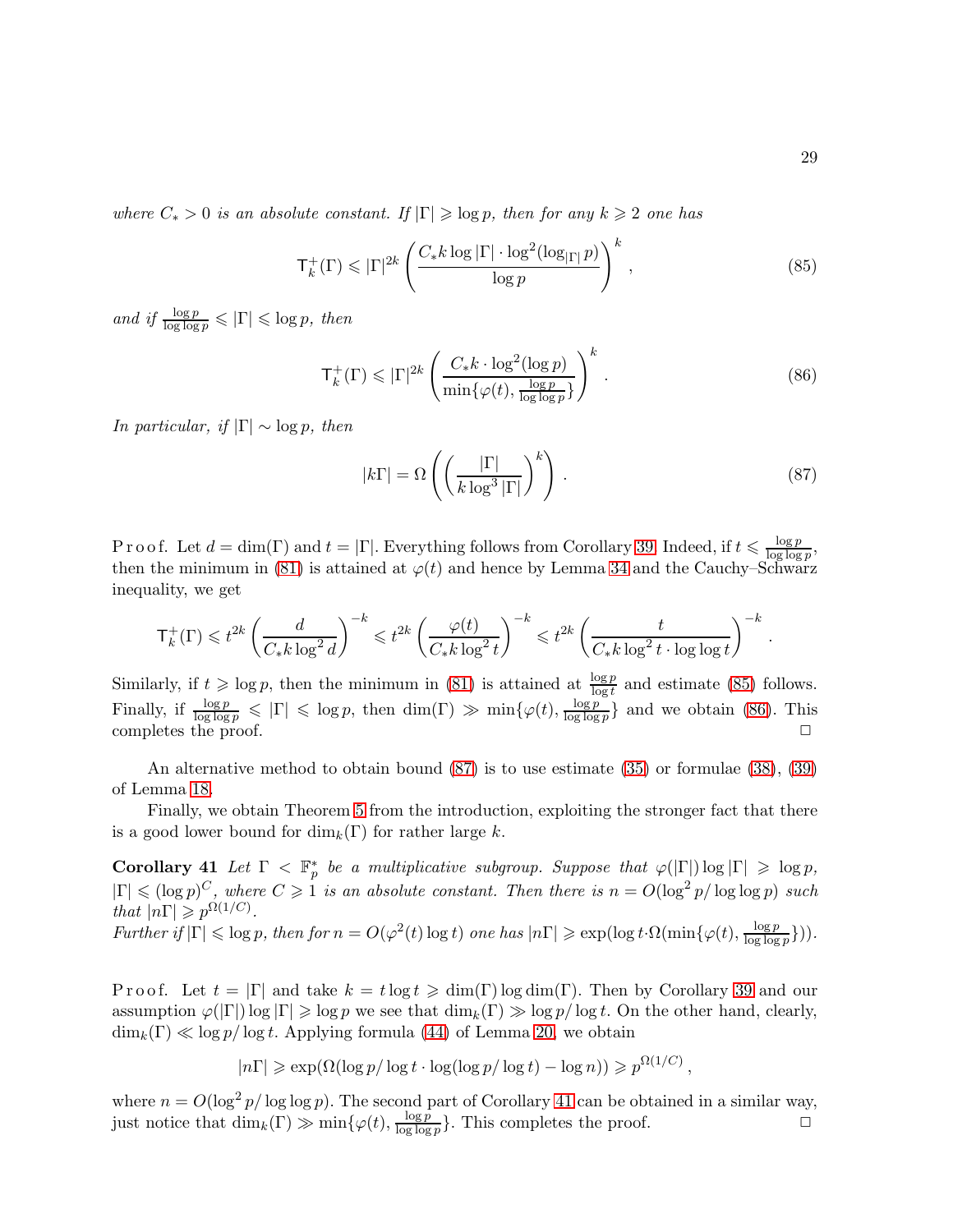*where $C_* > 0$ is an absolute constant. If $|\Gamma| \geqslant \log p$, then for any $k \geqslant 2$ one has*

$$\mathsf{T}^+_k(\Gamma) \leqslant |\Gamma|^{2k} \left( \frac{C_* k \log |\Gamma| \cdot \log^2 (\log_{|\Gamma|} p)}{\log p} \right)^k , \tag{85}$$

*and if $\frac{\log p}{\log \log p} \leqslant |\Gamma| \leqslant \log p$, then*

$$\mathsf{T}^+_k(\Gamma) \leqslant |\Gamma|^{2k} \left( \frac{C_* k \cdot \log^2 (\log p)}{\min\{\varphi(t), \frac{\log p}{\log\log p}\}} \right)^k . \tag{86}$$

*In particular, if $|\Gamma| \sim \log p$, then*

$$|k\Gamma| = \Omega\left( \left( \frac{|\Gamma|}{k \log^3 |\Gamma|} \right)^k \right) . \tag{87}$$

P r o o f. Let $d = \dim(\Gamma)$ and $t = |\Gamma|$. Everything follows from Corollary 39. Indeed, if $t \leqslant \frac{\log p}{\log \log p}$, then the minimum in (81) is attained at $\varphi(t)$ and hence by Lemma 34 and the Cauchy–Schwarz inequality, we get

$$\mathsf{T}^+_k(\Gamma) \leqslant t^{2k} \left( \frac{d}{C_* k \log^2 d} \right)^{-k} \leqslant t^{2k} \left( \frac{\varphi(t)}{C_* k \log^2 t} \right)^{-k} \leqslant t^{2k} \left( \frac{t}{C_* k \log^2 t \cdot \log\log t} \right)^{-k} .$$

Similarly, if $t \geqslant \log p$, then the minimum in (81) is attained at $\frac{\log p}{\log t}$ and estimate (85) follows. Finally, if $\frac{\log p}{\log \log p} \leqslant |\Gamma| \leqslant \log p$, then $\dim(\Gamma) \gg \min\{\varphi(t), \frac{\log p}{\log\log p}\}$ and we obtain (86). This completes the proof. $\Box$

An alternative method to obtain bound (87) is to use estimate (35) or formulae (38), (39) of Lemma 18.

Finally, we obtain Theorem 5 from the introduction, exploiting the stronger fact that there is a good lower bound for $\dim_k(\Gamma)$ for rather large $k$.

**Corollary 41** *Let $\Gamma < \mathbb{F}_p^*$ be a multiplicative subgroup. Suppose that $\varphi(|\Gamma|) \log |\Gamma| \geqslant \log p$, $|\Gamma| \leqslant (\log p)^C$, where $C \geqslant 1$ is an absolute constant. Then there is $n = O(\log^2 p / \log\log p)$ such that $|n\Gamma| \geqslant p^{\Omega(1/C)}$.*
*Further if $|\Gamma| \leqslant \log p$, then for $n = O(\varphi^2(t) \log t)$ one has $|n\Gamma| \geqslant \exp(\log t \cdot \Omega(\min\{\varphi(t), \frac{\log p}{\log\log p}\}))$.*

P r o o f. Let $t = |\Gamma|$ and take $k = t \log t \geqslant \dim(\Gamma) \log \dim(\Gamma)$. Then by Corollary 39 and our assumption $\varphi(|\Gamma|) \log |\Gamma| \geqslant \log p$ we see that $\dim_k(\Gamma) \gg \log p / \log t$. On the other hand, clearly, $\dim_k(\Gamma) \ll \log p / \log t$. Applying formula (44) of Lemma 20, we obtain

$$|n\Gamma| \geqslant \exp(\Omega(\log p / \log t \cdot \log(\log p / \log t) - \log n)) \geqslant p^{\Omega(1/C)} ,$$

where $n = O(\log^2 p / \log\log p)$. The second part of Corollary 41 can be obtained in a similar way, just notice that $\dim_k(\Gamma) \gg \min\{\varphi(t), \frac{\log p}{\log\log p}\}$. This completes the proof. $\Box$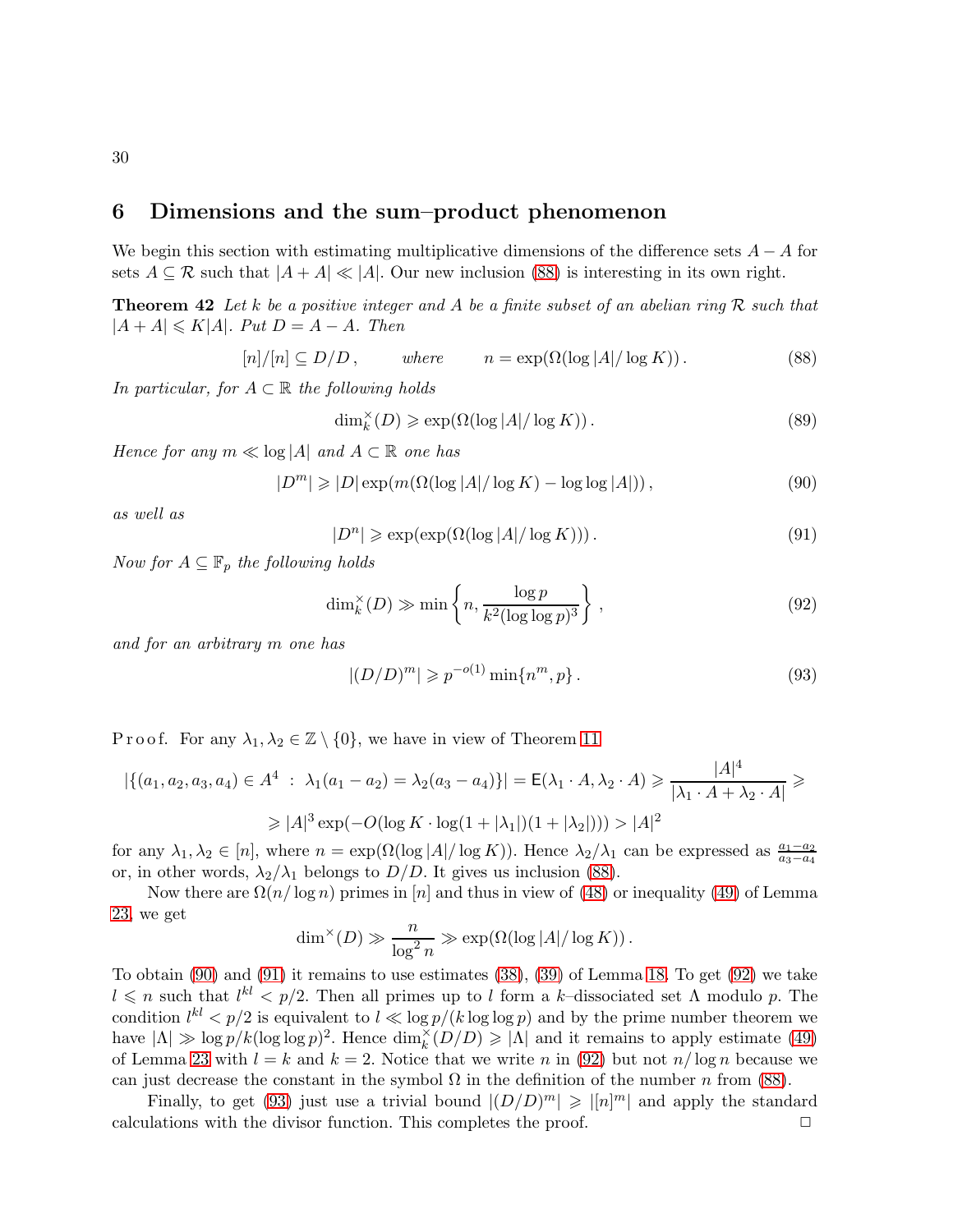## 6 Dimensions and the sum–product phenomenon

We begin this section with estimating multiplicative dimensions of the difference sets $A - A$ for sets $A \subseteq \mathcal{R}$ such that $|A + A| \ll |A|$. Our new inclusion (88) is interesting in its own right.

**Theorem 42** *Let $k$ be a positive integer and $A$ be a finite subset of an abelian ring $\mathcal{R}$ such that $|A + A| \leqslant K|A|$. Put $D = A - A$. Then*

$$[n]/[n] \subseteq D/D\,, \qquad \textit{where} \qquad n = \exp(\Omega(\log|A|/\log K))\,. \tag{88}$$

*In particular, for $A \subset \mathbb{R}$ the following holds*

$$\dim^{\times}_k(D) \geqslant \exp(\Omega(\log|A|/\log K))\,. \tag{89}$$

*Hence for any $m \ll \log|A|$ and $A \subset \mathbb{R}$ one has*

$$|D^m| \geqslant |D| \exp(m(\Omega(\log|A|/\log K) - \log\log|A|))\,, \tag{90}$$

*as well as*

$$|D^n| \geqslant \exp(\exp(\Omega(\log|A|/\log K)))\,. \tag{91}$$

*Now for $A \subseteq \mathbb{F}_p$ the following holds*

$$\dim^{\times}_k(D) \gg \min\left\{n, \frac{\log p}{k^2(\log\log p)^3}\right\}\,, \tag{92}$$

*and for an arbitrary $m$ one has*

$$|(D/D)^m| \geqslant p^{-o(1)} \min\{n^m, p\}\,. \tag{93}$$

P r o o f. For any $\lambda_1, \lambda_2 \in \mathbb{Z} \setminus \{0\}$, we have in view of Theorem 11

$$|\{(a_1,a_2,a_3,a_4) \in A^4 ~:~ \lambda_1(a_1 - a_2) = \lambda_2(a_3 - a_4)\}| = \mathsf{E}(\lambda_1 \cdot A, \lambda_2 \cdot A) \geqslant \frac{|A|^4}{|\lambda_1 \cdot A + \lambda_2 \cdot A|} \geqslant$$

$$\geqslant |A|^3 \exp(-O(\log K \cdot \log(1+|\lambda_1|)(1+|\lambda_2|))) > |A|^2$$

for any $\lambda_1, \lambda_2 \in [n]$, where $n = \exp(\Omega(\log|A|/\log K))$. Hence $\lambda_2/\lambda_1$ can be expressed as $\frac{a_1-a_2}{a_3-a_4}$ or, in other words, $\lambda_2/\lambda_1$ belongs to $D/D$. It gives us inclusion (88).

Now there are $\Omega(n/\log n)$ primes in $[n]$ and thus in view of (48) or inequality (49) of Lemma 23, we get

$$\dim^{\times}(D) \gg \frac{n}{\log^2 n} \gg \exp(\Omega(\log|A|/\log K))\,.$$

To obtain (90) and (91) it remains to use estimates (38), (39) of Lemma 18. To get (92) we take $l \leqslant n$ such that $l^{kl} < p/2$. Then all primes up to $l$ form a $k$–dissociated set $\Lambda$ modulo $p$. The condition $l^{kl} < p/2$ is equivalent to $l \ll \log p/(k \log\log p)$ and by the prime number theorem we have $|\Lambda| \gg \log p/k(\log\log p)^2$. Hence $\dim^{\times}_k(D/D) \geqslant |\Lambda|$ and it remains to apply estimate (49) of Lemma 23 with $l = k$ and $k = 2$. Notice that we write $n$ in (92) but not $n/\log n$ because we can just decrease the constant in the symbol $\Omega$ in the definition of the number $n$ from (88).

Finally, to get (93) just use a trivial bound $|(D/D)^m| \geqslant |[n]^m|$ and apply the standard calculations with the divisor function. This completes the proof. $\Box$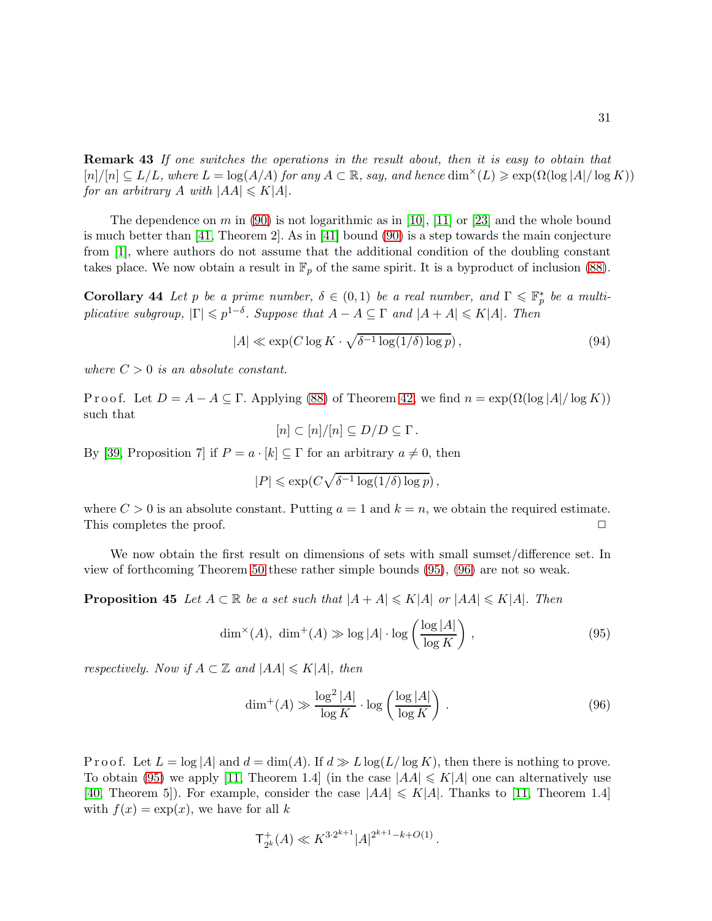**Remark 43** *If one switches the operations in the result about, then it is easy to obtain that $[n]/[n] \subseteq L/L$, where $L = \log(A/A)$ for any $A \subset \mathbb{R}$, say, and hence $\dim^\times(L) \geqslant \exp(\Omega(\log|A|/\log K))$ for an arbitrary $A$ with $|AA| \leqslant K|A|$.*

The dependence on $m$ in (90) is not logarithmic as in [10], [11] or [23] and the whole bound is much better than [41, Theorem 2]. As in [41] bound (90) is a step towards the main conjecture from [1], where authors do not assume that the additional condition of the doubling constant takes place. We now obtain a result in $\mathbb{F}_p$ of the same spirit. It is a byproduct of inclusion (88).

**Corollary 44** *Let $p$ be a prime number, $\delta \in (0,1)$ be a real number, and $\Gamma \leqslant \mathbb{F}_p^*$ be a multiplicative subgroup, $|\Gamma| \leqslant p^{1-\delta}$. Suppose that $A - A \subseteq \Gamma$ and $|A + A| \leqslant K|A|$. Then*

$$|A| \ll \exp(C \log K \cdot \sqrt{\delta^{-1} \log(1/\delta) \log p}) \,, \tag{94}$$

*where $C > 0$ is an absolute constant.*

P r o o f. Let $D = A - A \subseteq \Gamma$. Applying (88) of Theorem 42, we find $n = \exp(\Omega(\log|A|/\log K))$ such that

$$[n] \subset [n]/[n] \subseteq D/D \subseteq \Gamma \,.$$

By [39, Proposition 7] if $P = a \cdot [k] \subseteq \Gamma$ for an arbitrary $a \neq 0$, then

$$|P| \leqslant \exp(C\sqrt{\delta^{-1}\log(1/\delta)\log p}) \,,$$

where $C > 0$ is an absolute constant. Putting $a = 1$ and $k = n$, we obtain the required estimate. This completes the proof. $\Box$

We now obtain the first result on dimensions of sets with small sumset/difference set. In view of forthcoming Theorem 50 these rather simple bounds (95), (96) are not so weak.

**Proposition 45** *Let $A \subset \mathbb{R}$ be a set such that $|A + A| \leqslant K|A|$ or $|AA| \leqslant K|A|$. Then*

$$\dim^\times(A),\ \dim^+(A) \gg \log|A| \cdot \log\left(\frac{\log|A|}{\log K}\right) \,, \tag{95}$$

*respectively. Now if $A \subset \mathbb{Z}$ and $|AA| \leqslant K|A|$, then*

$$\dim^+(A) \gg \frac{\log^2|A|}{\log K} \cdot \log\left(\frac{\log|A|}{\log K}\right) \,. \tag{96}$$

P r o o f. Let $L = \log|A|$ and $d = \dim(A)$. If $d \gg L \log(L/\log K)$, then there is nothing to prove. To obtain (95) we apply [11, Theorem 1.4] (in the case $|AA| \leqslant K|A|$ one can alternatively use [40, Theorem 5]). For example, consider the case $|AA| \leqslant K|A|$. Thanks to [11, Theorem 1.4] with $f(x) = \exp(x)$, we have for all $k$

$$\mathsf{T}^+_{2^k}(A) \ll K^{3\cdot 2^{k+1}} |A|^{2^{k+1} - k + O(1)} \,.$$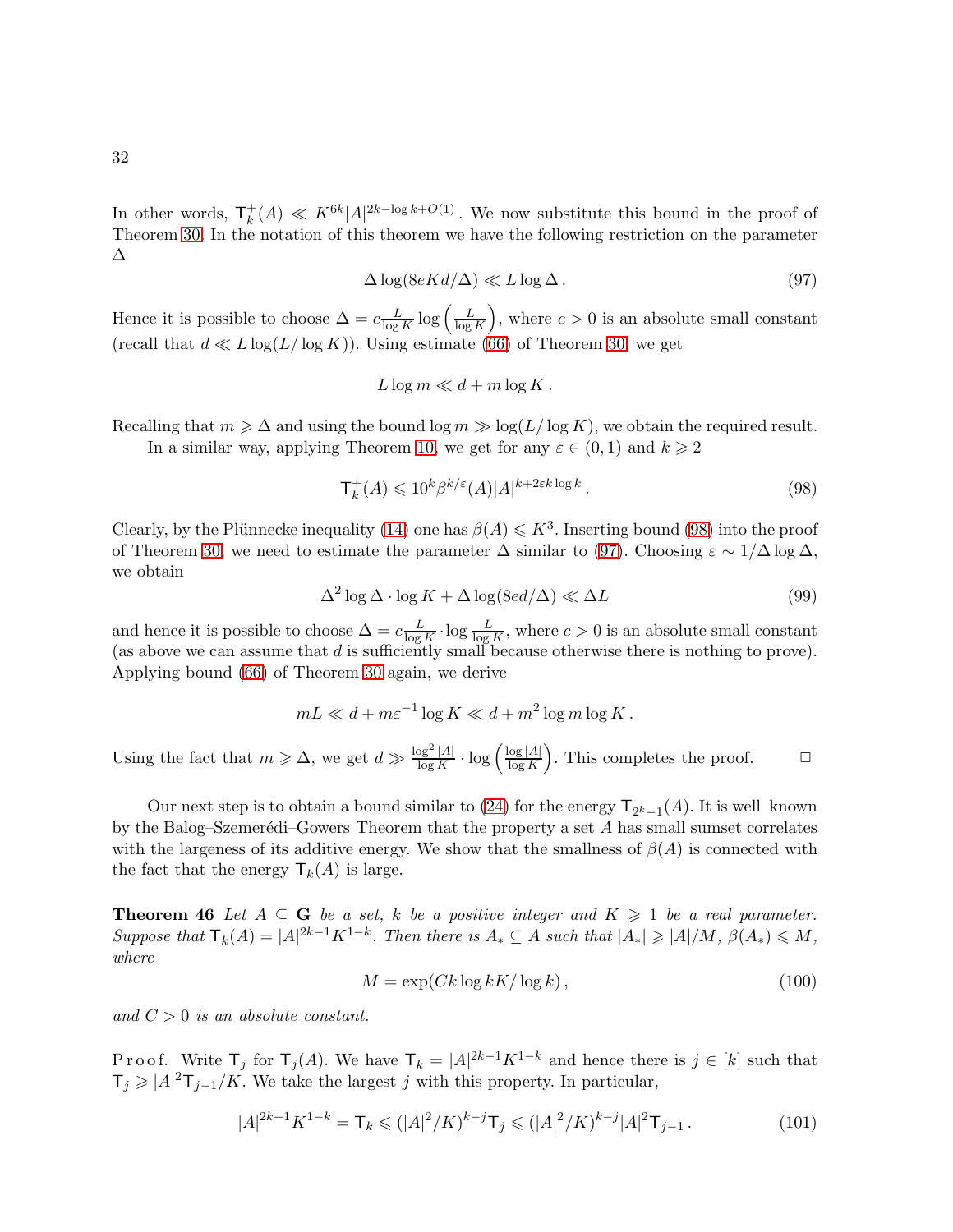In other words, $\mathsf{T}^+_k(A) \ll K^{6k}|A|^{2k-\log k+O(1)}$. We now substitute this bound in the proof of Theorem 30. In the notation of this theorem we have the following restriction on the parameter $\Delta$

$$\Delta \log(8eKd/\Delta) \ll L\log\Delta\,. \tag{97}$$

Hence it is possible to choose $\Delta = c\frac{L}{\log K}\log\left(\frac{L}{\log K}\right)$, where $c>0$ is an absolute small constant (recall that $d \ll L\log(L/\log K)$). Using estimate (66) of Theorem 30, we get

$$L\log m \ll d + m\log K\,.$$

Recalling that $m \geqslant \Delta$ and using the bound $\log m \gg \log(L/\log K)$, we obtain the required result.

In a similar way, applying Theorem 10, we get for any $\varepsilon \in (0,1)$ and $k\geqslant 2$

$$\mathsf{T}^+_k(A) \leqslant 10^k \beta^{k/\varepsilon}(A)|A|^{k+2\varepsilon k\log k}\,. \tag{98}$$

Clearly, by the Plünnecke inequality (14) one has $\beta(A) \leqslant K^3$. Inserting bound (98) into the proof of Theorem 30, we need to estimate the parameter $\Delta$ similar to (97). Choosing $\varepsilon \sim 1/\Delta\log\Delta$, we obtain

$$\Delta^2\log\Delta\cdot\log K + \Delta\log(8ed/\Delta) \ll \Delta L \tag{99}$$

and hence it is possible to choose $\Delta = c\frac{L}{\log K}\cdot\log\frac{L}{\log K}$, where $c>0$ is an absolute small constant (as above we can assume that $d$ is sufficiently small because otherwise there is nothing to prove). Applying bound (66) of Theorem 30 again, we derive

$$mL \ll d + m\varepsilon^{-1}\log K \ll d + m^2\log m\log K\,.$$

Using the fact that $m\geqslant\Delta$, we get $d \gg \frac{\log^2|A|}{\log K}\cdot\log\left(\frac{\log|A|}{\log K}\right)$. This completes the proof. $\Box$

Our next step is to obtain a bound similar to (24) for the energy $\mathsf{T}_{2^k-1}(A)$. It is well–known by the Balog–Szemerédi–Gowers Theorem that the property a set $A$ has small sumset correlates with the largeness of its additive energy. We show that the smallness of $\beta(A)$ is connected with the fact that the energy $\mathsf{T}_k(A)$ is large.

**Theorem 46** *Let $A\subseteq\mathbf{G}$ be a set, $k$ be a positive integer and $K\geqslant 1$ be a real parameter. Suppose that $\mathsf{T}_k(A) = |A|^{2k-1}K^{1-k}$. Then there is $A_*\subseteq A$ such that $|A_*|\geqslant |A|/M$, $\beta(A_*)\leqslant M$, where*

$$M = \exp(Ck\log kK/\log k)\,, \tag{100}$$

*and $C>0$ is an absolute constant.*

Proof. Write $\mathsf{T}_j$ for $\mathsf{T}_j(A)$. We have $\mathsf{T}_k = |A|^{2k-1}K^{1-k}$ and hence there is $j\in[k]$ such that $\mathsf{T}_j \geqslant |A|^2\mathsf{T}_{j-1}/K$. We take the largest $j$ with this property. In particular,

$$|A|^{2k-1}K^{1-k} = \mathsf{T}_k \leqslant (|A|^2/K)^{k-j}\mathsf{T}_j \leqslant (|A|^2/K)^{k-j}|A|^2\mathsf{T}_{j-1}\,. \tag{101}$$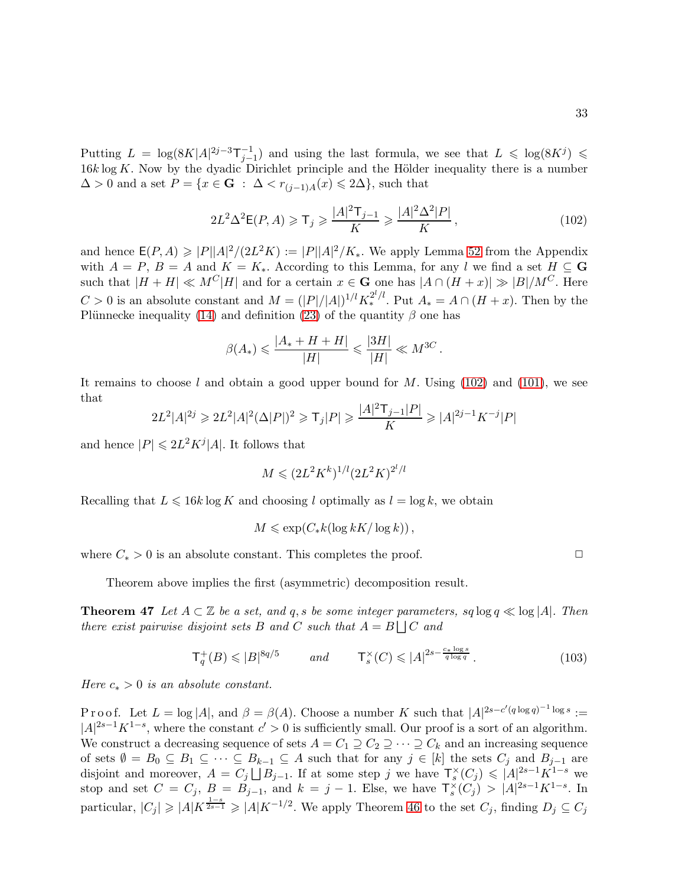Putting $L = \log(8K|A|^{2j-3}\mathsf{T}_{j-1}^{-1})$ and using the last formula, we see that $L \leqslant \log(8K^j) \leqslant 16k\log K$. Now by the dyadic Dirichlet principle and the Hölder inequality there is a number $\Delta > 0$ and a set $P = \{x \in \mathbf{G} \ : \ \Delta < r_{(j-1)A}(x) \leqslant 2\Delta\}$, such that

$$2L^2\Delta^2\mathsf{E}(P,A) \geqslant \mathsf{T}_j \geqslant \frac{|A|^2\mathsf{T}_{j-1}}{K} \geqslant \frac{|A|^2\Delta^2|P|}{K}\,, \tag{102}$$

and hence $\mathsf{E}(P,A) \geqslant |P||A|^2/(2L^2K) := |P||A|^2/K_*$. We apply Lemma 52 from the Appendix with $A = P$, $B = A$ and $K = K_*$. According to this Lemma, for any $l$ we find a set $H \subseteq \mathbf{G}$ such that $|H+H| \ll M^C|H|$ and for a certain $x \in \mathbf{G}$ one has $|A \cap (H+x)| \gg |B|/M^C$. Here $C > 0$ is an absolute constant and $M = (|P|/|A|)^{1/l}K_*^{2^l/l}$. Put $A_* = A \cap (H+x)$. Then by the Plünnecke inequality (14) and definition (23) of the quantity $\beta$ one has

$$\beta(A_*) \leqslant \frac{|A_*+H+H|}{|H|} \leqslant \frac{|3H|}{|H|} \ll M^{3C}\,.$$

It remains to choose $l$ and obtain a good upper bound for $M$. Using (102) and (101), we see that

$$2L^2|A|^{2j} \geqslant 2L^2|A|^2(\Delta|P|)^2 \geqslant \mathsf{T}_j|P| \geqslant \frac{|A|^2\mathsf{T}_{j-1}|P|}{K} \geqslant |A|^{2j-1}K^{-j}|P|$$

and hence $|P| \leqslant 2L^2K^j|A|$. It follows that

$$M \leqslant (2L^2K^k)^{1/l}(2L^2K)^{2^l/l}$$

Recalling that $L \leqslant 16k\log K$ and choosing $l$ optimally as $l = \log k$, we obtain

$$M \leqslant \exp(C_*k(\log kK/\log k))\,,$$

where $C_* > 0$ is an absolute constant. This completes the proof. $\Box$

Theorem above implies the first (asymmetric) decomposition result.

**Theorem 47** *Let $A \subset \mathbb{Z}$ be a set, and $q, s$ be some integer parameters, $sq\log q \ll \log|A|$. Then there exist pairwise disjoint sets $B$ and $C$ such that $A = B\bigsqcup C$ and*

$$\mathsf{T}^+_q(B) \leqslant |B|^{8q/5} \qquad \text{and} \qquad \mathsf{T}^\times_s(C) \leqslant |A|^{2s-\frac{c_*\log s}{q\log q}}\,. \tag{103}$$

*Here $c_* > 0$ is an absolute constant.*

P r o o f. Let $L = \log|A|$, and $\beta = \beta(A)$. Choose a number $K$ such that $|A|^{2s-c'(q\log q)^{-1}\log s} := |A|^{2s-1}K^{1-s}$, where the constant $c' > 0$ is sufficiently small. Our proof is a sort of an algorithm. We construct a decreasing sequence of sets $A = C_1 \supseteq C_2 \supseteq \dots \supseteq C_k$ and an increasing sequence of sets $\emptyset = B_0 \subseteq B_1 \subseteq \dots \subseteq B_{k-1} \subseteq A$ such that for any $j \in [k]$ the sets $C_j$ and $B_{j-1}$ are disjoint and moreover, $A = C_j\bigsqcup B_{j-1}$. If at some step $j$ we have $\mathsf{T}^\times_s(C_j) \leqslant |A|^{2s-1}K^{1-s}$ we stop and set $C = C_j$, $B = B_{j-1}$, and $k = j-1$. Else, we have $\mathsf{T}^\times_s(C_j) > |A|^{2s-1}K^{1-s}$. In particular, $|C_j| \geqslant |A|K^{\frac{1-s}{2s-1}} \geqslant |A|K^{-1/2}$. We apply Theorem 46 to the set $C_j$, finding $D_j \subseteq C_j$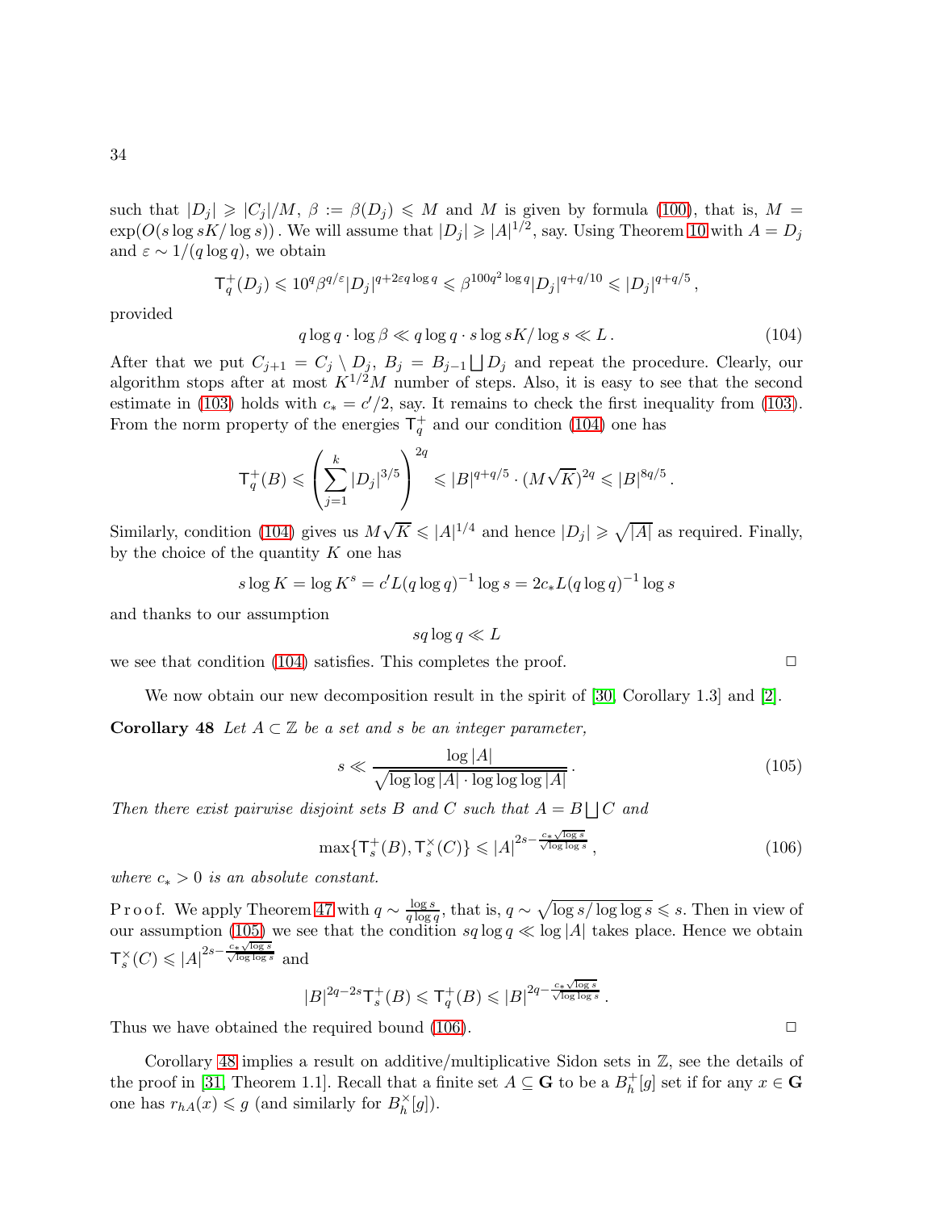such that $|D_j| \geqslant |C_j|/M$, $\beta := \beta(D_j) \leqslant M$ and $M$ is given by formula (100), that is, $M = \exp(O(s \log sK/\log s))$. We will assume that $|D_j| \geqslant |A|^{1/2}$, say. Using Theorem 10 with $A = D_j$ and $\varepsilon \sim 1/(q \log q)$, we obtain

$$\mathsf{T}^+_q(D_j) \leqslant 10^q \beta^{q/\varepsilon} |D_j|^{q+2\varepsilon q \log q} \leqslant \beta^{100 q^2 \log q} |D_j|^{q+q/10} \leqslant |D_j|^{q+q/5},$$

provided

$$q \log q \cdot \log \beta \ll q \log q \cdot s \log sK/\log s \ll L. \tag{104}$$

After that we put $C_{j+1} = C_j \setminus D_j$, $B_j = B_{j-1} \bigsqcup D_j$ and repeat the procedure. Clearly, our algorithm stops after at most $K^{1/2}M$ number of steps. Also, it is easy to see that the second estimate in (103) holds with $c_* = c'/2$, say. It remains to check the first inequality from (103). From the norm property of the energies $\mathsf{T}^+_q$ and our condition (104) one has

$$\mathsf{T}^+_q(B) \leqslant \left( \sum_{j=1}^k |D_j|^{3/5} \right)^{2q} \leqslant |B|^{q+q/5} \cdot (M\sqrt{K})^{2q} \leqslant |B|^{8q/5}.$$

Similarly, condition (104) gives us $M\sqrt{K} \leqslant |A|^{1/4}$ and hence $|D_j| \geqslant \sqrt{|A|}$ as required. Finally, by the choice of the quantity $K$ one has

$$s \log K = \log K^s = c' L (q \log q)^{-1} \log s = 2 c_* L (q \log q)^{-1} \log s$$

and thanks to our assumption

$$s q \log q \ll L$$

we see that condition (104) satisfies. This completes the proof. $\Box$

We now obtain our new decomposition result in the spirit of [30, Corollary 1.3] and [2].

**Corollary 48** *Let $A \subset \mathbb{Z}$ be a set and $s$ be an integer parameter,*

$$s \ll \frac{\log |A|}{\sqrt{\log \log |A| \cdot \log \log \log |A|}}. \tag{105}$$

*Then there exist pairwise disjoint sets $B$ and $C$ such that $A = B \bigsqcup C$ and*

$$\max\{\mathsf{T}^+_s(B), \mathsf{T}^\times_s(C)\} \leqslant |A|^{2s - \frac{c_* \sqrt{\log s}}{\sqrt{\log \log s}}}, \tag{106}$$

*where $c_* > 0$ is an absolute constant.*

P r o o f. We apply Theorem 47 with $q \sim \frac{\log s}{q \log q}$, that is, $q \sim \sqrt{\log s/\log \log s} \leqslant s$. Then in view of our assumption (105) we see that the condition $s q \log q \ll \log |A|$ takes place. Hence we obtain $\mathsf{T}^\times_s(C) \leqslant |A|^{2s - \frac{c_* \sqrt{\log s}}{\sqrt{\log \log s}}}$ and

$$|B|^{2q-2s} \mathsf{T}^+_s(B) \leqslant \mathsf{T}^+_q(B) \leqslant |B|^{2q - \frac{c_* \sqrt{\log s}}{\sqrt{\log \log s}}}.$$

Thus we have obtained the required bound (106). $\Box$

Corollary 48 implies a result on additive/multiplicative Sidon sets in $\mathbb{Z}$, see the details of the proof in [31, Theorem 1.1]. Recall that a finite set $A \subseteq \mathbf{G}$ to be a $B^+_h[g]$ set if for any $x \in \mathbf{G}$ one has $r_{hA}(x) \leqslant g$ (and similarly for $B^\times_h[g]$).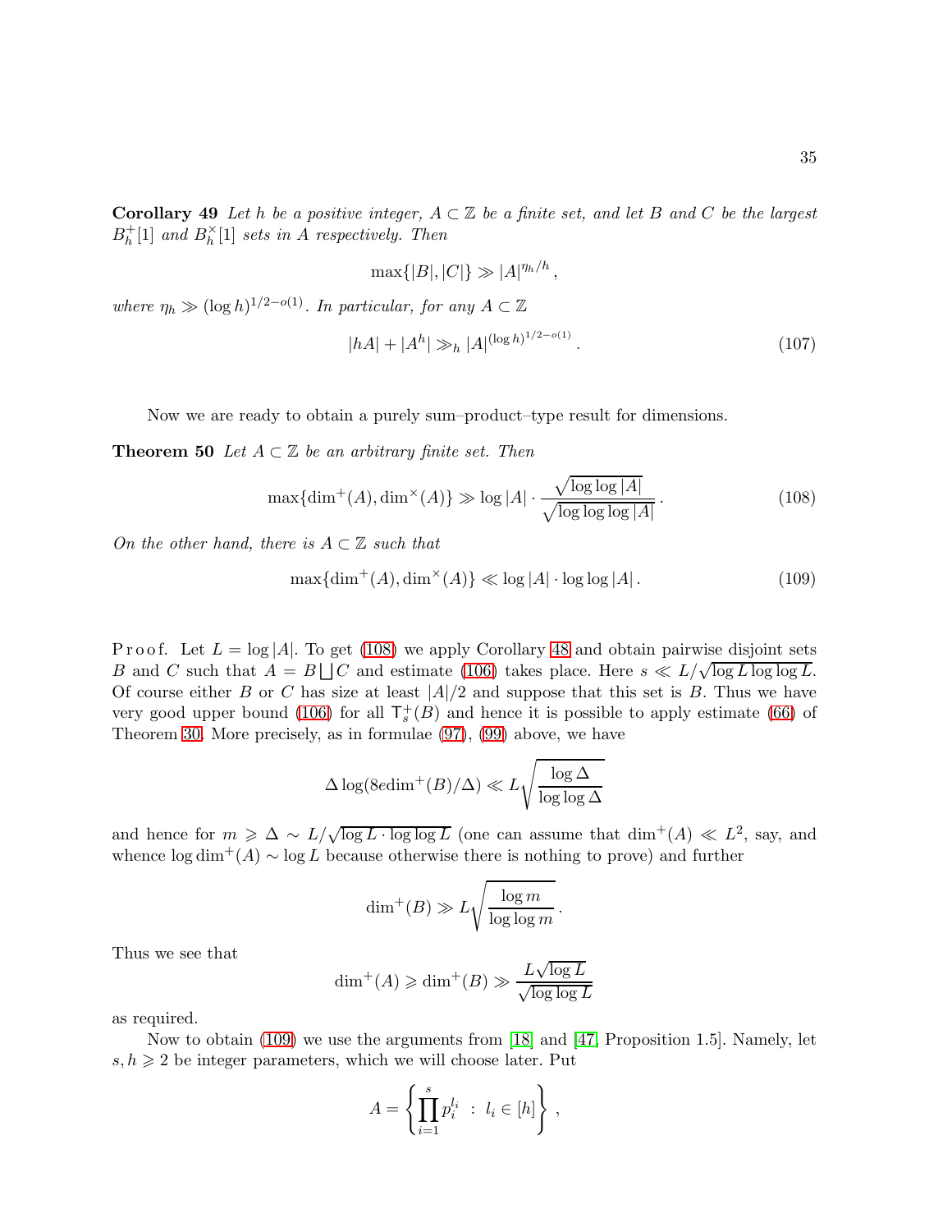**Corollary 49** *Let $h$ be a positive integer, $A \subset \mathbb{Z}$ be a finite set, and let $B$ and $C$ be the largest $B^+_h[1]$ and $B^\times_h[1]$ sets in $A$ respectively. Then*

$$\max\{|B|,|C|\} \gg |A|^{\eta_h/h}\,,$$

*where $\eta_h \gg (\log h)^{1/2-o(1)}$. In particular, for any $A \subset \mathbb{Z}$*

$$|hA| + |A^h| \gg_h |A|^{(\log h)^{1/2-o(1)}}\,. \tag{107}$$

Now we are ready to obtain a purely sum–product–type result for dimensions.

**Theorem 50** *Let $A \subset \mathbb{Z}$ be an arbitrary finite set. Then*

$$\max\{\dim^+(A), \dim^\times(A)\} \gg \log|A| \cdot \frac{\sqrt{\log\log|A|}}{\sqrt{\log\log\log|A|}}\,. \tag{108}$$

*On the other hand, there is $A \subset \mathbb{Z}$ such that*

$$\max\{\dim^+(A), \dim^\times(A)\} \ll \log|A| \cdot \log\log|A|\,. \tag{109}$$

P r o o f. Let $L = \log|A|$. To get (108) we apply Corollary 48 and obtain pairwise disjoint sets $B$ and $C$ such that $A = B \bigsqcup C$ and estimate (106) takes place. Here $s \ll L/\sqrt{\log L \log\log L}$. Of course either $B$ or $C$ has size at least $|A|/2$ and suppose that this set is $B$. Thus we have very good upper bound (106) for all $\mathsf{T}^+_s(B)$ and hence it is possible to apply estimate (66) of Theorem 30. More precisely, as in formulae (97), (99) above, we have

$$\Delta \log(8e\dim^+(B)/\Delta) \ll L\sqrt{\frac{\log\Delta}{\log\log\Delta}}$$

and hence for $m \geqslant \Delta \sim L/\sqrt{\log L \cdot \log\log L}$ (one can assume that $\dim^+(A) \ll L^2$, say, and whence $\log\dim^+(A) \sim \log L$ because otherwise there is nothing to prove) and further

$$\dim^+(B) \gg L\sqrt{\frac{\log m}{\log\log m}}\,.$$

Thus we see that

$$\dim^+(A) \geqslant \dim^+(B) \gg \frac{L\sqrt{\log L}}{\sqrt{\log\log L}}$$

as required.

Now to obtain (109) we use the arguments from [18] and [47, Proposition 1.5]. Namely, let $s, h \geqslant 2$ be integer parameters, which we will choose later. Put

$$A = \left\{ \prod_{i=1}^s p_i^{l_i} \;:\; l_i \in [h] \right\}\,,$$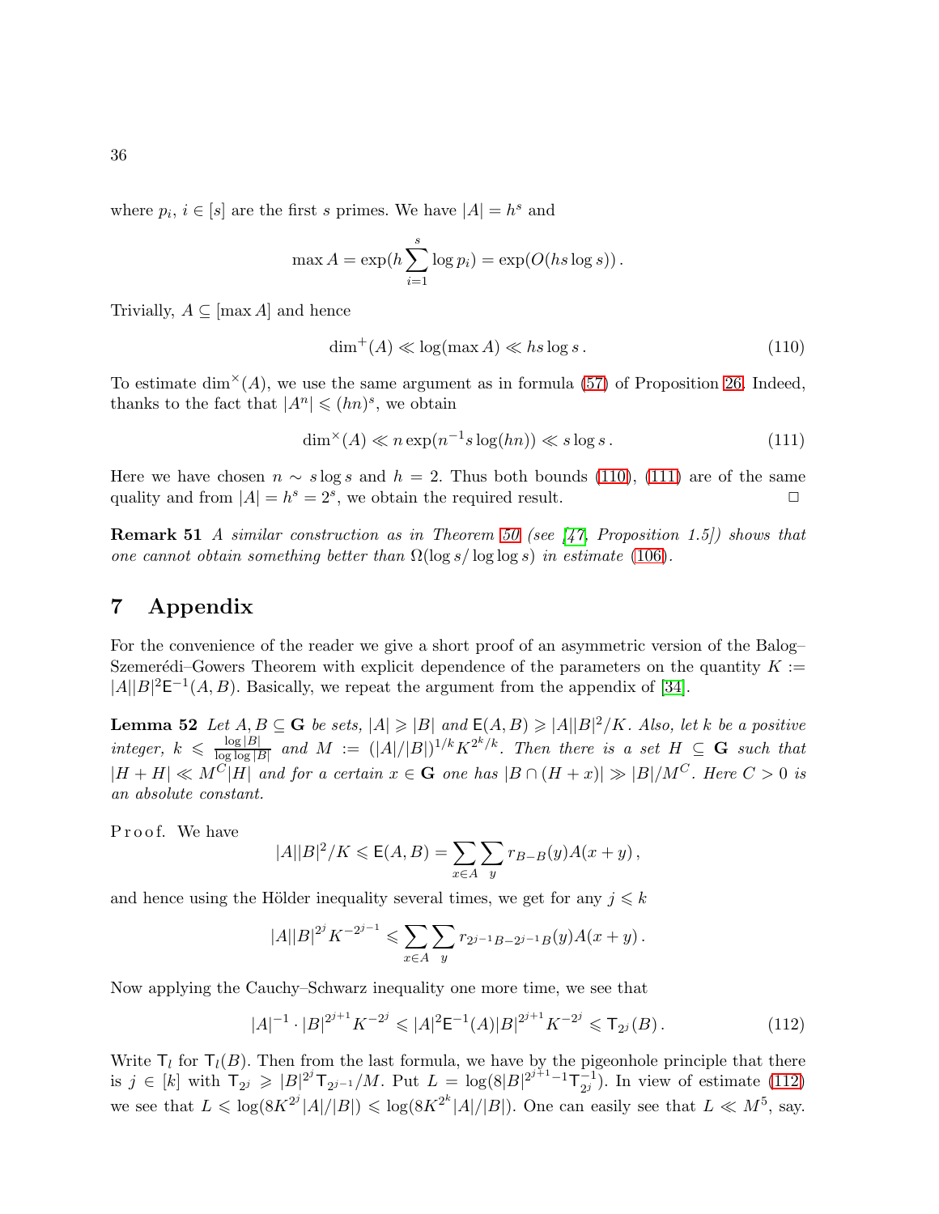where $p_i$, $i \in [s]$ are the first $s$ primes. We have $|A| = h^s$ and

$$\max A = \exp(h \sum_{i=1}^{s} \log p_i) = \exp(O(hs \log s)) \,.$$

Trivially, $A \subseteq [\max A]$ and hence

$$\dim^{+}(A) \ll \log(\max A) \ll hs \log s \,. \tag{110}$$

To estimate $\dim^{\times}(A)$, we use the same argument as in formula (57) of Proposition 26. Indeed, thanks to the fact that $|A^n| \leqslant (hn)^s$, we obtain

$$\dim^{\times}(A) \ll n \exp(n^{-1} s \log(hn)) \ll s \log s \,. \tag{111}$$

Here we have chosen $n \sim s \log s$ and $h = 2$. Thus both bounds (110), (111) are of the same quality and from $|A| = h^s = 2^s$, we obtain the required result. $\Box$

**Remark 51** *A similar construction as in Theorem 50 (see [47, Proposition 1.5]) shows that one cannot obtain something better than $\Omega(\log s / \log\log s)$ in estimate (106).*

# 7 Appendix

For the convenience of the reader we give a short proof of an asymmetric version of the Balog–Szemerédi–Gowers Theorem with explicit dependence of the parameters on the quantity $K := |A||B|^2 \mathsf{E}^{-1}(A,B)$. Basically, we repeat the argument from the appendix of [34].

**Lemma 52** *Let $A, B \subseteq \mathbf{G}$ be sets, $|A| \geqslant |B|$ and $\mathsf{E}(A,B) \geqslant |A||B|^2/K$. Also, let $k$ be a positive integer, $k \leqslant \frac{\log |B|}{\log\log |B|}$ and $M := (|A|/|B|)^{1/k} K^{2^k/k}$. Then there is a set $H \subseteq \mathbf{G}$ such that $|H+H| \ll M^C |H|$ and for a certain $x \in \mathbf{G}$ one has $|B \cap (H+x)| \gg |B|/M^C$. Here $C > 0$ is an absolute constant.*

P r o o f. We have

$$|A||B|^2/K \leqslant \mathsf{E}(A,B) = \sum_{x \in A} \sum_{y} r_{B-B}(y) A(x+y) \,,$$

and hence using the Hölder inequality several times, we get for any $j \leqslant k$

$$|A||B|^{2^j} K^{-2^{j-1}} \leqslant \sum_{x \in A} \sum_{y} r_{2^{j-1}B - 2^{j-1}B}(y) A(x+y) \,.$$

Now applying the Cauchy–Schwarz inequality one more time, we see that

$$|A|^{-1} \cdot |B|^{2^{j+1}} K^{-2^j} \leqslant |A|^2 \mathsf{E}^{-1}(A) |B|^{2^{j+1}} K^{-2^j} \leqslant \mathsf{T}_{2^j}(B) \,. \tag{112}$$

Write $\mathsf{T}_l$ for $\mathsf{T}_l(B)$. Then from the last formula, we have by the pigeonhole principle that there is $j \in [k]$ with $\mathsf{T}_{2^j} \geqslant |B|^{2^j} \mathsf{T}_{2^{j-1}}/M$. Put $L = \log(8|B|^{2^{j+1}-1} \mathsf{T}_{2^j}^{-1})$. In view of estimate (112) we see that $L \leqslant \log(8K^{2^j}|A|/|B|) \leqslant \log(8K^{2^k}|A|/|B|)$. One can easily see that $L \ll M^5$, say.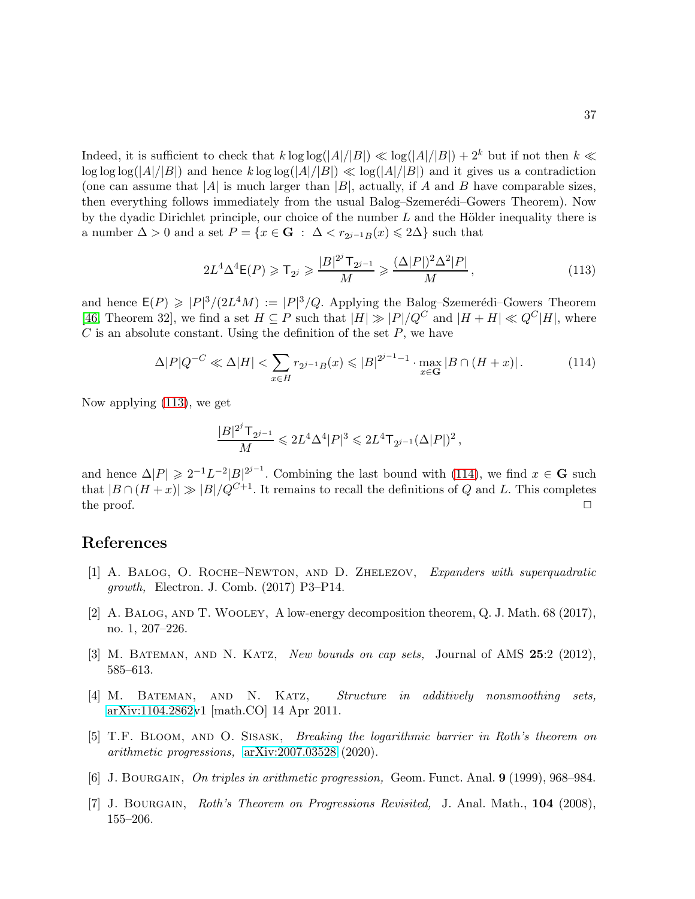Indeed, it is sufficient to check that $k \log\log(|A|/|B|) \ll \log(|A|/|B|) + 2^k$ but if not then $k \ll \log\log\log(|A|/|B|)$ and hence $k \log\log(|A|/|B|) \ll \log(|A|/|B|)$ and it gives us a contradiction (one can assume that $|A|$ is much larger than $|B|$, actually, if $A$ and $B$ have comparable sizes, then everything follows immediately from the usual Balog–Szemerédi–Gowers Theorem). Now by the dyadic Dirichlet principle, our choice of the number $L$ and the Hölder inequality there is a number $\Delta > 0$ and a set $P = \{x \in \mathbf{G} \,:\, \Delta < r_{2^{j-1}B}(x) \leqslant 2\Delta\}$ such that

$$2L^4\Delta^4 \mathsf{E}(P) \geqslant \mathsf{T}_{2^j} \geqslant \frac{|B|^{2^j}\mathsf{T}_{2^{j-1}}}{M} \geqslant \frac{(\Delta|P|)^2\Delta^2|P|}{M}\,, \tag{113}$$

and hence $\mathsf{E}(P) \geqslant |P|^3/(2L^4M) := |P|^3/Q$. Applying the Balog–Szemerédi–Gowers Theorem [46, Theorem 32], we find a set $H \subseteq P$ such that $|H| \gg |P|/Q^C$ and $|H+H| \ll Q^C|H|$, where $C$ is an absolute constant. Using the definition of the set $P$, we have

$$\Delta|P|Q^{-C} \ll \Delta|H| < \sum_{x\in H} r_{2^{j-1}B}(x) \leqslant |B|^{2^{j-1}-1} \cdot \max_{x\in\mathbf{G}} |B \cap (H+x)|\,. \tag{114}$$

Now applying (113), we get

$$\frac{|B|^{2^j}\mathsf{T}_{2^{j-1}}}{M} \leqslant 2L^4\Delta^4|P|^3 \leqslant 2L^4\mathsf{T}_{2^{j-1}}(\Delta|P|)^2\,,$$

and hence $\Delta|P| \geqslant 2^{-1}L^{-2}|B|^{2^{j-1}}$. Combining the last bound with (114), we find $x \in \mathbf{G}$ such that $|B \cap (H+x)| \gg |B|/Q^{C+1}$. It remains to recall the definitions of $Q$ and $L$. This completes the proof. $\Box$

## References

[1] A. Balog, O. Roche–Newton, and D. Zhelezov, *Expanders with superquadratic growth,* Electron. J. Comb. (2017) P3–P14.

[2] A. Balog, and T. Wooley, A low-energy decomposition theorem, Q. J. Math. 68 (2017), no. 1, 207–226.

[3] M. Bateman, and N. Katz, *New bounds on cap sets,* Journal of AMS **25**:2 (2012), 585–613.

[4] M. Bateman, and N. Katz, *Structure in additively nonsmoothing sets,* arXiv:1104.2862v1 [math.CO] 14 Apr 2011.

[5] T.F. Bloom, and O. Sisask, *Breaking the logarithmic barrier in Roth's theorem on arithmetic progressions,* arXiv:2007.03528 (2020).

[6] J. Bourgain, *On triples in arithmetic progression,* Geom. Funct. Anal. **9** (1999), 968–984.

[7] J. Bourgain, *Roth's Theorem on Progressions Revisited,* J. Anal. Math., **104** (2008), 155–206.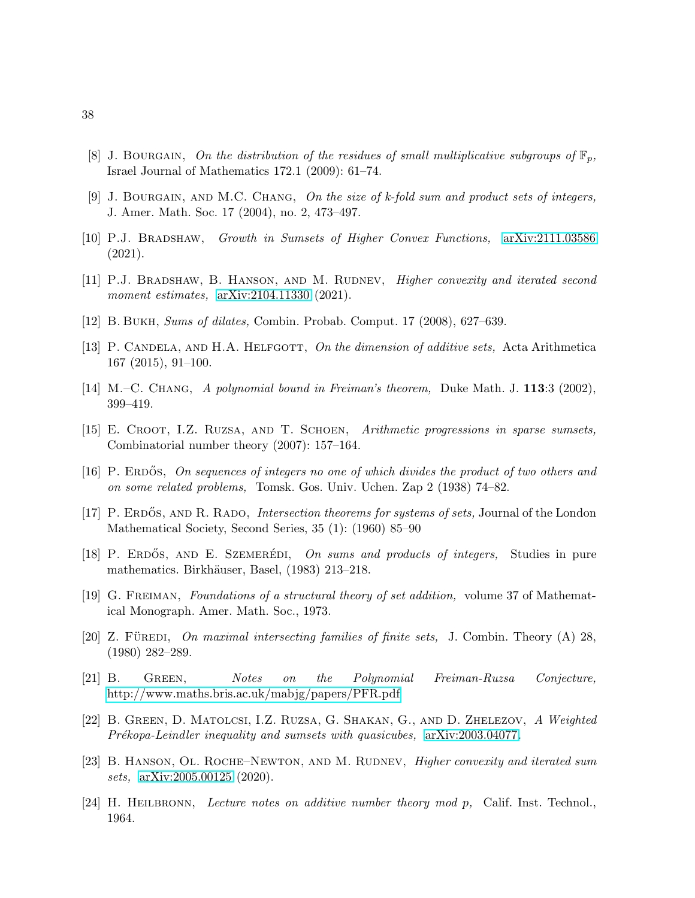[8] J. Bourgain, *On the distribution of the residues of small multiplicative subgroups of $\mathbb{F}_p$,* Israel Journal of Mathematics 172.1 (2009): 61–74.

[9] J. Bourgain, and M.C. Chang, *On the size of k-fold sum and product sets of integers,* J. Amer. Math. Soc. 17 (2004), no. 2, 473–497.

[10] P.J. Bradshaw, *Growth in Sumsets of Higher Convex Functions,* arXiv:2111.03586 (2021).

[11] P.J. Bradshaw, B. Hanson, and M. Rudnev, *Higher convexity and iterated second moment estimates,* arXiv:2104.11330 (2021).

[12] B. Bukh, *Sums of dilates,* Combin. Probab. Comput. 17 (2008), 627–639.

[13] P. Candela, and H.A. Helfgott, *On the dimension of additive sets,* Acta Arithmetica 167 (2015), 91–100.

[14] M.–C. Chang, *A polynomial bound in Freiman's theorem,* Duke Math. J. **113**:3 (2002), 399–419.

[15] E. Croot, I.Z. Ruzsa, and T. Schoen, *Arithmetic progressions in sparse sumsets,* Combinatorial number theory (2007): 157–164.

[16] P. Erdős, *On sequences of integers no one of which divides the product of two others and on some related problems,* Tomsk. Gos. Univ. Uchen. Zap 2 (1938) 74–82.

[17] P. Erdős, and R. Rado, *Intersection theorems for systems of sets,* Journal of the London Mathematical Society, Second Series, 35 (1): (1960) 85–90

[18] P. Erdős, and E. Szemerédi, *On sums and products of integers,* Studies in pure mathematics. Birkhäuser, Basel, (1983) 213–218.

[19] G. Freiman, *Foundations of a structural theory of set addition,* volume 37 of Mathematical Monograph. Amer. Math. Soc., 1973.

[20] Z. Füredi, *On maximal intersecting families of finite sets,* J. Combin. Theory (A) 28, (1980) 282–289.

[21] B. Green, *Notes on the Polynomial Freiman-Ruzsa Conjecture,* http://www.maths.bris.ac.uk/mabjg/papers/PFR.pdf

[22] B. Green, D. Matolcsi, I.Z. Ruzsa, G. Shakan, G., and D. Zhelezov, *A Weighted Prékopa-Leindler inequality and sumsets with quasicubes,* arXiv:2003.04077.

[23] B. Hanson, Ol. Roche–Newton, and M. Rudnev, *Higher convexity and iterated sum sets,* arXiv:2005.00125 (2020).

[24] H. Heilbronn, *Lecture notes on additive number theory mod p,* Calif. Inst. Technol., 1964.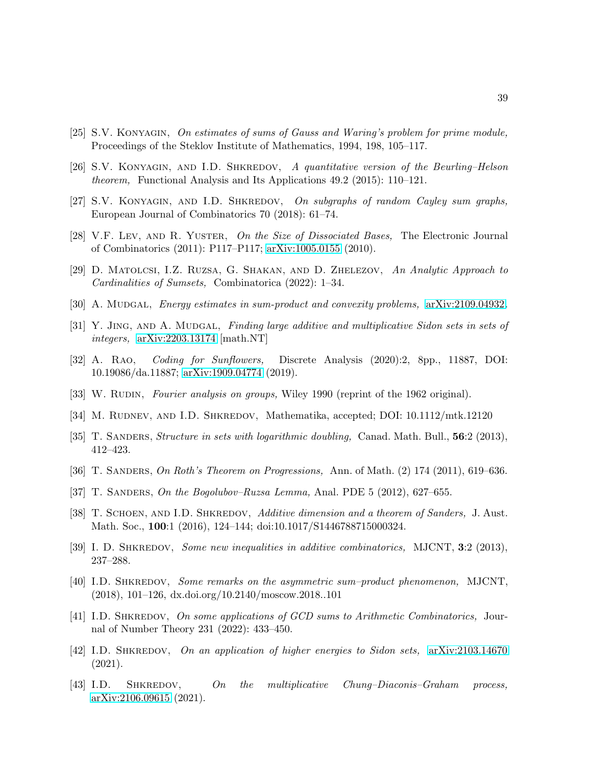[25] S.V. Konyagin, *On estimates of sums of Gauss and Waring's problem for prime module,* Proceedings of the Steklov Institute of Mathematics, 1994, 198, 105–117.

[26] S.V. Konyagin, and I.D. Shkredov, *A quantitative version of the Beurling–Helson theorem,* Functional Analysis and Its Applications 49.2 (2015): 110–121.

[27] S.V. Konyagin, and I.D. Shkredov, *On subgraphs of random Cayley sum graphs,* European Journal of Combinatorics 70 (2018): 61–74.

[28] V.F. Lev, and R. Yuster, *On the Size of Dissociated Bases,* The Electronic Journal of Combinatorics (2011): P117–P117; arXiv:1005.0155 (2010).

[29] D. Matolcsi, I.Z. Ruzsa, G. Shakan, and D. Zhelezov, *An Analytic Approach to Cardinalities of Sumsets,* Combinatorica (2022): 1–34.

[30] A. Mudgal, *Energy estimates in sum-product and convexity problems,* arXiv:2109.04932.

[31] Y. Jing, and A. Mudgal, *Finding large additive and multiplicative Sidon sets in sets of integers,* arXiv:2203.13174 [math.NT]

[32] A. Rao, *Coding for Sunflowers,* Discrete Analysis (2020):2, 8pp., 11887, DOI: 10.19086/da.11887; arXiv:1909.04774 (2019).

[33] W. Rudin, *Fourier analysis on groups,* Wiley 1990 (reprint of the 1962 original).

[34] M. Rudnev, and I.D. Shkredov, Mathematika, accepted; DOI: 10.1112/mtk.12120

[35] T. Sanders, *Structure in sets with logarithmic doubling,* Canad. Math. Bull., **56**:2 (2013), 412–423.

[36] T. Sanders, *On Roth's Theorem on Progressions,* Ann. of Math. (2) 174 (2011), 619–636.

[37] T. Sanders, *On the Bogolubov–Ruzsa Lemma,* Anal. PDE 5 (2012), 627–655.

[38] T. Schoen, and I.D. Shkredov, *Additive dimension and a theorem of Sanders,* J. Aust. Math. Soc., **100**:1 (2016), 124–144; doi:10.1017/S1446788715000324.

[39] I. D. Shkredov, *Some new inequalities in additive combinatorics,* MJCNT, **3**:2 (2013), 237–288.

[40] I.D. Shkredov, *Some remarks on the asymmetric sum–product phenomenon,* MJCNT, (2018), 101–126, dx.doi.org/10.2140/moscow.2018..101

[41] I.D. Shkredov, *On some applications of GCD sums to Arithmetic Combinatorics,* Journal of Number Theory 231 (2022): 433–450.

[42] I.D. Shkredov, *On an application of higher energies to Sidon sets,* arXiv:2103.14670 (2021).

[43] I.D. Shkredov, *On the multiplicative Chung–Diaconis–Graham process,* arXiv:2106.09615 (2021).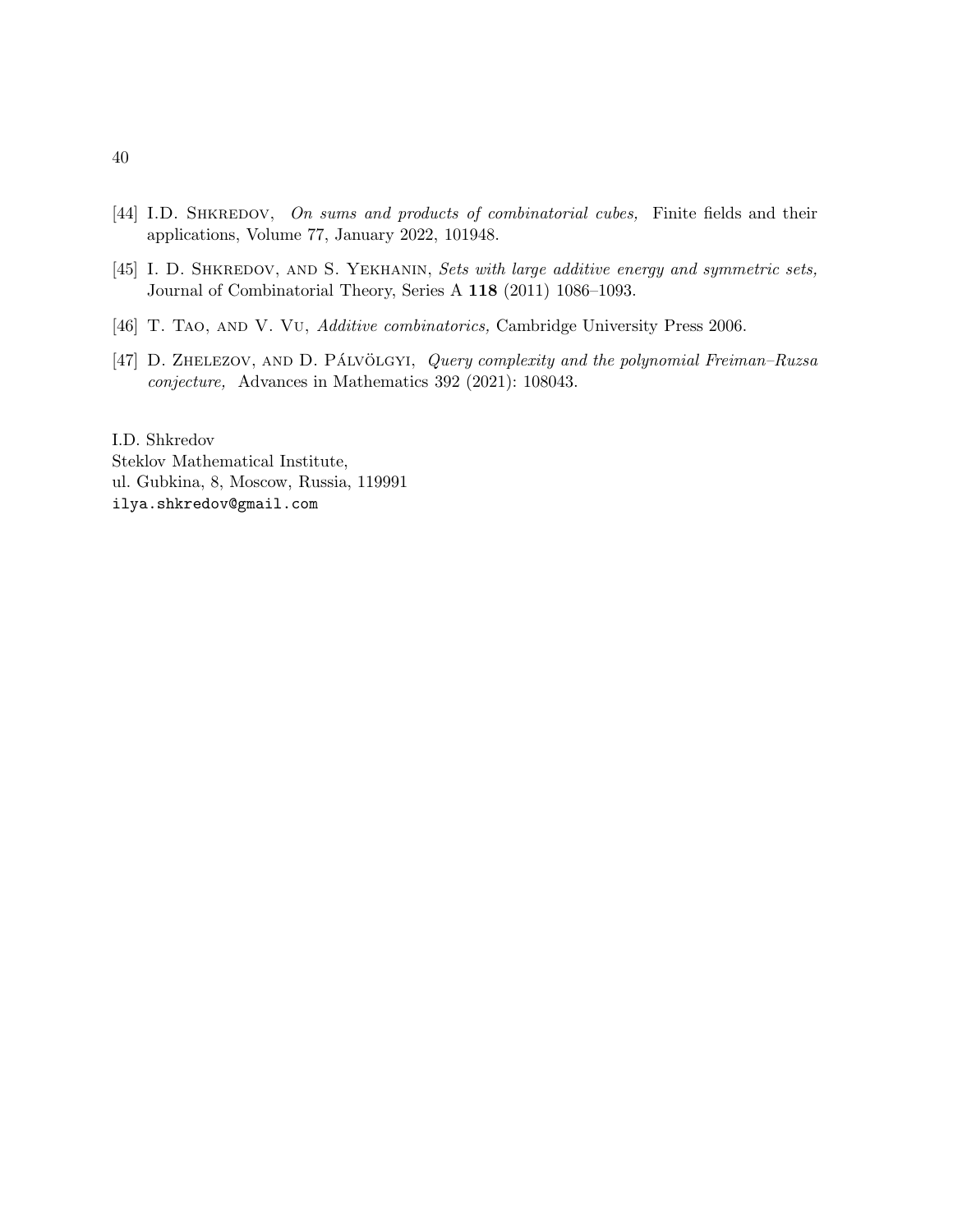[44] I.D. Shkredov, *On sums and products of combinatorial cubes,* Finite fields and their applications, Volume 77, January 2022, 101948.

[45] I. D. Shkredov, and S. Yekhanin, *Sets with large additive energy and symmetric sets,* Journal of Combinatorial Theory, Series A **118** (2011) 1086–1093.

[46] T. Tao, and V. Vu, *Additive combinatorics,* Cambridge University Press 2006.

[47] D. Zhelezov, and D. Pálvölgyi, *Query complexity and the polynomial Freiman–Ruzsa conjecture,* Advances in Mathematics 392 (2021): 108043.

I.D. Shkredov
Steklov Mathematical Institute,
ul. Gubkina, 8, Moscow, Russia, 119991
`ilya.shkredov@gmail.com`